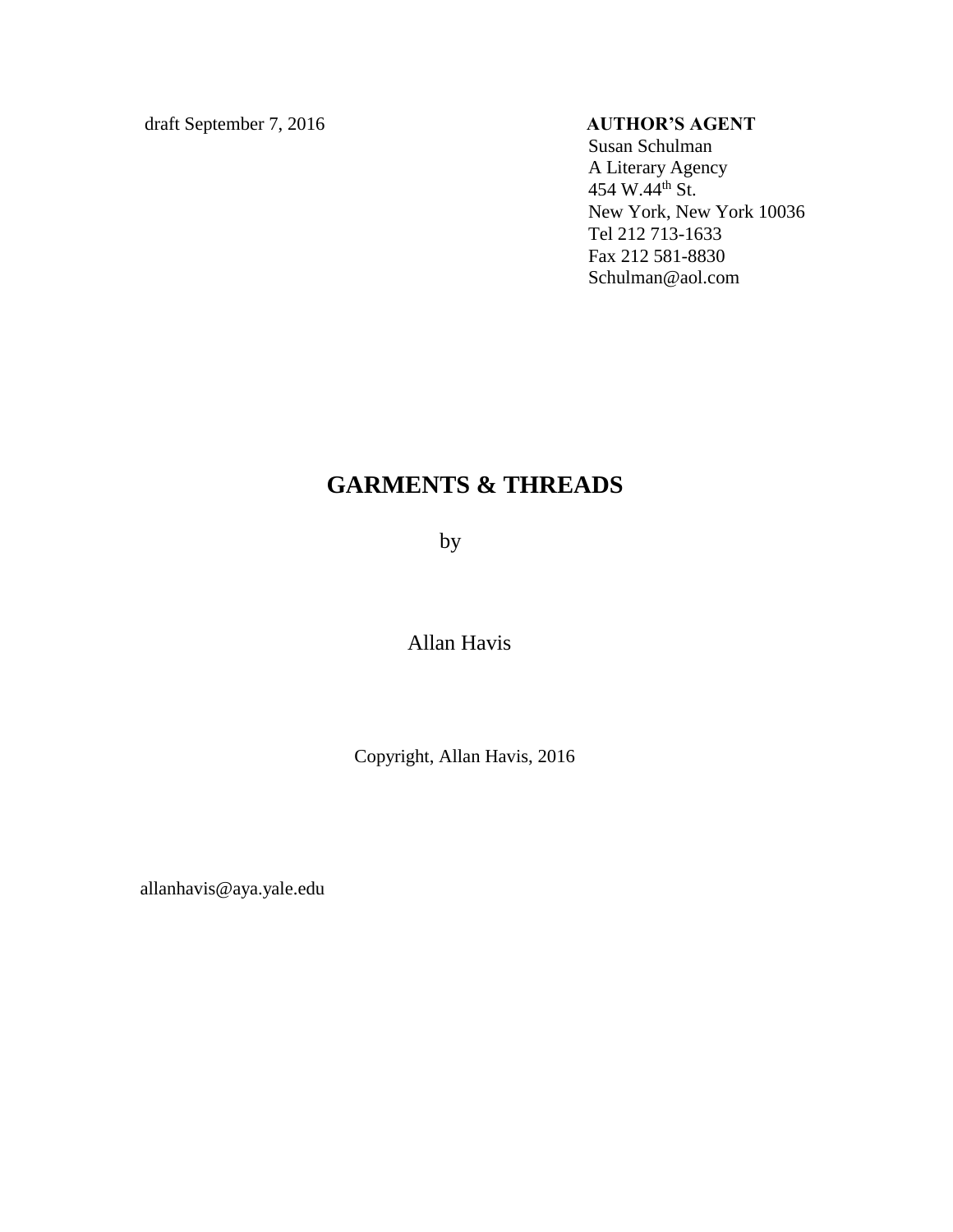draft September 7, 2016

**AUTHOR'S AGENT**
Susan Schulman
A Literary Agency
454 W.44th St.
New York, New York 10036
Tel 212 713-1633
Fax 212 581-8830
Schulman@aol.com

# GARMENTS & THREADS

by

Allan Havis

Copyright, Allan Havis, 2016

allanhavis@aya.yale.edu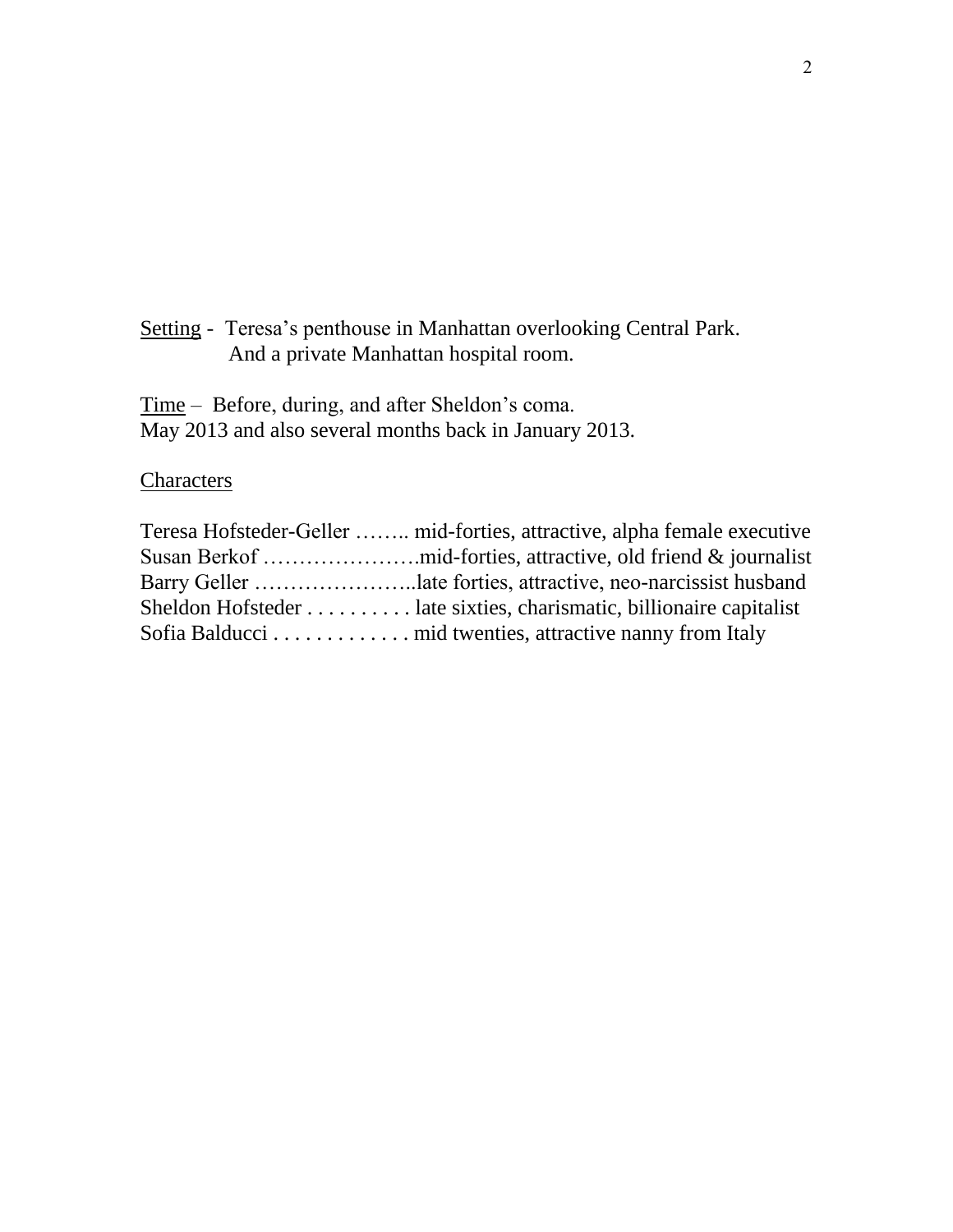<u>Setting</u> - Teresa's penthouse in Manhattan overlooking Central Park.
And a private Manhattan hospital room.

<u>Time</u> – Before, during, and after Sheldon's coma.
May 2013 and also several months back in January 2013.

<u>Characters</u>

Teresa Hofsteder-Geller …….. mid-forties, attractive, alpha female executive
Susan Berkof ………………….mid-forties, attractive, old friend & journalist
Barry Geller …………………..late forties, attractive, neo-narcissist husband
Sheldon Hofsteder . . . . . . . . . . late sixties, charismatic, billionaire capitalist
Sofia Balducci . . . . . . . . . . . . . mid twenties, attractive nanny from Italy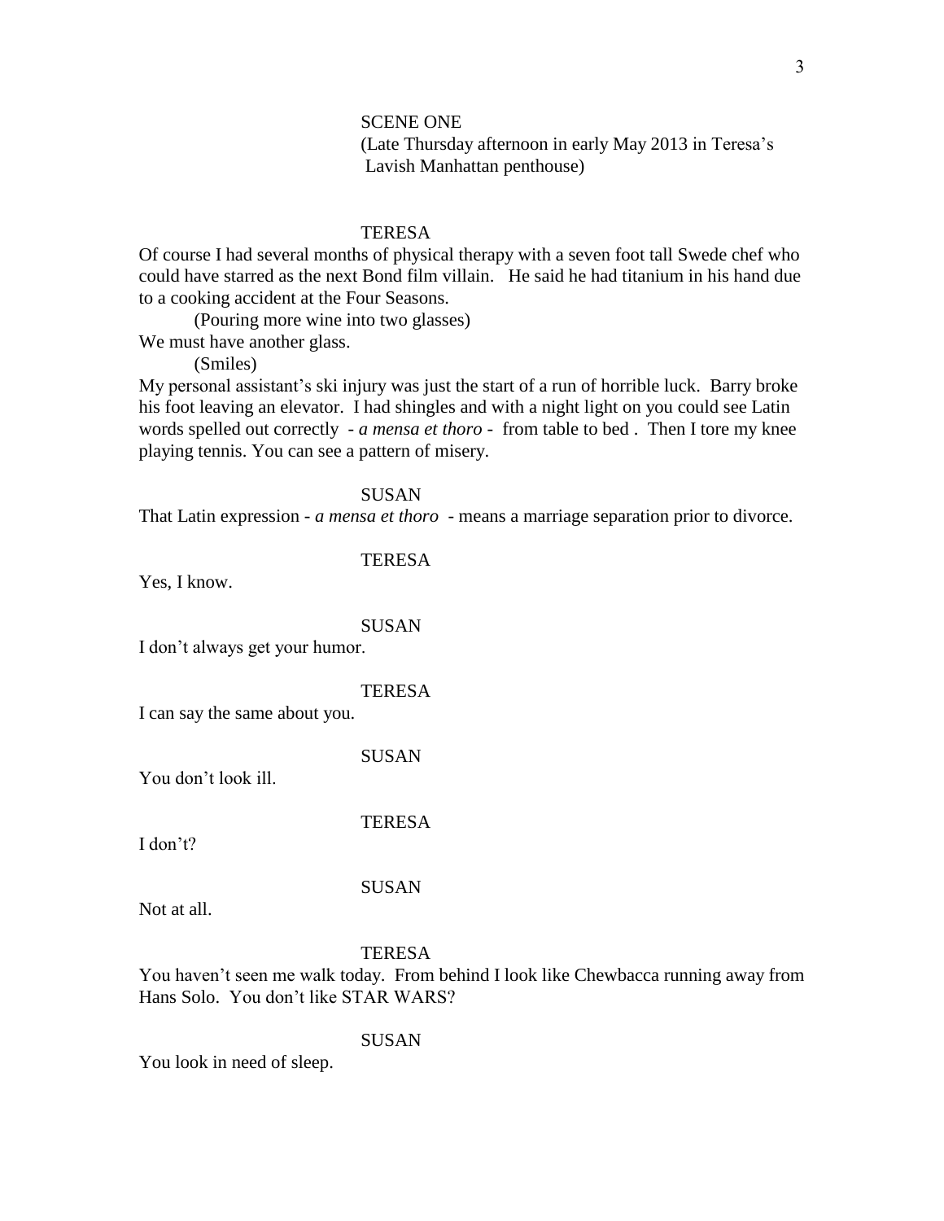SCENE ONE

(Late Thursday afternoon in early May 2013 in Teresa's Lavish Manhattan penthouse)

TERESA

Of course I had several months of physical therapy with a seven foot tall Swede chef who could have starred as the next Bond film villain. He said he had titanium in his hand due to a cooking accident at the Four Seasons.

(Pouring more wine into two glasses)

We must have another glass.

(Smiles)

My personal assistant's ski injury was just the start of a run of horrible luck. Barry broke his foot leaving an elevator. I had shingles and with a night light on you could see Latin words spelled out correctly - *a mensa et thoro* - from table to bed . Then I tore my knee playing tennis. You can see a pattern of misery.

SUSAN

That Latin expression - *a mensa et thoro* - means a marriage separation prior to divorce.

TERESA

Yes, I know.

SUSAN

I don't always get your humor.

TERESA

I can say the same about you.

SUSAN

You don't look ill.

TERESA

I don't?

SUSAN

Not at all.

TERESA

You haven't seen me walk today. From behind I look like Chewbacca running away from Hans Solo. You don't like STAR WARS?

SUSAN

You look in need of sleep.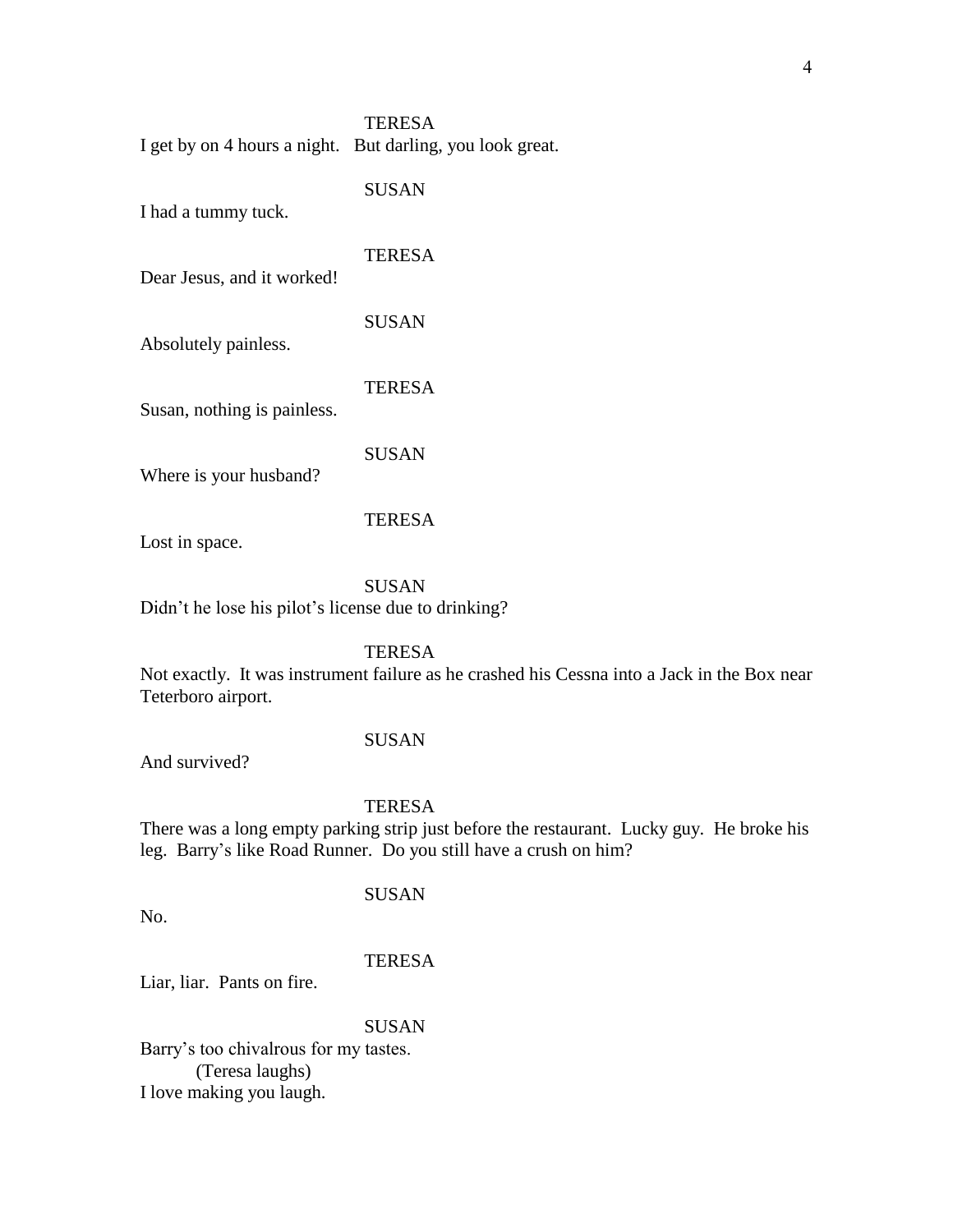TERESA

I get by on 4 hours a night.   But darling, you look great.

SUSAN

I had a tummy tuck.

TERESA

Dear Jesus, and it worked!

SUSAN

Absolutely painless.

TERESA

Susan, nothing is painless.

SUSAN

Where is your husband?

TERESA

Lost in space.

SUSAN

Didn't he lose his pilot's license due to drinking?

TERESA

Not exactly.  It was instrument failure as he crashed his Cessna into a Jack in the Box near Teterboro airport.

SUSAN

And survived?

TERESA

There was a long empty parking strip just before the restaurant.  Lucky guy.  He broke his leg.  Barry's like Road Runner.  Do you still have a crush on him?

SUSAN

No.

TERESA

Liar, liar.  Pants on fire.

SUSAN

Barry's too chivalrous for my tastes.

(Teresa laughs)

I love making you laugh.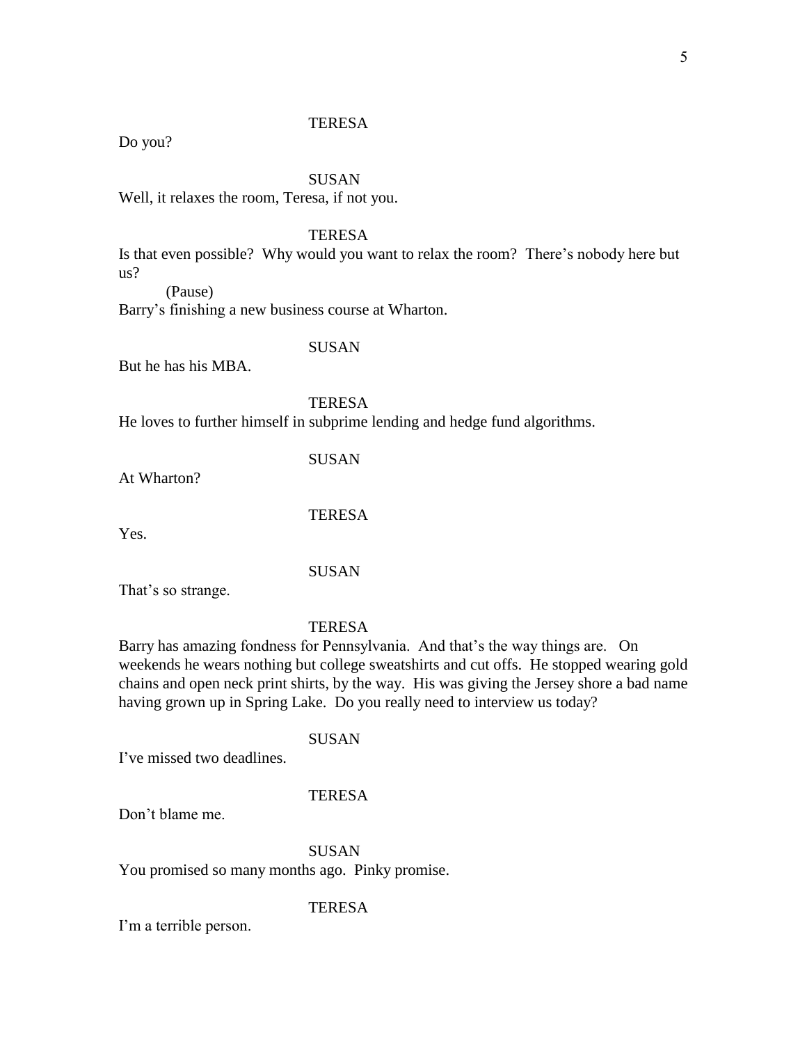TERESA

Do you?

SUSAN

Well, it relaxes the room, Teresa, if not you.

TERESA

Is that even possible? Why would you want to relax the room? There's nobody here but us?

(Pause)

Barry's finishing a new business course at Wharton.

SUSAN

But he has his MBA.

TERESA

He loves to further himself in subprime lending and hedge fund algorithms.

SUSAN

At Wharton?

TERESA

Yes.

SUSAN

That's so strange.

TERESA

Barry has amazing fondness for Pennsylvania. And that's the way things are. On weekends he wears nothing but college sweatshirts and cut offs. He stopped wearing gold chains and open neck print shirts, by the way. His was giving the Jersey shore a bad name having grown up in Spring Lake. Do you really need to interview us today?

SUSAN

I've missed two deadlines.

TERESA

Don't blame me.

SUSAN

You promised so many months ago. Pinky promise.

TERESA

I'm a terrible person.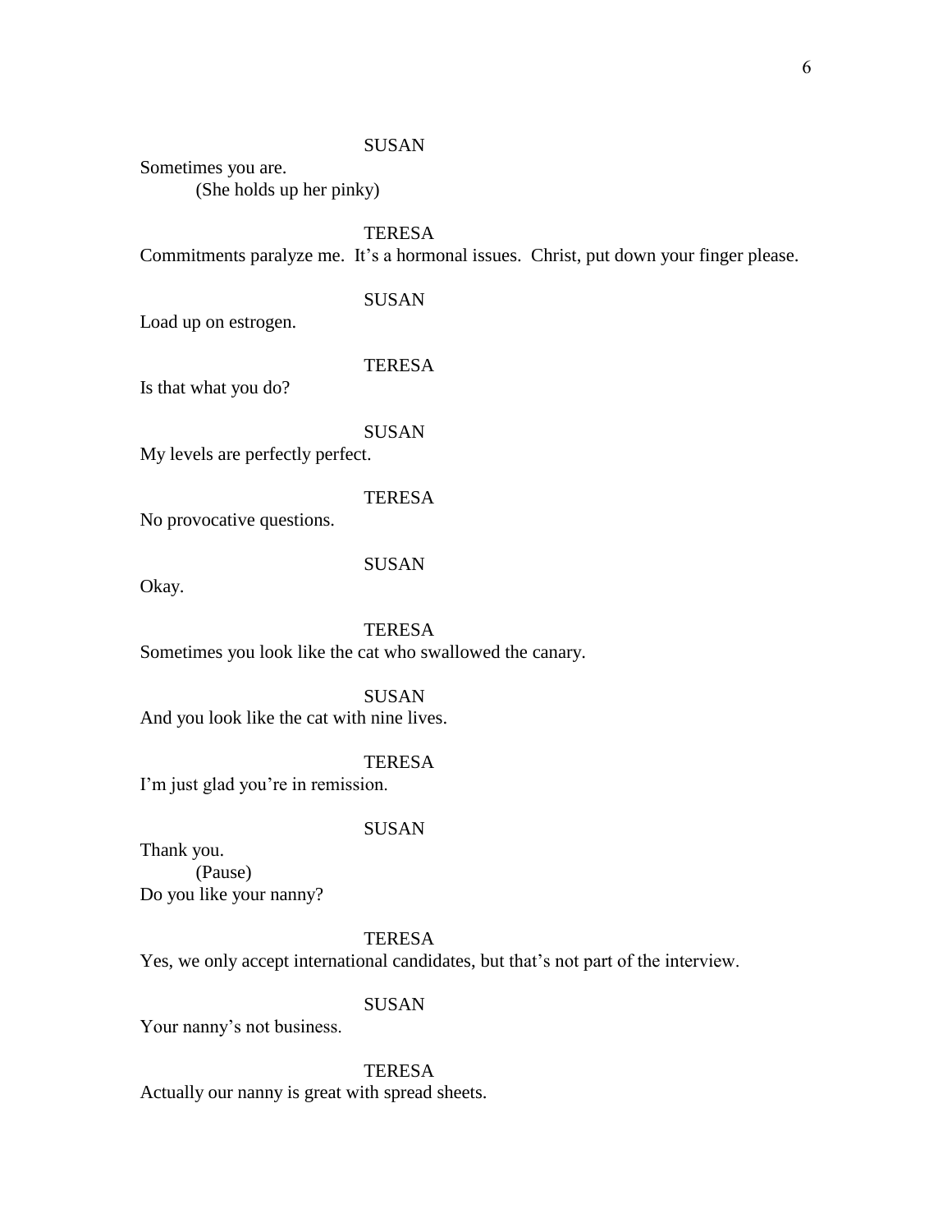SUSAN

Sometimes you are.

(She holds up her pinky)

TERESA

Commitments paralyze me.  It's a hormonal issues.  Christ, put down your finger please.

SUSAN

Load up on estrogen.

TERESA

Is that what you do?

SUSAN

My levels are perfectly perfect.

TERESA

No provocative questions.

SUSAN

Okay.

TERESA

Sometimes you look like the cat who swallowed the canary.

SUSAN

And you look like the cat with nine lives.

TERESA

I'm just glad you're in remission.

SUSAN

Thank you.

(Pause)

Do you like your nanny?

TERESA

Yes, we only accept international candidates, but that's not part of the interview.

SUSAN

Your nanny's not business.

TERESA

Actually our nanny is great with spread sheets.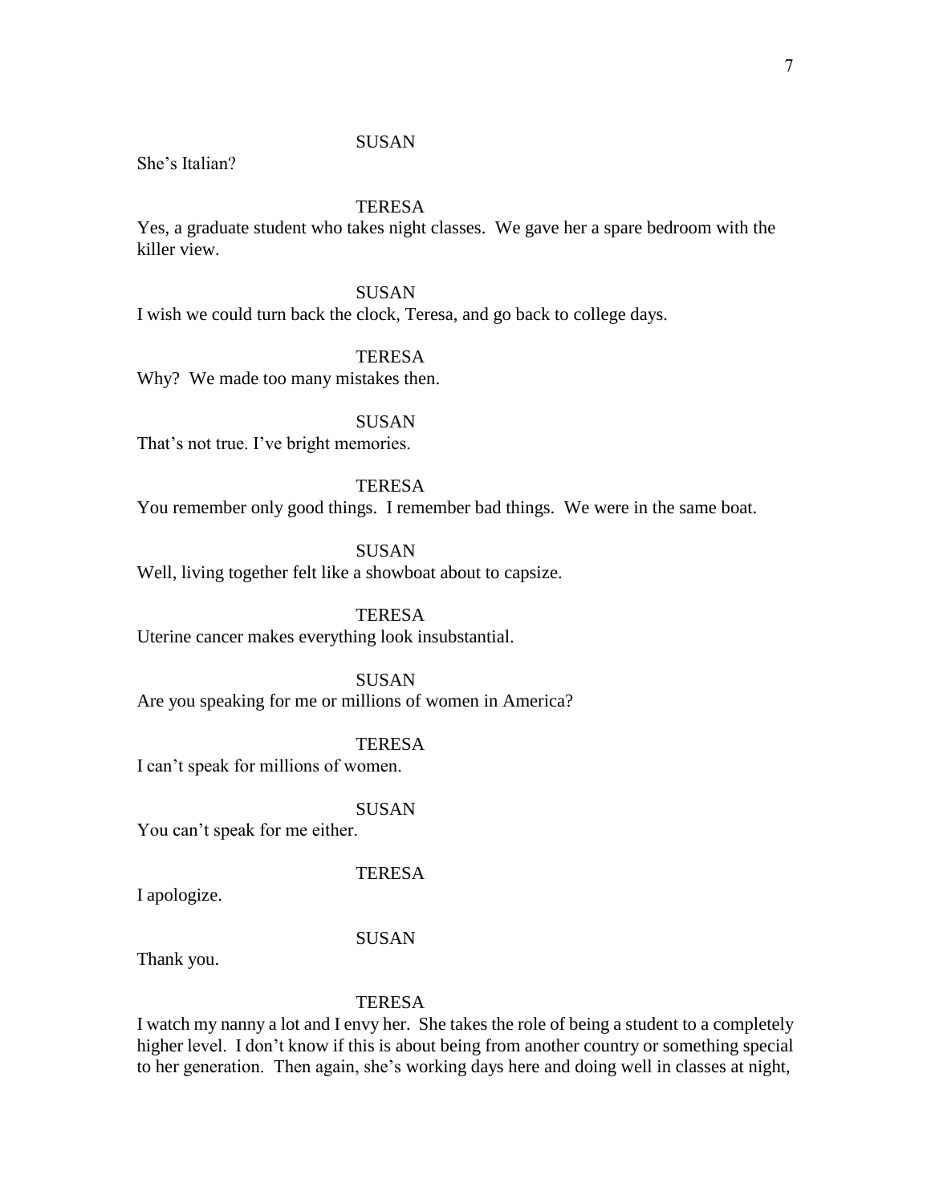SUSAN

She's Italian?

TERESA

Yes, a graduate student who takes night classes. We gave her a spare bedroom with the killer view.

SUSAN

I wish we could turn back the clock, Teresa, and go back to college days.

TERESA

Why? We made too many mistakes then.

SUSAN

That's not true. I've bright memories.

TERESA

You remember only good things. I remember bad things. We were in the same boat.

SUSAN

Well, living together felt like a showboat about to capsize.

TERESA

Uterine cancer makes everything look insubstantial.

SUSAN

Are you speaking for me or millions of women in America?

TERESA

I can't speak for millions of women.

SUSAN

You can't speak for me either.

TERESA

I apologize.

SUSAN

Thank you.

TERESA

I watch my nanny a lot and I envy her. She takes the role of being a student to a completely higher level. I don't know if this is about being from another country or something special to her generation. Then again, she's working days here and doing well in classes at night,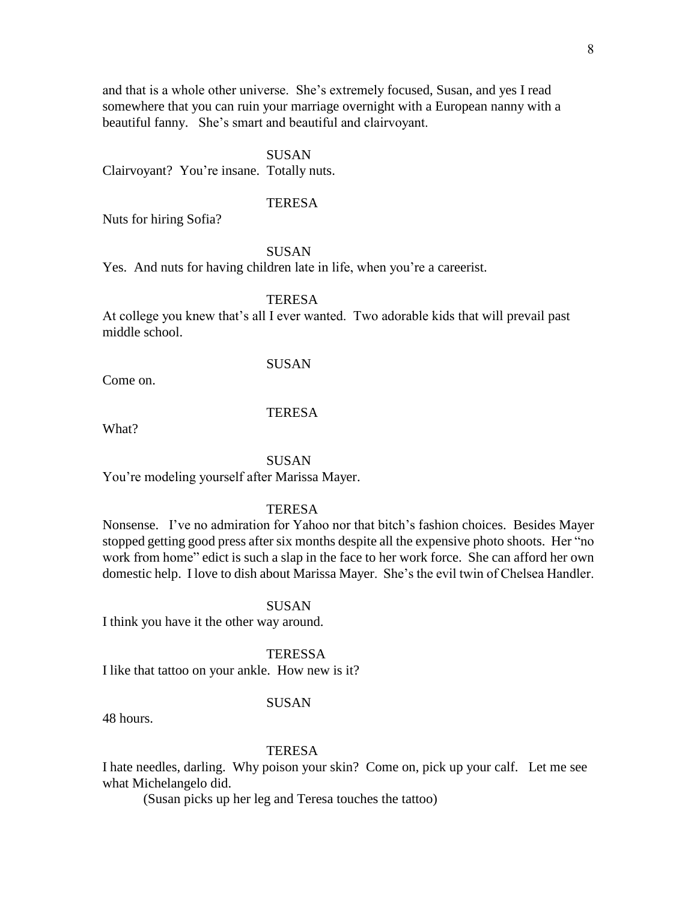and that is a whole other universe. She's extremely focused, Susan, and yes I read somewhere that you can ruin your marriage overnight with a European nanny with a beautiful fanny. She's smart and beautiful and clairvoyant.

SUSAN

Clairvoyant? You're insane. Totally nuts.

TERESA

Nuts for hiring Sofia?

SUSAN

Yes. And nuts for having children late in life, when you're a careerist.

TERESA

At college you knew that's all I ever wanted. Two adorable kids that will prevail past middle school.

SUSAN

Come on.

TERESA

What?

SUSAN

You're modeling yourself after Marissa Mayer.

TERESA

Nonsense. I've no admiration for Yahoo nor that bitch's fashion choices. Besides Mayer stopped getting good press after six months despite all the expensive photo shoots. Her "no work from home" edict is such a slap in the face to her work force. She can afford her own domestic help. I love to dish about Marissa Mayer. She's the evil twin of Chelsea Handler.

SUSAN

I think you have it the other way around.

TERESSA

I like that tattoo on your ankle. How new is it?

SUSAN

48 hours.

TERESA

I hate needles, darling. Why poison your skin? Come on, pick up your calf. Let me see what Michelangelo did.

(Susan picks up her leg and Teresa touches the tattoo)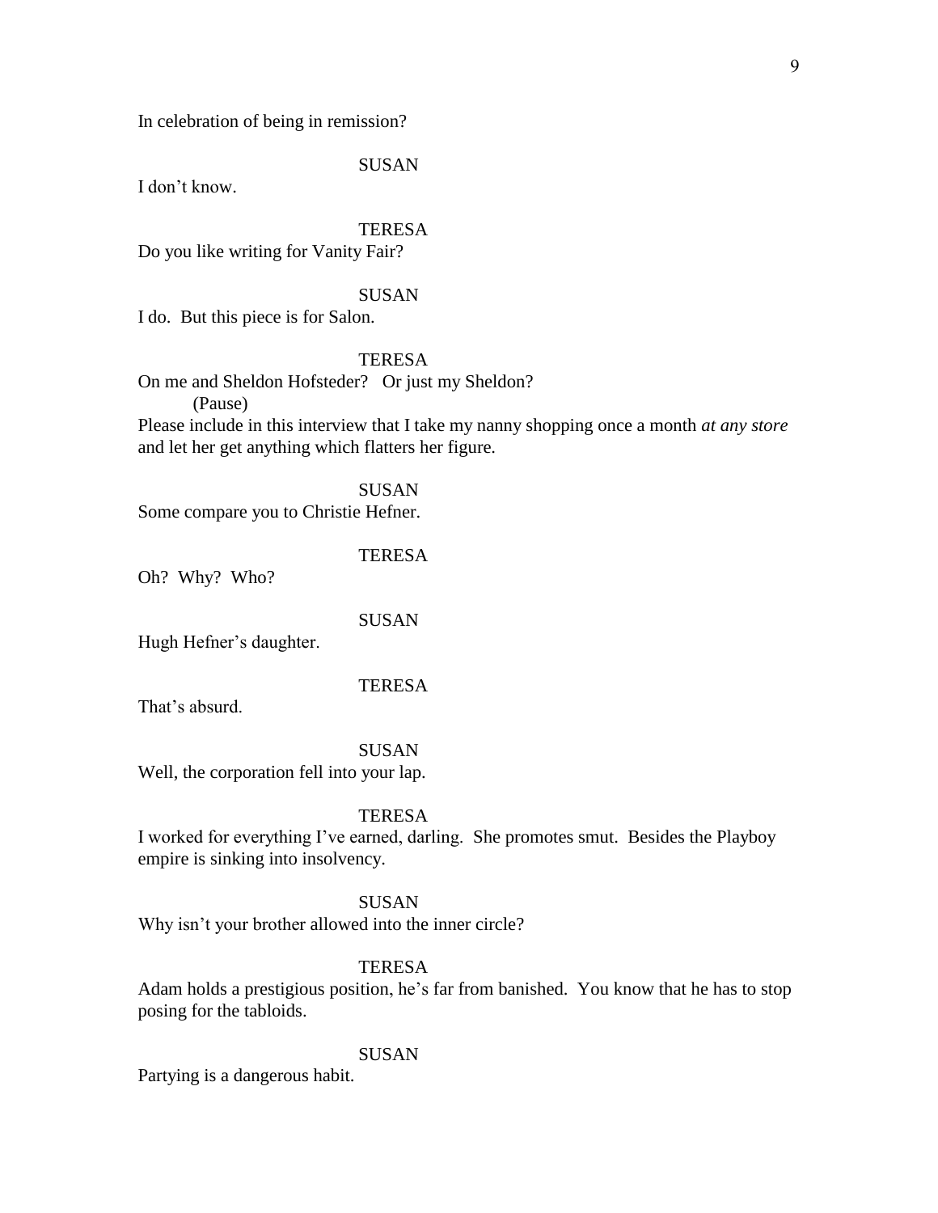In celebration of being in remission?

SUSAN

I don't know.

TERESA

Do you like writing for Vanity Fair?

SUSAN

I do. But this piece is for Salon.

TERESA

On me and Sheldon Hofsteder? Or just my Sheldon?

(Pause)

Please include in this interview that I take my nanny shopping once a month *at any store* and let her get anything which flatters her figure.

SUSAN

Some compare you to Christie Hefner.

TERESA

Oh? Why? Who?

SUSAN

Hugh Hefner's daughter.

TERESA

That's absurd.

SUSAN

Well, the corporation fell into your lap.

TERESA

I worked for everything I've earned, darling. She promotes smut. Besides the Playboy empire is sinking into insolvency.

SUSAN

Why isn't your brother allowed into the inner circle?

TERESA

Adam holds a prestigious position, he's far from banished. You know that he has to stop posing for the tabloids.

SUSAN

Partying is a dangerous habit.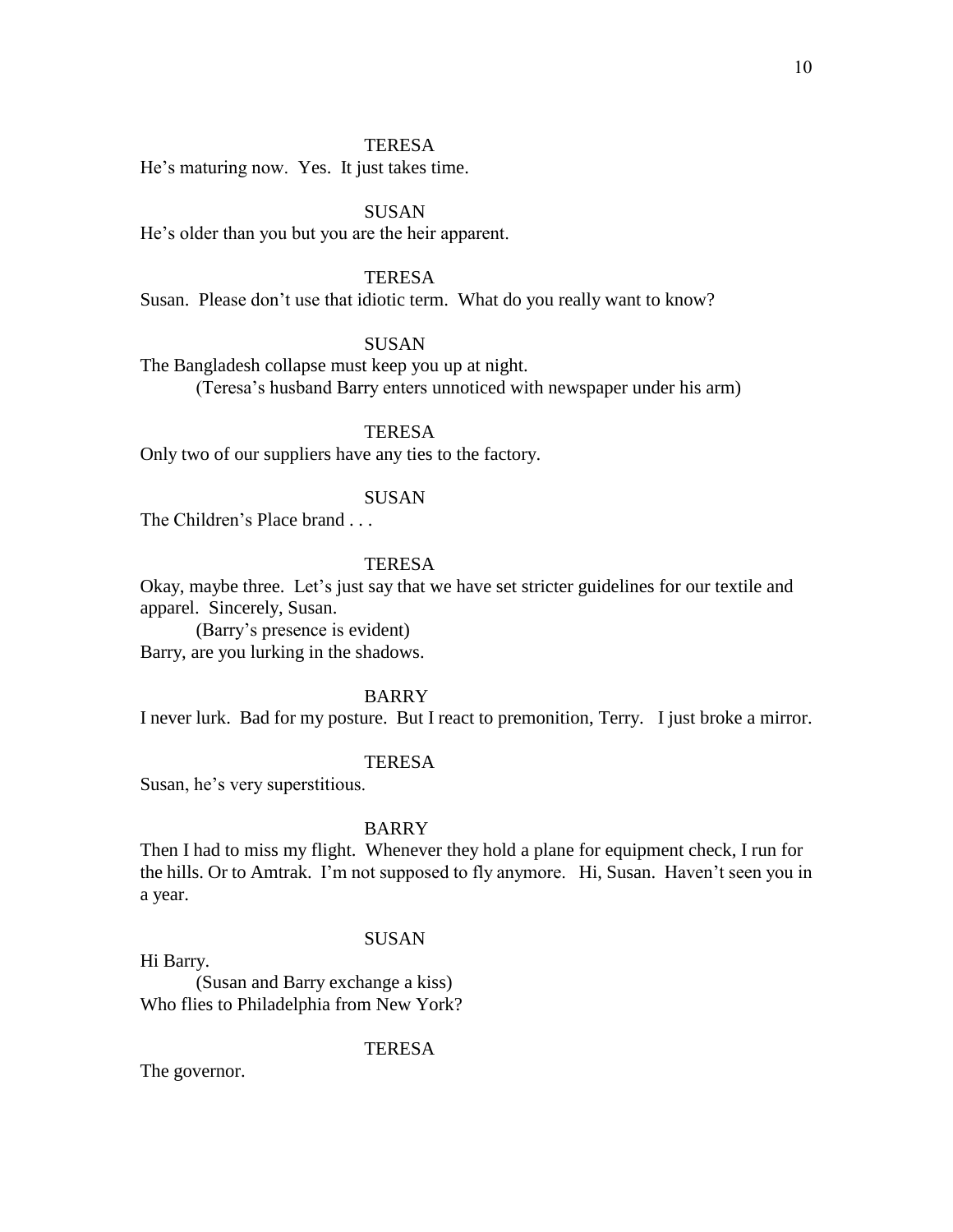TERESA

He's maturing now. Yes. It just takes time.

SUSAN

He's older than you but you are the heir apparent.

TERESA

Susan. Please don't use that idiotic term. What do you really want to know?

SUSAN

The Bangladesh collapse must keep you up at night.

(Teresa's husband Barry enters unnoticed with newspaper under his arm)

TERESA

Only two of our suppliers have any ties to the factory.

SUSAN

The Children's Place brand . . .

TERESA

Okay, maybe three. Let's just say that we have set stricter guidelines for our textile and apparel. Sincerely, Susan.

(Barry's presence is evident)

Barry, are you lurking in the shadows.

BARRY

I never lurk. Bad for my posture. But I react to premonition, Terry. I just broke a mirror.

TERESA

Susan, he's very superstitious.

BARRY

Then I had to miss my flight. Whenever they hold a plane for equipment check, I run for the hills. Or to Amtrak. I'm not supposed to fly anymore. Hi, Susan. Haven't seen you in a year.

SUSAN

Hi Barry.

(Susan and Barry exchange a kiss)

Who flies to Philadelphia from New York?

TERESA

The governor.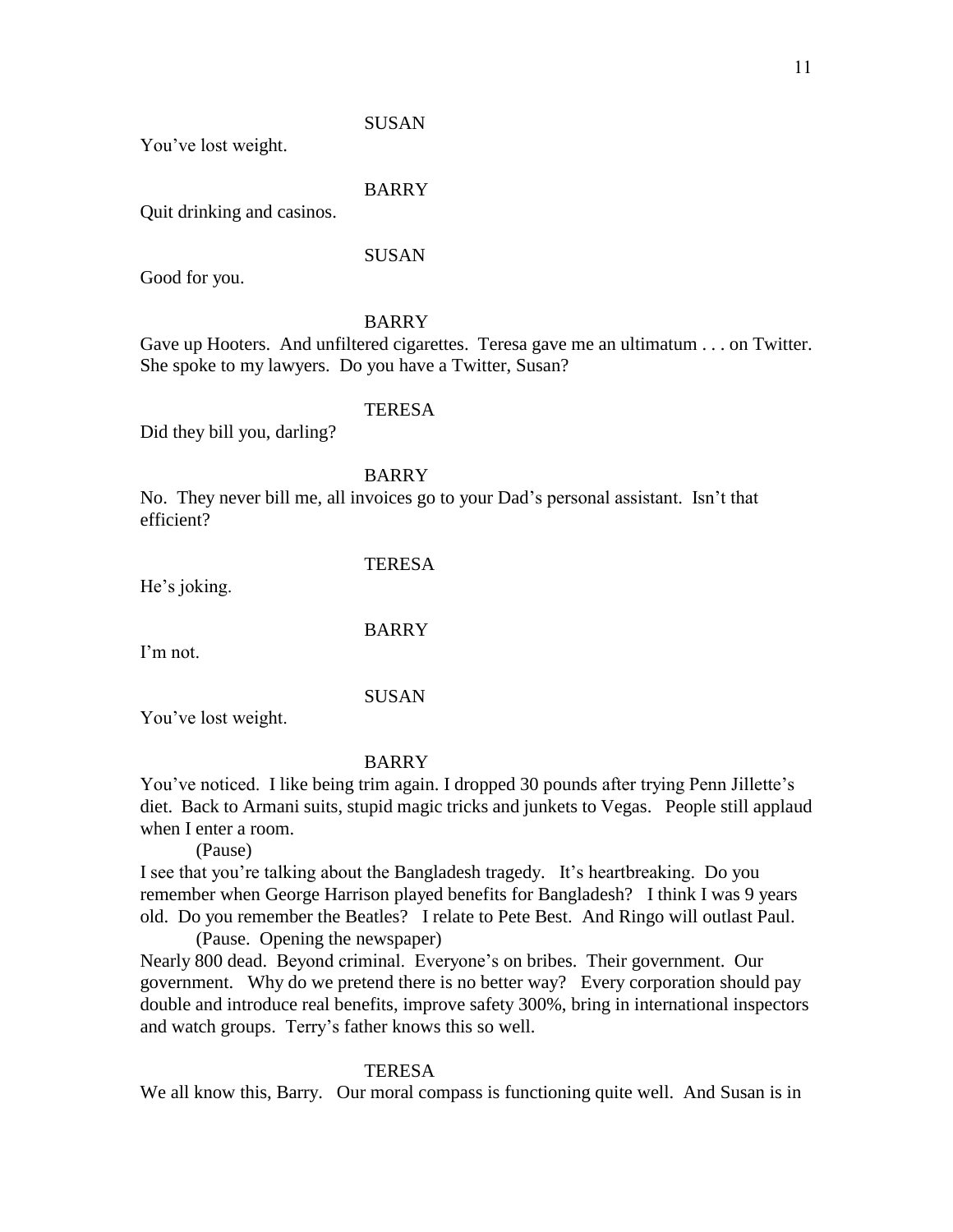SUSAN

You've lost weight.

BARRY

Quit drinking and casinos.

SUSAN

Good for you.

BARRY

Gave up Hooters. And unfiltered cigarettes. Teresa gave me an ultimatum . . . on Twitter. She spoke to my lawyers. Do you have a Twitter, Susan?

TERESA

Did they bill you, darling?

BARRY

No. They never bill me, all invoices go to your Dad's personal assistant. Isn't that efficient?

TERESA

He's joking.

BARRY

I'm not.

SUSAN

You've lost weight.

BARRY

You've noticed. I like being trim again. I dropped 30 pounds after trying Penn Jillette's diet. Back to Armani suits, stupid magic tricks and junkets to Vegas. People still applaud when I enter a room.

(Pause)

I see that you're talking about the Bangladesh tragedy. It's heartbreaking. Do you remember when George Harrison played benefits for Bangladesh? I think I was 9 years old. Do you remember the Beatles? I relate to Pete Best. And Ringo will outlast Paul.

(Pause. Opening the newspaper)

Nearly 800 dead. Beyond criminal. Everyone's on bribes. Their government. Our government. Why do we pretend there is no better way? Every corporation should pay double and introduce real benefits, improve safety 300%, bring in international inspectors and watch groups. Terry's father knows this so well.

TERESA

We all know this, Barry. Our moral compass is functioning quite well. And Susan is in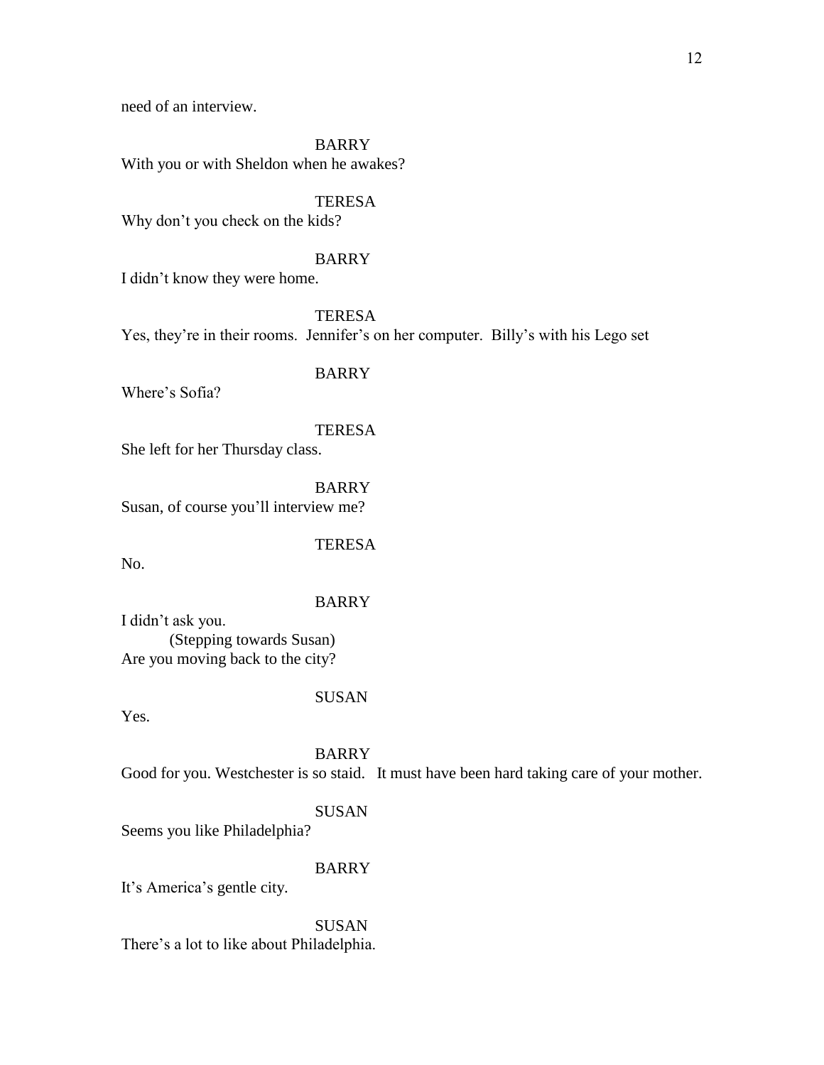need of an interview.

BARRY
With you or with Sheldon when he awakes?

TERESA
Why don't you check on the kids?

BARRY
I didn't know they were home.

TERESA
Yes, they're in their rooms. Jennifer's on her computer. Billy's with his Lego set

BARRY
Where's Sofia?

TERESA
She left for her Thursday class.

BARRY
Susan, of course you'll interview me?

TERESA
No.

BARRY
I didn't ask you.
(Stepping towards Susan)
Are you moving back to the city?

SUSAN
Yes.

BARRY
Good for you. Westchester is so staid. It must have been hard taking care of your mother.

SUSAN
Seems you like Philadelphia?

BARRY
It's America's gentle city.

SUSAN
There's a lot to like about Philadelphia.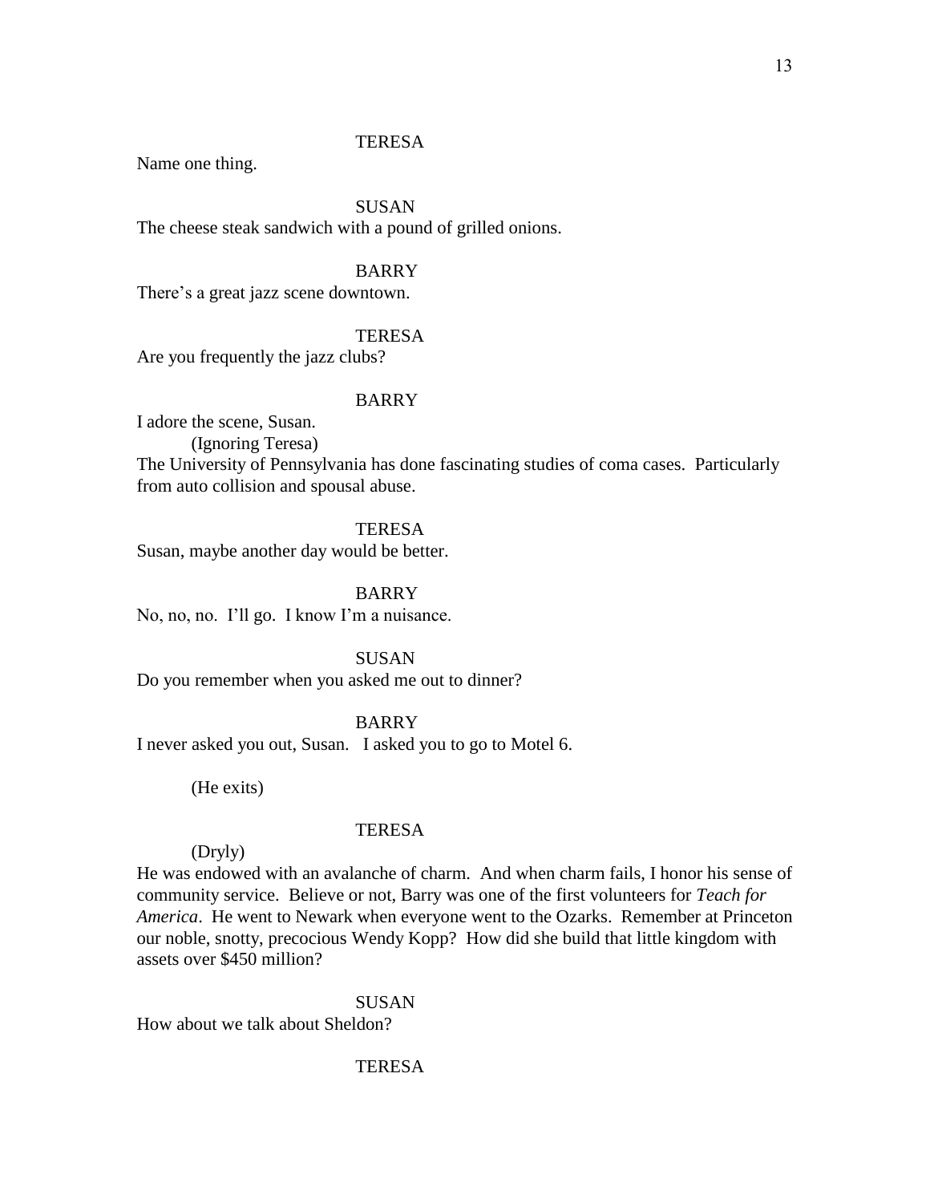TERESA

Name one thing.

SUSAN

The cheese steak sandwich with a pound of grilled onions.

BARRY

There's a great jazz scene downtown.

TERESA

Are you frequently the jazz clubs?

BARRY

I adore the scene, Susan.

(Ignoring Teresa)

The University of Pennsylvania has done fascinating studies of coma cases. Particularly from auto collision and spousal abuse.

TERESA

Susan, maybe another day would be better.

BARRY

No, no, no. I'll go. I know I'm a nuisance.

SUSAN

Do you remember when you asked me out to dinner?

BARRY

I never asked you out, Susan. I asked you to go to Motel 6.

(He exits)

TERESA

(Dryly)

He was endowed with an avalanche of charm. And when charm fails, I honor his sense of community service. Believe or not, Barry was one of the first volunteers for *Teach for America*. He went to Newark when everyone went to the Ozarks. Remember at Princeton our noble, snotty, precocious Wendy Kopp? How did she build that little kingdom with assets over $450 million?

SUSAN

How about we talk about Sheldon?

TERESA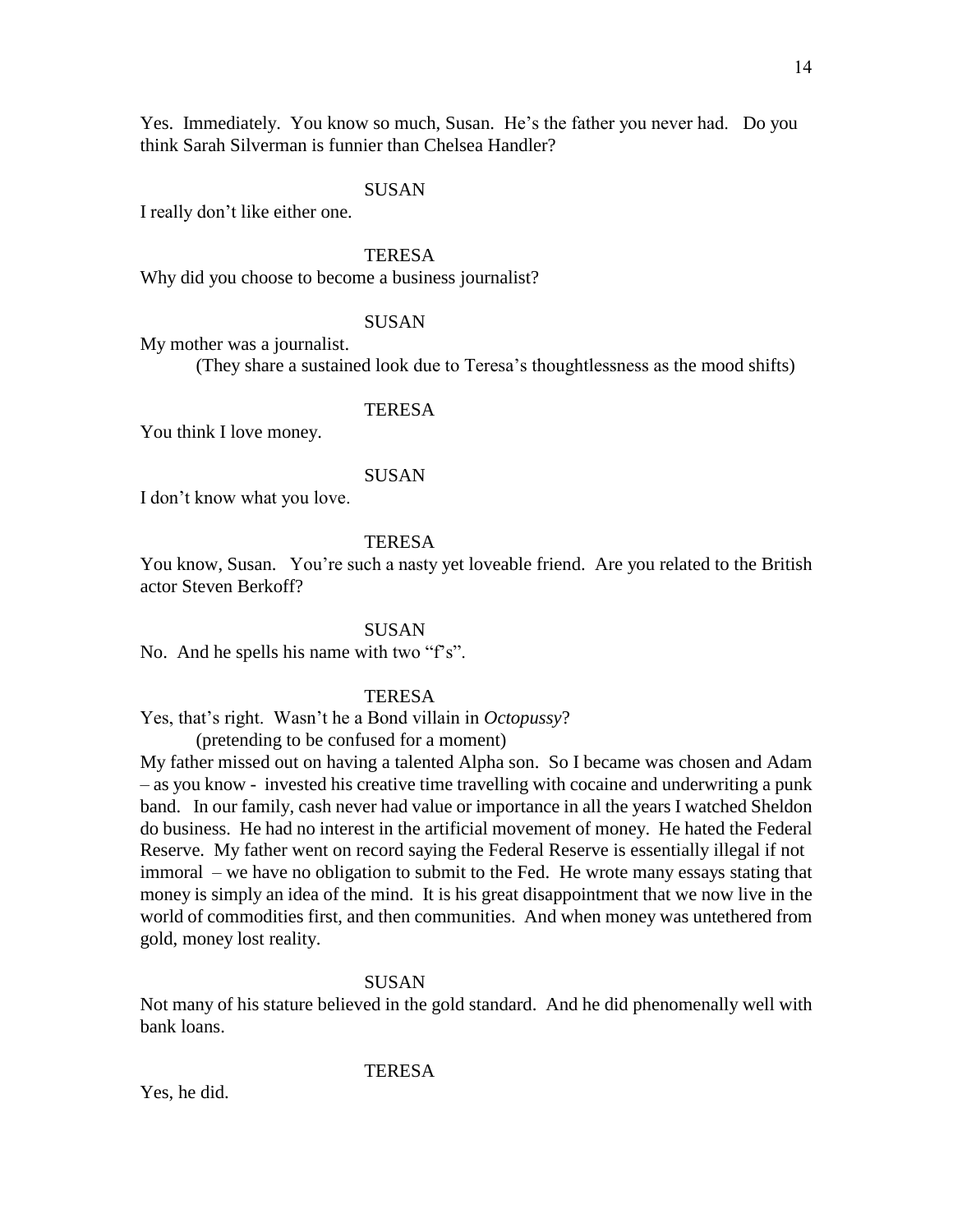Yes. Immediately. You know so much, Susan. He's the father you never had. Do you think Sarah Silverman is funnier than Chelsea Handler?

SUSAN

I really don't like either one.

TERESA

Why did you choose to become a business journalist?

SUSAN

My mother was a journalist.

(They share a sustained look due to Teresa's thoughtlessness as the mood shifts)

TERESA

You think I love money.

SUSAN

I don't know what you love.

TERESA

You know, Susan. You're such a nasty yet loveable friend. Are you related to the British actor Steven Berkoff?

SUSAN

No. And he spells his name with two "f's".

TERESA

Yes, that's right. Wasn't he a Bond villain in *Octopussy*?

(pretending to be confused for a moment)

My father missed out on having a talented Alpha son. So I became was chosen and Adam – as you know - invested his creative time travelling with cocaine and underwriting a punk band. In our family, cash never had value or importance in all the years I watched Sheldon do business. He had no interest in the artificial movement of money. He hated the Federal Reserve. My father went on record saying the Federal Reserve is essentially illegal if not immoral – we have no obligation to submit to the Fed. He wrote many essays stating that money is simply an idea of the mind. It is his great disappointment that we now live in the world of commodities first, and then communities. And when money was untethered from gold, money lost reality.

SUSAN

Not many of his stature believed in the gold standard. And he did phenomenally well with bank loans.

TERESA

Yes, he did.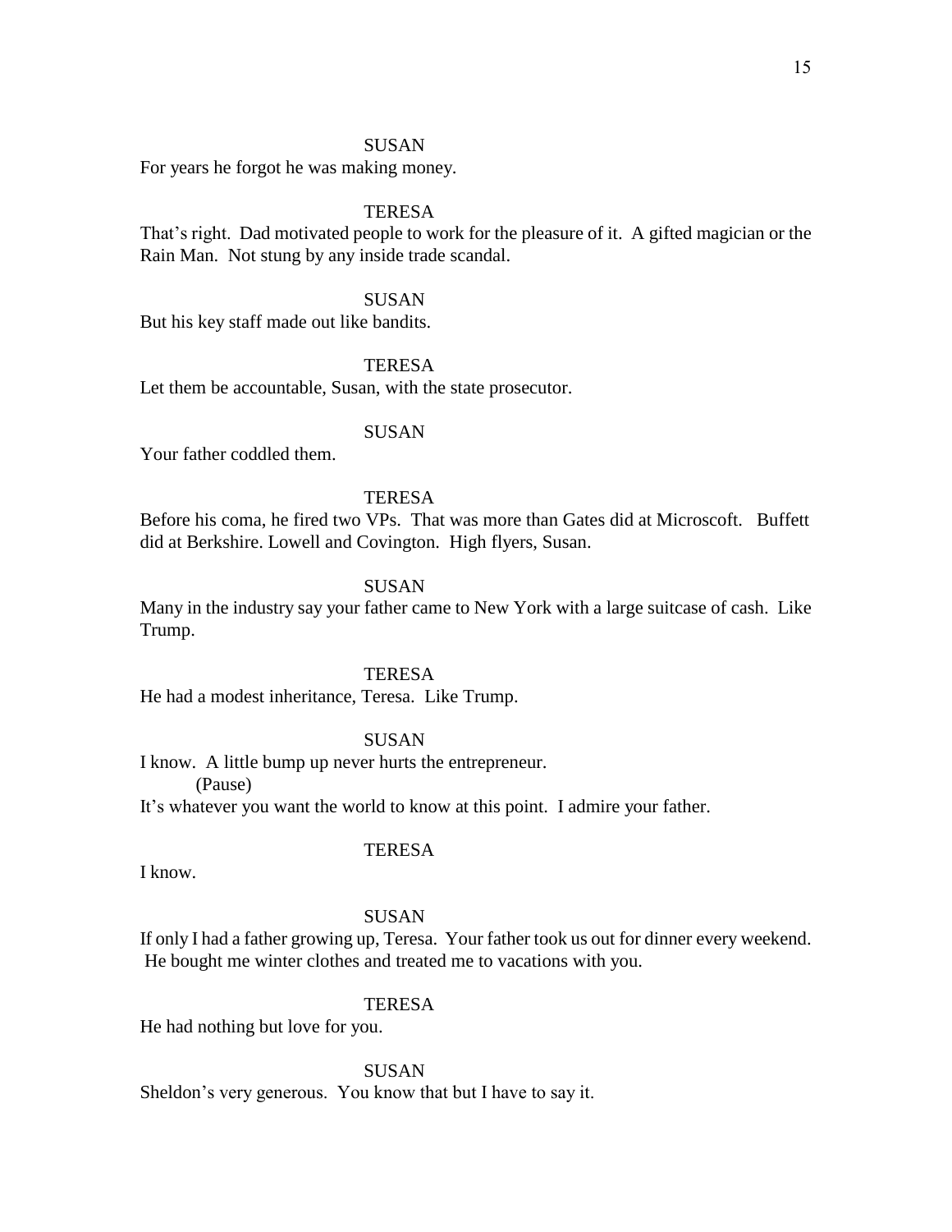SUSAN

For years he forgot he was making money.

TERESA

That's right. Dad motivated people to work for the pleasure of it. A gifted magician or the Rain Man. Not stung by any inside trade scandal.

SUSAN

But his key staff made out like bandits.

TERESA

Let them be accountable, Susan, with the state prosecutor.

SUSAN

Your father coddled them.

TERESA

Before his coma, he fired two VPs. That was more than Gates did at Microscoft. Buffett did at Berkshire. Lowell and Covington. High flyers, Susan.

SUSAN

Many in the industry say your father came to New York with a large suitcase of cash. Like Trump.

TERESA

He had a modest inheritance, Teresa. Like Trump.

SUSAN

I know. A little bump up never hurts the entrepreneur.

(Pause)

It's whatever you want the world to know at this point. I admire your father.

TERESA

I know.

SUSAN

If only I had a father growing up, Teresa. Your father took us out for dinner every weekend. He bought me winter clothes and treated me to vacations with you.

TERESA

He had nothing but love for you.

SUSAN

Sheldon's very generous. You know that but I have to say it.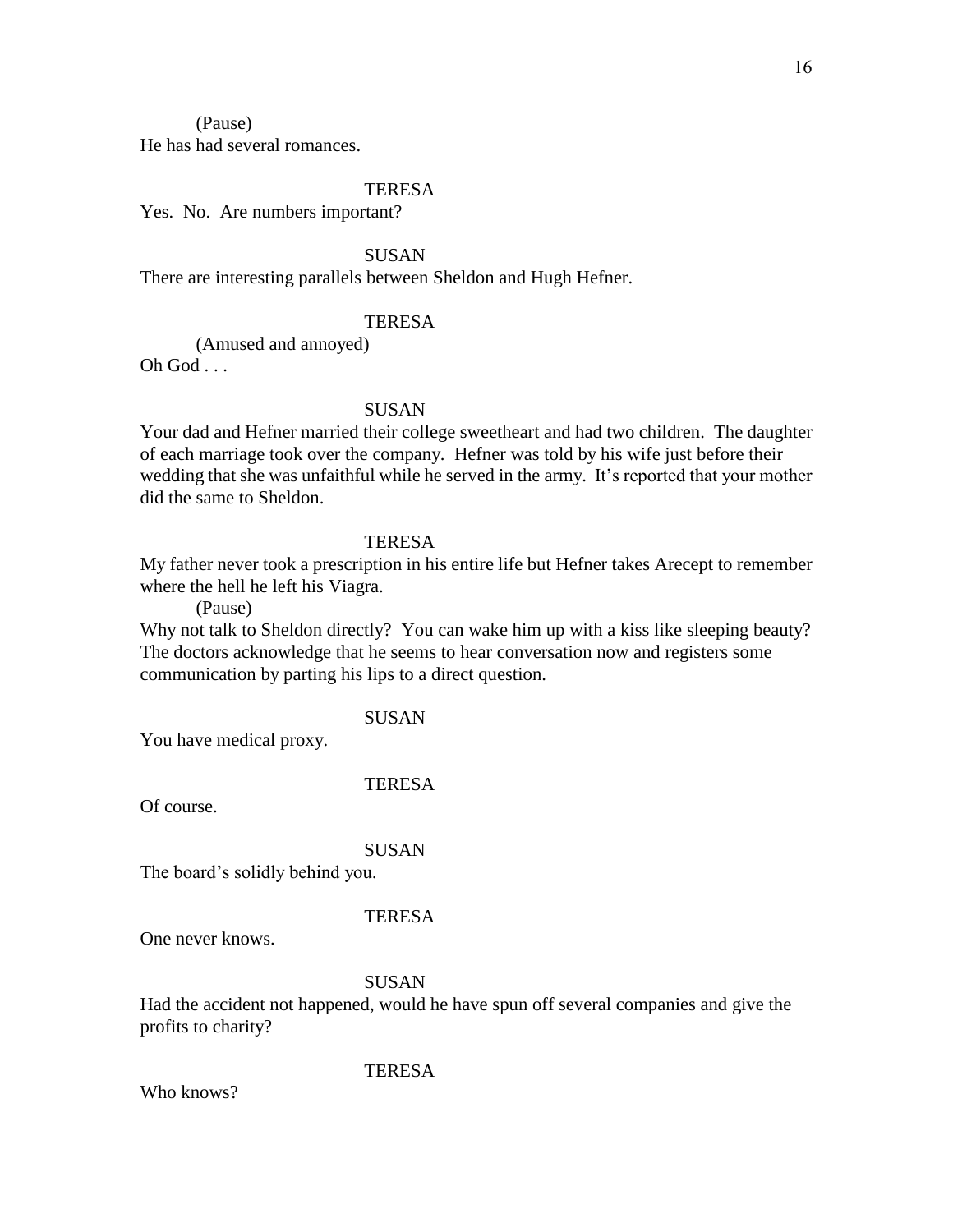(Pause)

He has had several romances.

TERESA

Yes.  No.  Are numbers important?

SUSAN

There are interesting parallels between Sheldon and Hugh Hefner.

TERESA

(Amused and annoyed)

Oh God . . .

SUSAN

Your dad and Hefner married their college sweetheart and had two children.  The daughter of each marriage took over the company.  Hefner was told by his wife just before their wedding that she was unfaithful while he served in the army.  It's reported that your mother did the same to Sheldon.

TERESA

My father never took a prescription in his entire life but Hefner takes Arecept to remember where the hell he left his Viagra.

(Pause)

Why not talk to Sheldon directly?  You can wake him up with a kiss like sleeping beauty?  The doctors acknowledge that he seems to hear conversation now and registers some communication by parting his lips to a direct question.

SUSAN

You have medical proxy.

TERESA

Of course.

SUSAN

The board's solidly behind you.

TERESA

One never knows.

SUSAN

Had the accident not happened, would he have spun off several companies and give the profits to charity?

TERESA

Who knows?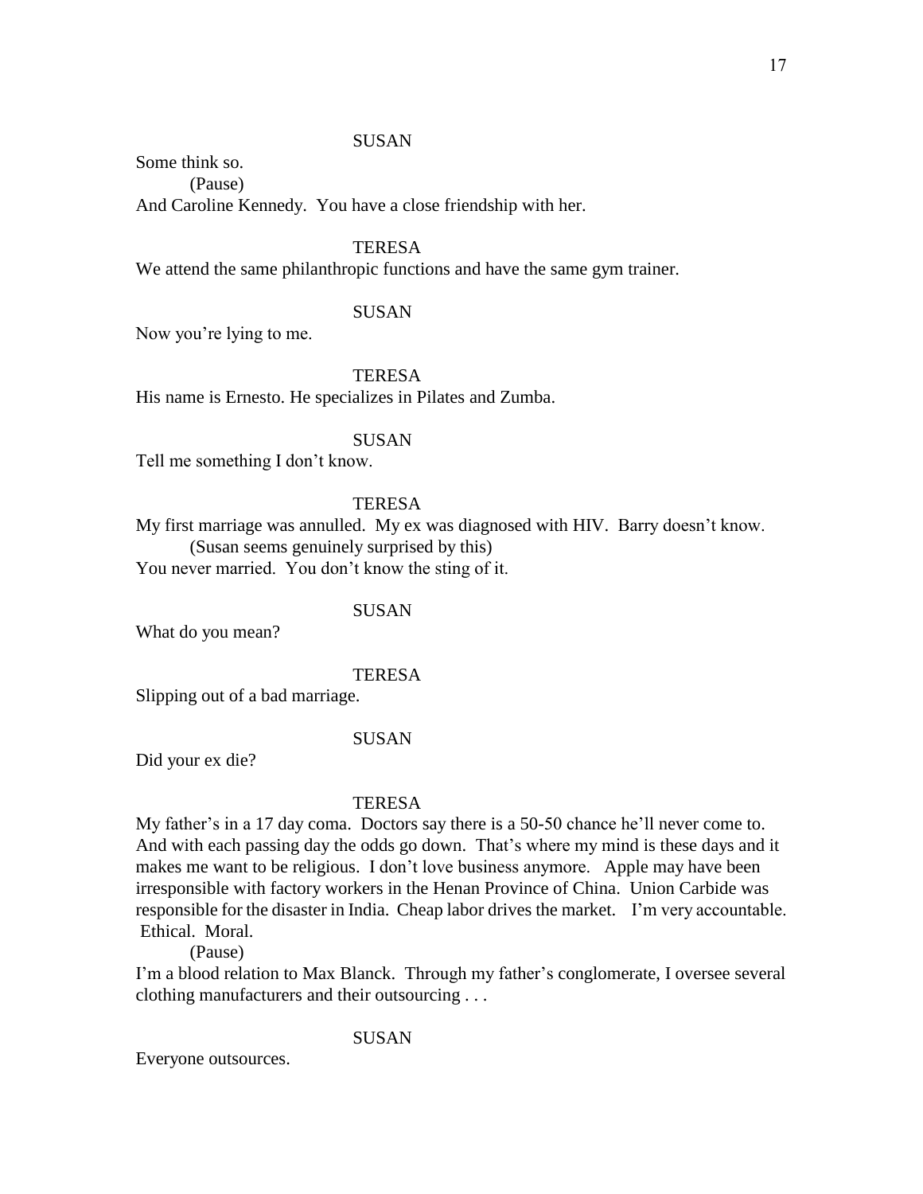SUSAN

Some think so.

(Pause)

And Caroline Kennedy. You have a close friendship with her.

TERESA

We attend the same philanthropic functions and have the same gym trainer.

SUSAN

Now you're lying to me.

TERESA

His name is Ernesto. He specializes in Pilates and Zumba.

SUSAN

Tell me something I don't know.

TERESA

My first marriage was annulled. My ex was diagnosed with HIV. Barry doesn't know.

(Susan seems genuinely surprised by this)

You never married. You don't know the sting of it.

SUSAN

What do you mean?

TERESA

Slipping out of a bad marriage.

SUSAN

Did your ex die?

TERESA

My father's in a 17 day coma. Doctors say there is a 50-50 chance he'll never come to. And with each passing day the odds go down. That's where my mind is these days and it makes me want to be religious. I don't love business anymore. Apple may have been irresponsible with factory workers in the Henan Province of China. Union Carbide was responsible for the disaster in India. Cheap labor drives the market. I'm very accountable. Ethical. Moral.

(Pause)

I'm a blood relation to Max Blanck. Through my father's conglomerate, I oversee several clothing manufacturers and their outsourcing . . .

SUSAN

Everyone outsources.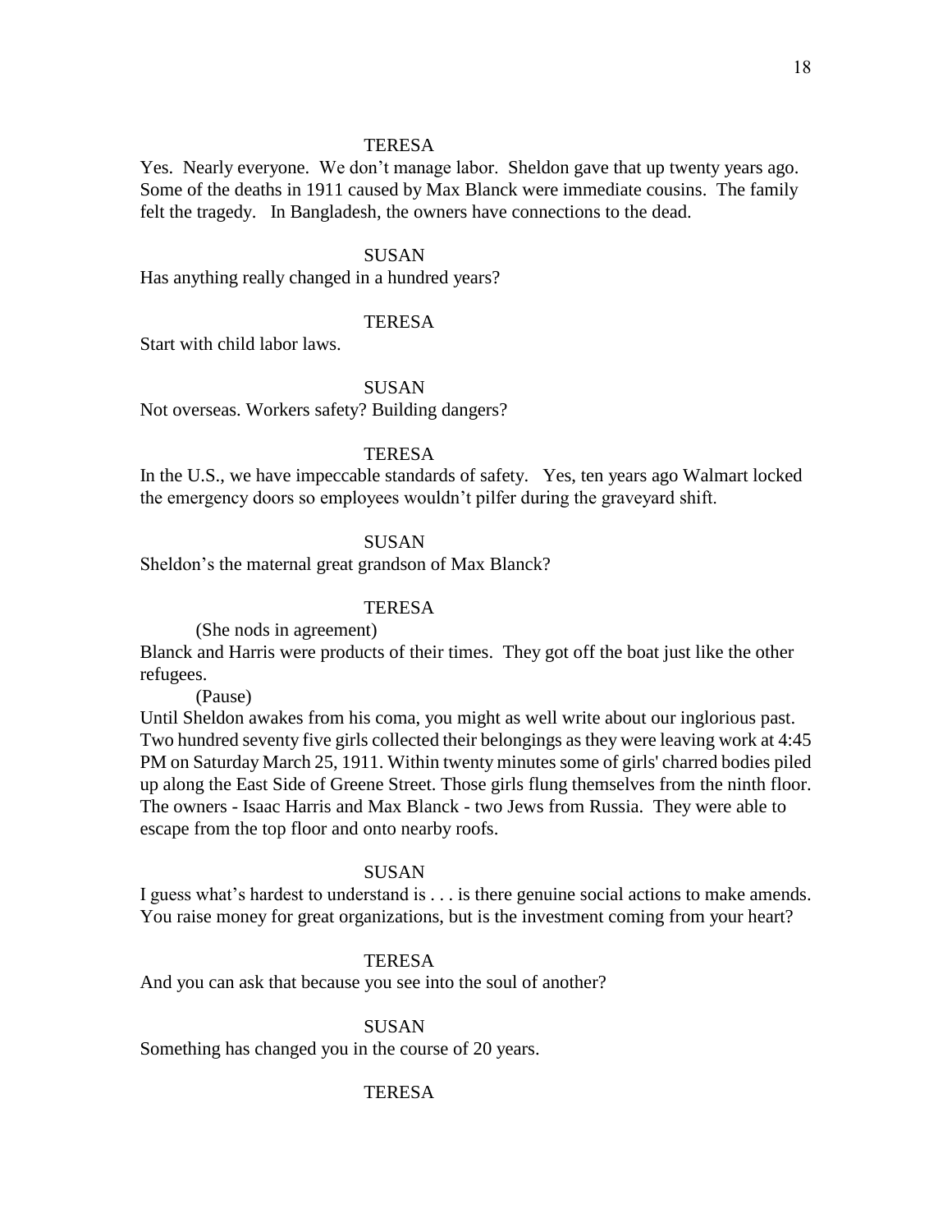TERESA

Yes. Nearly everyone. We don't manage labor. Sheldon gave that up twenty years ago. Some of the deaths in 1911 caused by Max Blanck were immediate cousins. The family felt the tragedy. In Bangladesh, the owners have connections to the dead.

SUSAN

Has anything really changed in a hundred years?

TERESA

Start with child labor laws.

SUSAN

Not overseas. Workers safety? Building dangers?

TERESA

In the U.S., we have impeccable standards of safety. Yes, ten years ago Walmart locked the emergency doors so employees wouldn't pilfer during the graveyard shift.

SUSAN

Sheldon's the maternal great grandson of Max Blanck?

TERESA

(She nods in agreement)

Blanck and Harris were products of their times. They got off the boat just like the other refugees.

(Pause)

Until Sheldon awakes from his coma, you might as well write about our inglorious past. Two hundred seventy five girls collected their belongings as they were leaving work at 4:45 PM on Saturday March 25, 1911. Within twenty minutes some of girls' charred bodies piled up along the East Side of Greene Street. Those girls flung themselves from the ninth floor. The owners - Isaac Harris and Max Blanck - two Jews from Russia. They were able to escape from the top floor and onto nearby roofs.

SUSAN

I guess what's hardest to understand is . . . is there genuine social actions to make amends. You raise money for great organizations, but is the investment coming from your heart?

TERESA

And you can ask that because you see into the soul of another?

SUSAN

Something has changed you in the course of 20 years.

TERESA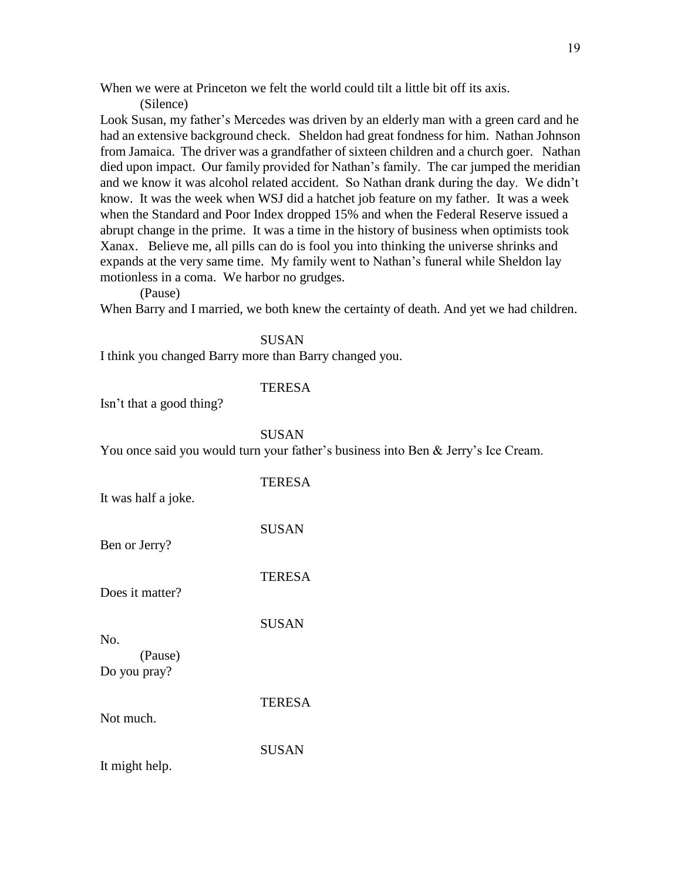When we were at Princeton we felt the world could tilt a little bit off its axis.

(Silence)

Look Susan, my father's Mercedes was driven by an elderly man with a green card and he had an extensive background check. Sheldon had great fondness for him. Nathan Johnson from Jamaica. The driver was a grandfather of sixteen children and a church goer. Nathan died upon impact. Our family provided for Nathan's family. The car jumped the meridian and we know it was alcohol related accident. So Nathan drank during the day. We didn't know. It was the week when WSJ did a hatchet job feature on my father. It was a week when the Standard and Poor Index dropped 15% and when the Federal Reserve issued a abrupt change in the prime. It was a time in the history of business when optimists took Xanax. Believe me, all pills can do is fool you into thinking the universe shrinks and expands at the very same time. My family went to Nathan's funeral while Sheldon lay motionless in a coma. We harbor no grudges.

(Pause)

When Barry and I married, we both knew the certainty of death. And yet we had children.

SUSAN

I think you changed Barry more than Barry changed you.

TERESA

Isn't that a good thing?

SUSAN

You once said you would turn your father's business into Ben & Jerry's Ice Cream.

TERESA

It was half a joke.

SUSAN

Ben or Jerry?

TERESA

Does it matter?

SUSAN

No.

(Pause)

Do you pray?

TERESA

Not much.

SUSAN

It might help.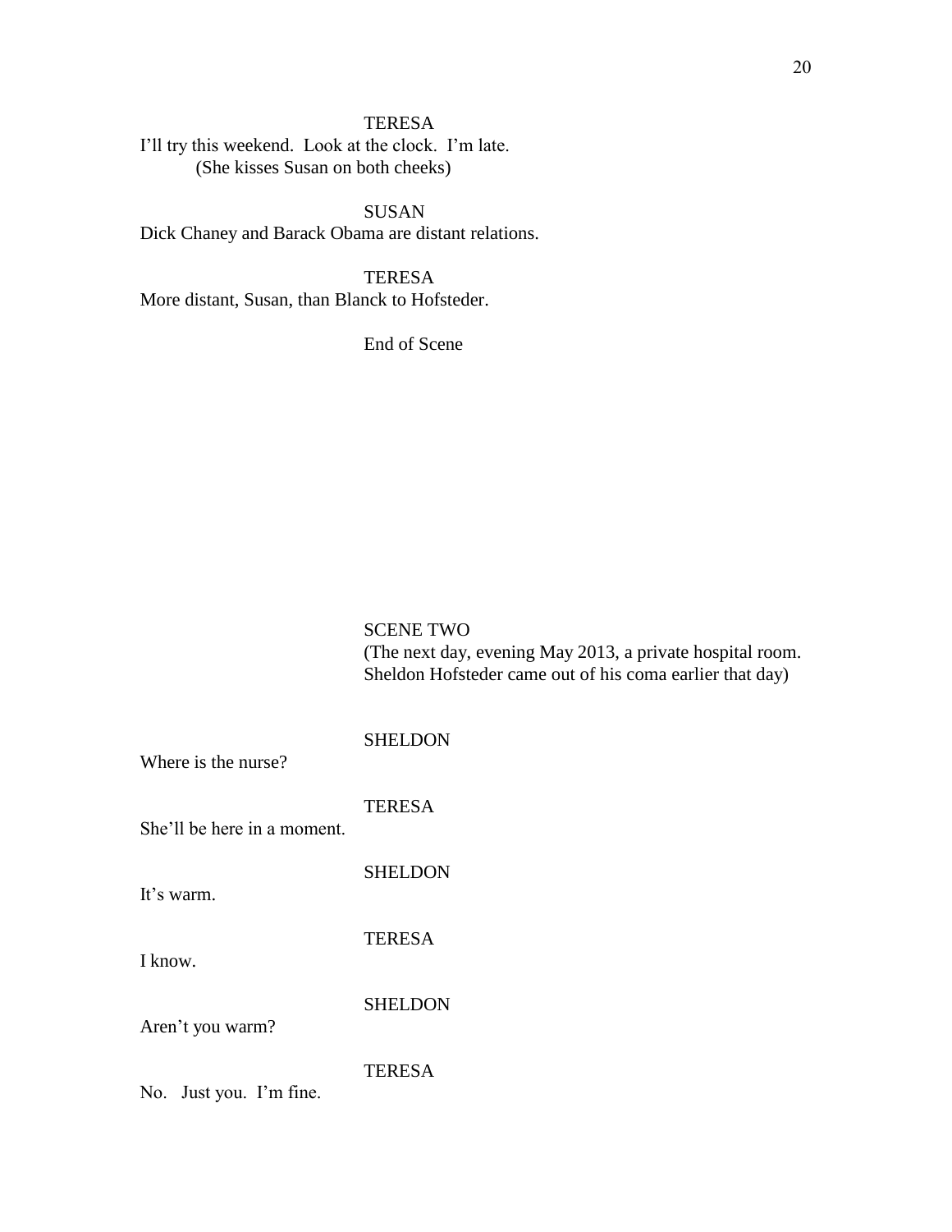TERESA

I'll try this weekend. Look at the clock. I'm late.

(She kisses Susan on both cheeks)

SUSAN

Dick Chaney and Barack Obama are distant relations.

TERESA

More distant, Susan, than Blanck to Hofsteder.

End of Scene

SCENE TWO

(The next day, evening May 2013, a private hospital room. Sheldon Hofsteder came out of his coma earlier that day)

SHELDON

Where is the nurse?

TERESA

She'll be here in a moment.

SHELDON

It's warm.

TERESA

I know.

SHELDON

Aren't you warm?

TERESA

No. Just you. I'm fine.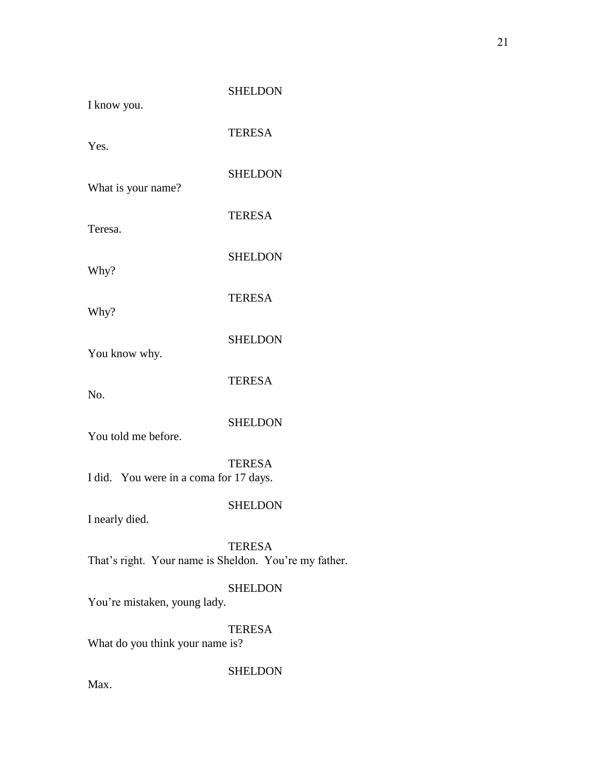SHELDON

I know you.

TERESA

Yes.

SHELDON

What is your name?

TERESA

Teresa.

SHELDON

Why?

TERESA

Why?

SHELDON

You know why.

TERESA

No.

SHELDON

You told me before.

TERESA

I did.   You were in a coma for 17 days.

SHELDON

I nearly died.

TERESA

That's right.  Your name is Sheldon.  You're my father.

SHELDON

You're mistaken, young lady.

TERESA

What do you think your name is?

SHELDON

Max.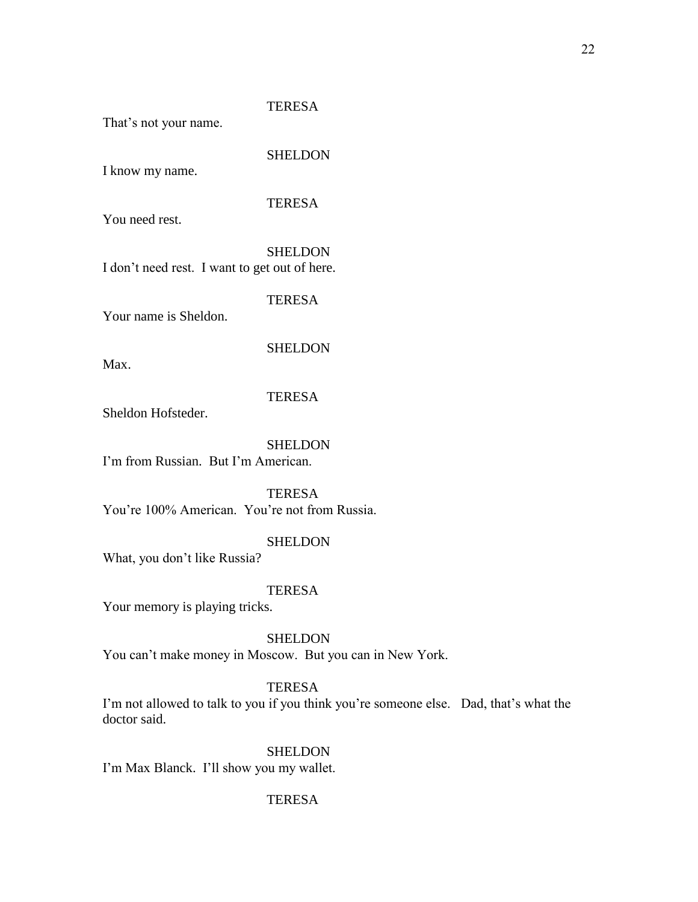TERESA

That's not your name.

SHELDON

I know my name.

TERESA

You need rest.

SHELDON

I don't need rest. I want to get out of here.

TERESA

Your name is Sheldon.

SHELDON

Max.

TERESA

Sheldon Hofsteder.

SHELDON

I'm from Russian. But I'm American.

TERESA

You're 100% American. You're not from Russia.

SHELDON

What, you don't like Russia?

TERESA

Your memory is playing tricks.

SHELDON

You can't make money in Moscow. But you can in New York.

TERESA

I'm not allowed to talk to you if you think you're someone else. Dad, that's what the doctor said.

SHELDON

I'm Max Blanck. I'll show you my wallet.

TERESA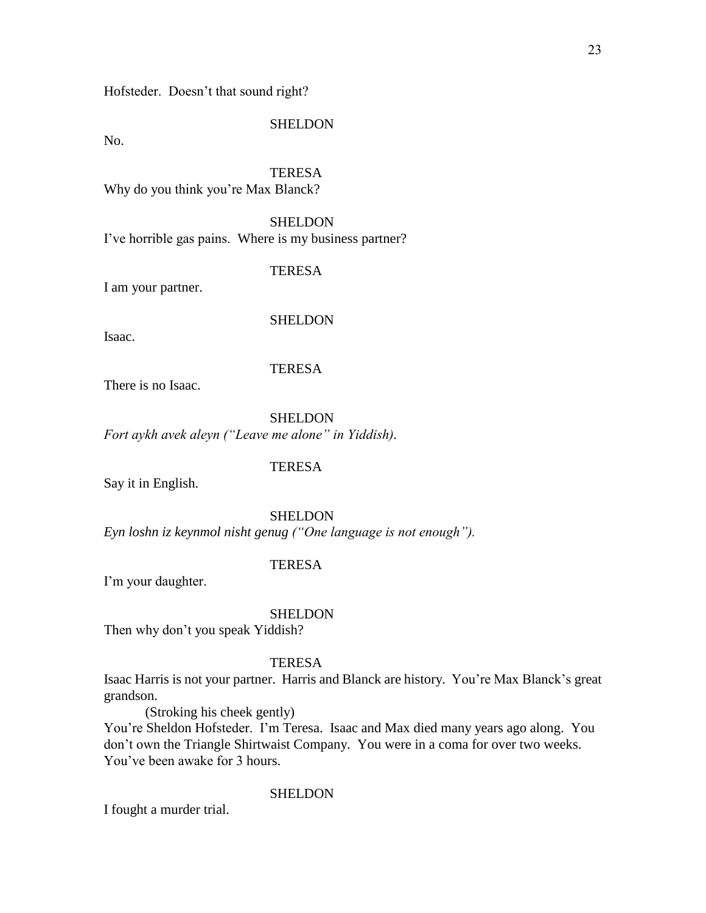Hofsteder. Doesn't that sound right?

SHELDON

No.

TERESA

Why do you think you're Max Blanck?

SHELDON

I've horrible gas pains. Where is my business partner?

TERESA

I am your partner.

SHELDON

Isaac.

TERESA

There is no Isaac.

SHELDON

*Fort aykh avek aleyn ("Leave me alone" in Yiddish).*

TERESA

Say it in English.

SHELDON

*Eyn loshn iz keynmol nisht genug ("One language is not enough").*

TERESA

I'm your daughter.

SHELDON

Then why don't you speak Yiddish?

TERESA

Isaac Harris is not your partner. Harris and Blanck are history. You're Max Blanck's great grandson.

(Stroking his cheek gently)

You're Sheldon Hofsteder. I'm Teresa. Isaac and Max died many years ago along. You don't own the Triangle Shirtwaist Company. You were in a coma for over two weeks. You've been awake for 3 hours.

SHELDON

I fought a murder trial.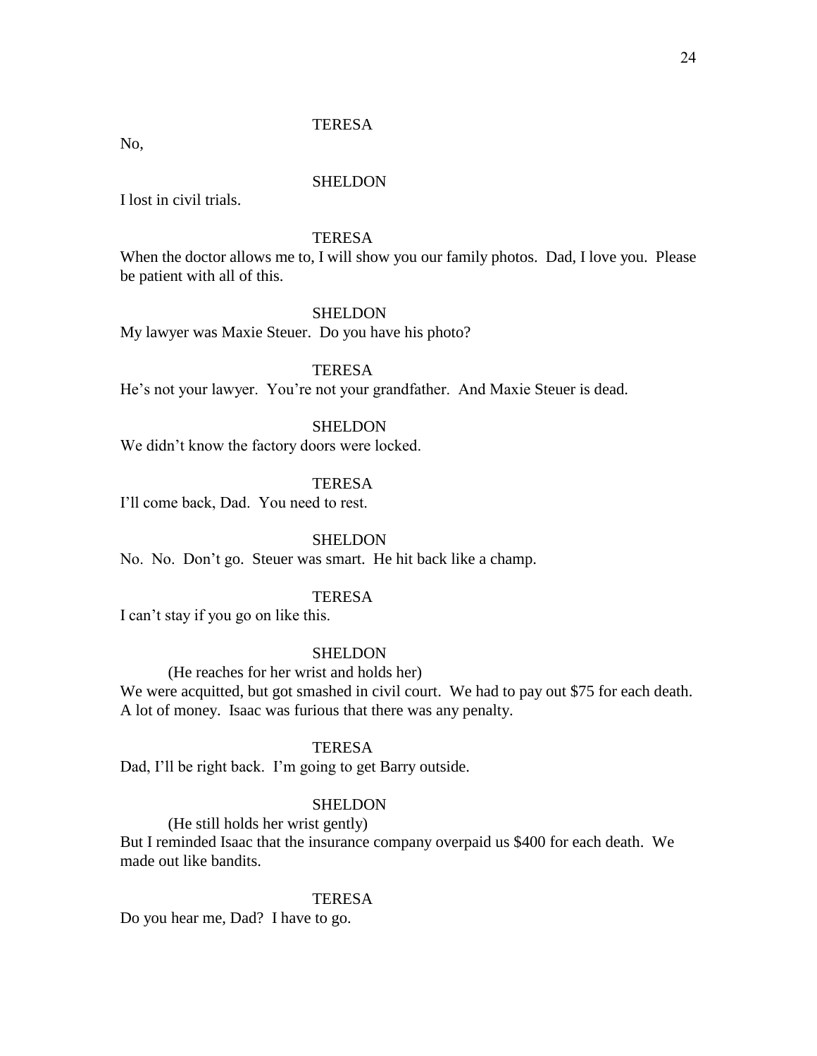TERESA

No,

SHELDON

I lost in civil trials.

TERESA

When the doctor allows me to, I will show you our family photos. Dad, I love you. Please be patient with all of this.

SHELDON

My lawyer was Maxie Steuer. Do you have his photo?

TERESA

He's not your lawyer. You're not your grandfather. And Maxie Steuer is dead.

SHELDON

We didn't know the factory doors were locked.

TERESA

I'll come back, Dad. You need to rest.

SHELDON

No. No. Don't go. Steuer was smart. He hit back like a champ.

TERESA

I can't stay if you go on like this.

SHELDON

(He reaches for her wrist and holds her)

We were acquitted, but got smashed in civil court. We had to pay out $75 for each death. A lot of money. Isaac was furious that there was any penalty.

TERESA

Dad, I'll be right back. I'm going to get Barry outside.

SHELDON

(He still holds her wrist gently)

But I reminded Isaac that the insurance company overpaid us $400 for each death. We made out like bandits.

TERESA

Do you hear me, Dad? I have to go.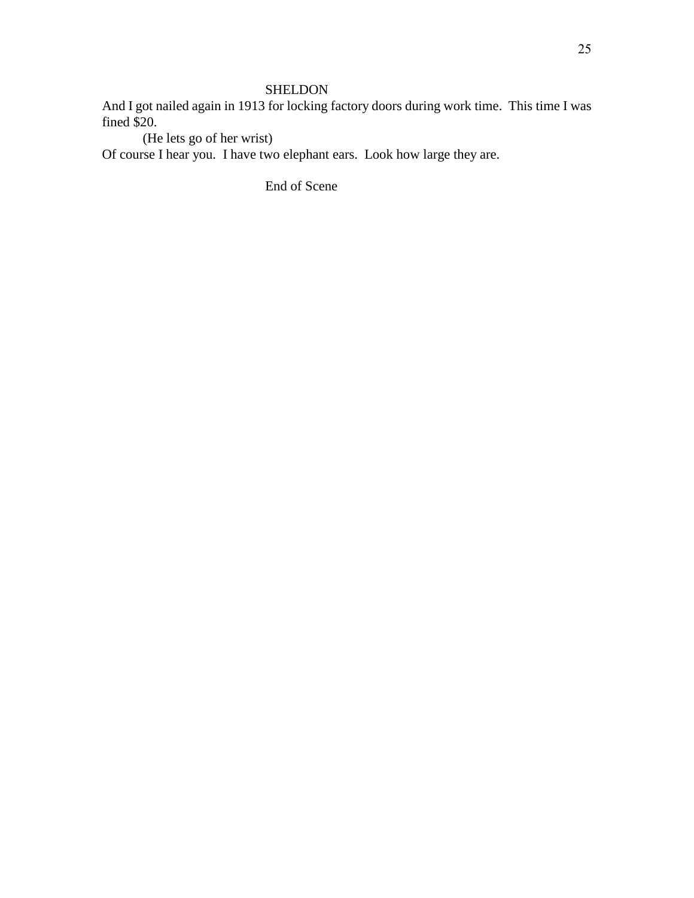SHELDON

And I got nailed again in 1913 for locking factory doors during work time.  This time I was fined $20.

(He lets go of her wrist)

Of course I hear you.  I have two elephant ears.  Look how large they are.

End of Scene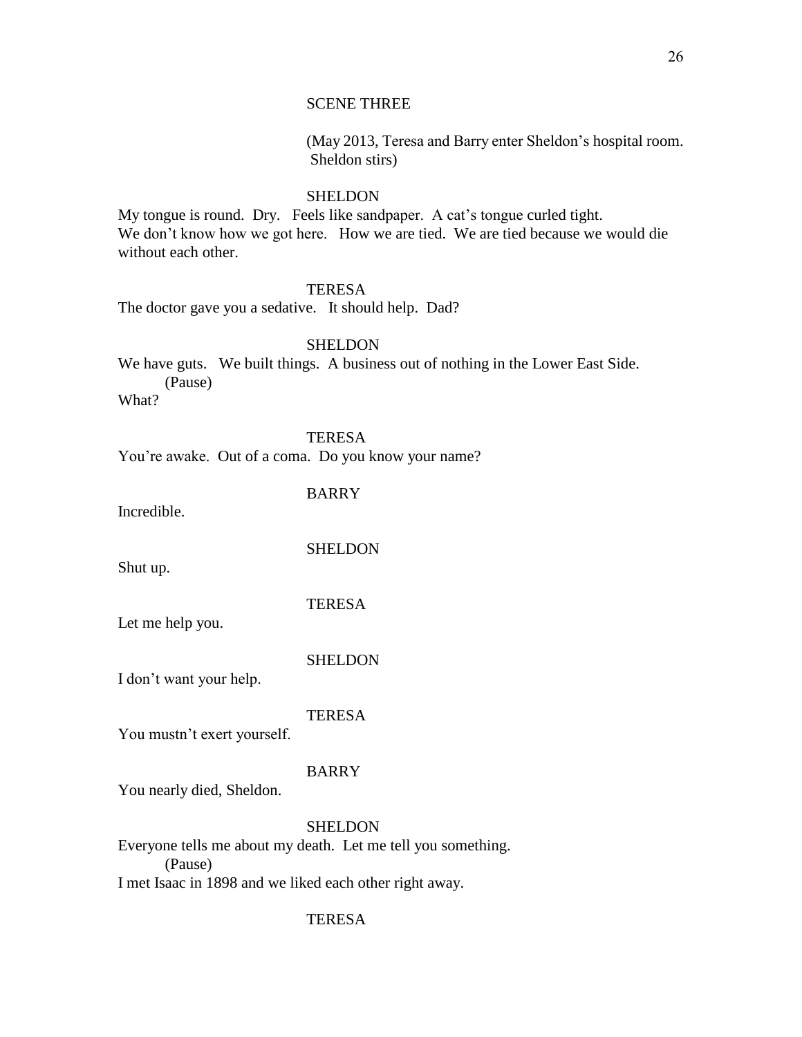SCENE THREE

(May 2013, Teresa and Barry enter Sheldon's hospital room. Sheldon stirs)

SHELDON

My tongue is round. Dry. Feels like sandpaper. A cat's tongue curled tight.
We don't know how we got here. How we are tied. We are tied because we would die without each other.

TERESA

The doctor gave you a sedative. It should help. Dad?

SHELDON

We have guts. We built things. A business out of nothing in the Lower East Side.
(Pause)
What?

TERESA

You're awake. Out of a coma. Do you know your name?

BARRY

Incredible.

SHELDON

Shut up.

TERESA

Let me help you.

SHELDON

I don't want your help.

TERESA

You mustn't exert yourself.

BARRY

You nearly died, Sheldon.

SHELDON

Everyone tells me about my death. Let me tell you something.
(Pause)
I met Isaac in 1898 and we liked each other right away.

TERESA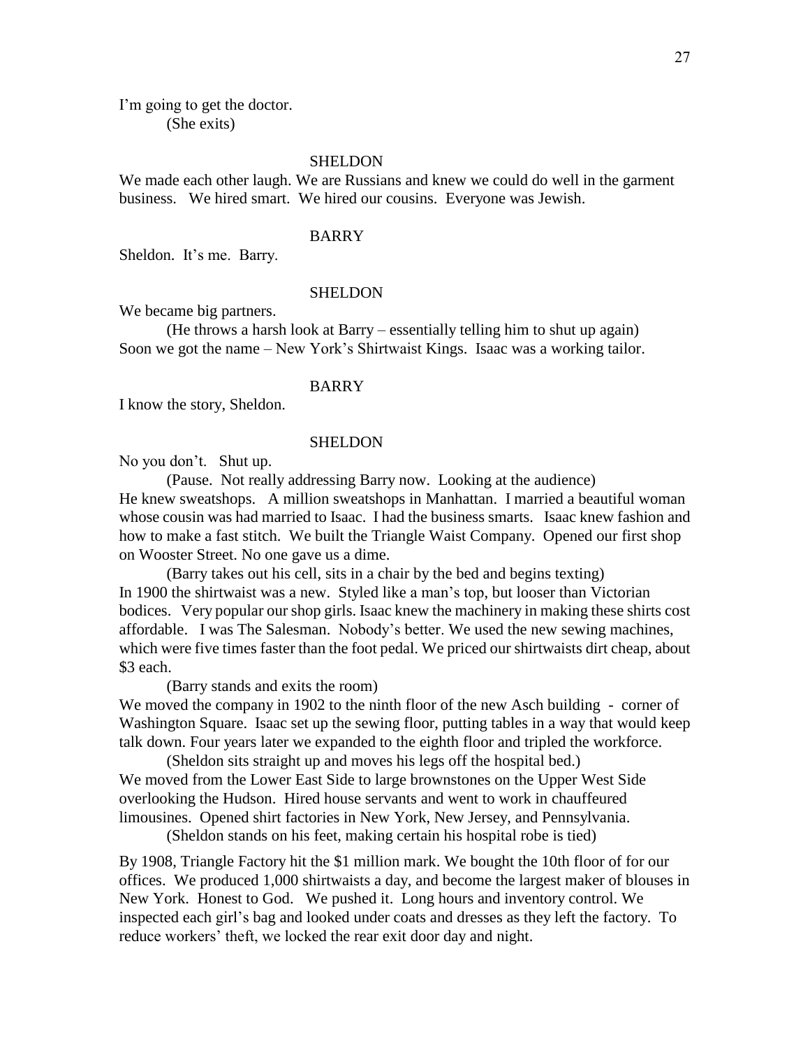I'm going to get the doctor.

(She exits)

SHELDON

We made each other laugh. We are Russians and knew we could do well in the garment business. We hired smart. We hired our cousins. Everyone was Jewish.

BARRY

Sheldon. It's me. Barry.

SHELDON

We became big partners.

(He throws a harsh look at Barry – essentially telling him to shut up again)

Soon we got the name – New York's Shirtwaist Kings. Isaac was a working tailor.

BARRY

I know the story, Sheldon.

SHELDON

No you don't. Shut up.

(Pause. Not really addressing Barry now. Looking at the audience)

He knew sweatshops. A million sweatshops in Manhattan. I married a beautiful woman whose cousin was had married to Isaac. I had the business smarts. Isaac knew fashion and how to make a fast stitch. We built the Triangle Waist Company. Opened our first shop on Wooster Street. No one gave us a dime.

(Barry takes out his cell, sits in a chair by the bed and begins texting)

In 1900 the shirtwaist was a new. Styled like a man's top, but looser than Victorian bodices. Very popular our shop girls. Isaac knew the machinery in making these shirts cost affordable. I was The Salesman. Nobody's better. We used the new sewing machines, which were five times faster than the foot pedal. We priced our shirtwaists dirt cheap, about $3 each.

(Barry stands and exits the room)

We moved the company in 1902 to the ninth floor of the new Asch building - corner of Washington Square. Isaac set up the sewing floor, putting tables in a way that would keep talk down. Four years later we expanded to the eighth floor and tripled the workforce.

(Sheldon sits straight up and moves his legs off the hospital bed.)

We moved from the Lower East Side to large brownstones on the Upper West Side overlooking the Hudson. Hired house servants and went to work in chauffeured limousines. Opened shirt factories in New York, New Jersey, and Pennsylvania.

(Sheldon stands on his feet, making certain his hospital robe is tied)

By 1908, Triangle Factory hit the $1 million mark. We bought the 10th floor of for our offices. We produced 1,000 shirtwaists a day, and become the largest maker of blouses in New York. Honest to God. We pushed it. Long hours and inventory control. We inspected each girl's bag and looked under coats and dresses as they left the factory. To reduce workers' theft, we locked the rear exit door day and night.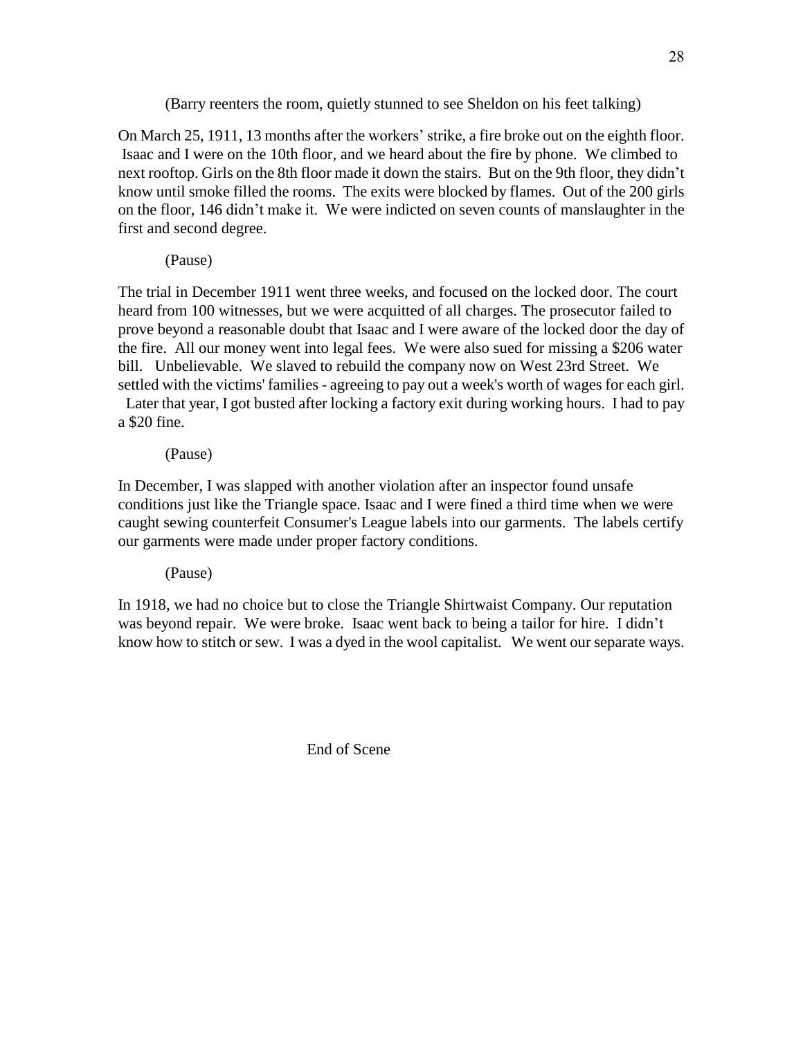(Barry reenters the room, quietly stunned to see Sheldon on his feet talking)

On March 25, 1911, 13 months after the workers' strike, a fire broke out on the eighth floor. Isaac and I were on the 10th floor, and we heard about the fire by phone. We climbed to next rooftop. Girls on the 8th floor made it down the stairs. But on the 9th floor, they didn't know until smoke filled the rooms. The exits were blocked by flames. Out of the 200 girls on the floor, 146 didn't make it. We were indicted on seven counts of manslaughter in the first and second degree.

(Pause)

The trial in December 1911 went three weeks, and focused on the locked door. The court heard from 100 witnesses, but we were acquitted of all charges. The prosecutor failed to prove beyond a reasonable doubt that Isaac and I were aware of the locked door the day of the fire. All our money went into legal fees. We were also sued for missing a $206 water bill. Unbelievable. We slaved to rebuild the company now on West 23rd Street. We settled with the victims' families - agreeing to pay out a week's worth of wages for each girl. Later that year, I got busted after locking a factory exit during working hours. I had to pay a $20 fine.

(Pause)

In December, I was slapped with another violation after an inspector found unsafe conditions just like the Triangle space. Isaac and I were fined a third time when we were caught sewing counterfeit Consumer's League labels into our garments. The labels certify our garments were made under proper factory conditions.

(Pause)

In 1918, we had no choice but to close the Triangle Shirtwaist Company. Our reputation was beyond repair. We were broke. Isaac went back to being a tailor for hire. I didn't know how to stitch or sew. I was a dyed in the wool capitalist. We went our separate ways.

End of Scene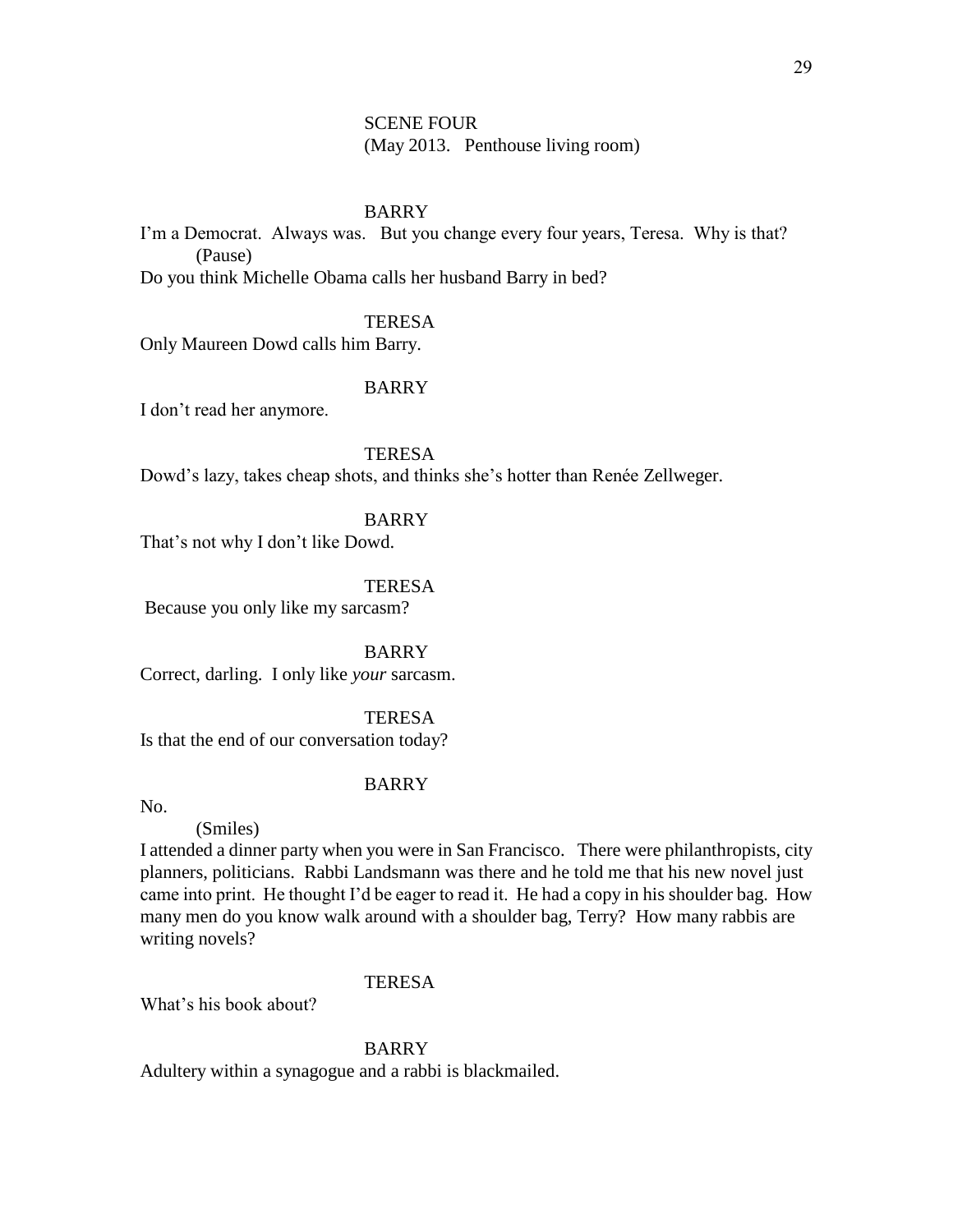SCENE FOUR
(May 2013. Penthouse living room)

BARRY

I'm a Democrat. Always was. But you change every four years, Teresa. Why is that?
(Pause)
Do you think Michelle Obama calls her husband Barry in bed?

TERESA

Only Maureen Dowd calls him Barry.

BARRY

I don't read her anymore.

TERESA

Dowd's lazy, takes cheap shots, and thinks she's hotter than Renée Zellweger.

BARRY

That's not why I don't like Dowd.

TERESA

Because you only like my sarcasm?

BARRY

Correct, darling. I only like *your* sarcasm.

TERESA

Is that the end of our conversation today?

BARRY

No.
(Smiles)
I attended a dinner party when you were in San Francisco. There were philanthropists, city planners, politicians. Rabbi Landsmann was there and he told me that his new novel just came into print. He thought I'd be eager to read it. He had a copy in his shoulder bag. How many men do you know walk around with a shoulder bag, Terry? How many rabbis are writing novels?

TERESA

What's his book about?

BARRY

Adultery within a synagogue and a rabbi is blackmailed.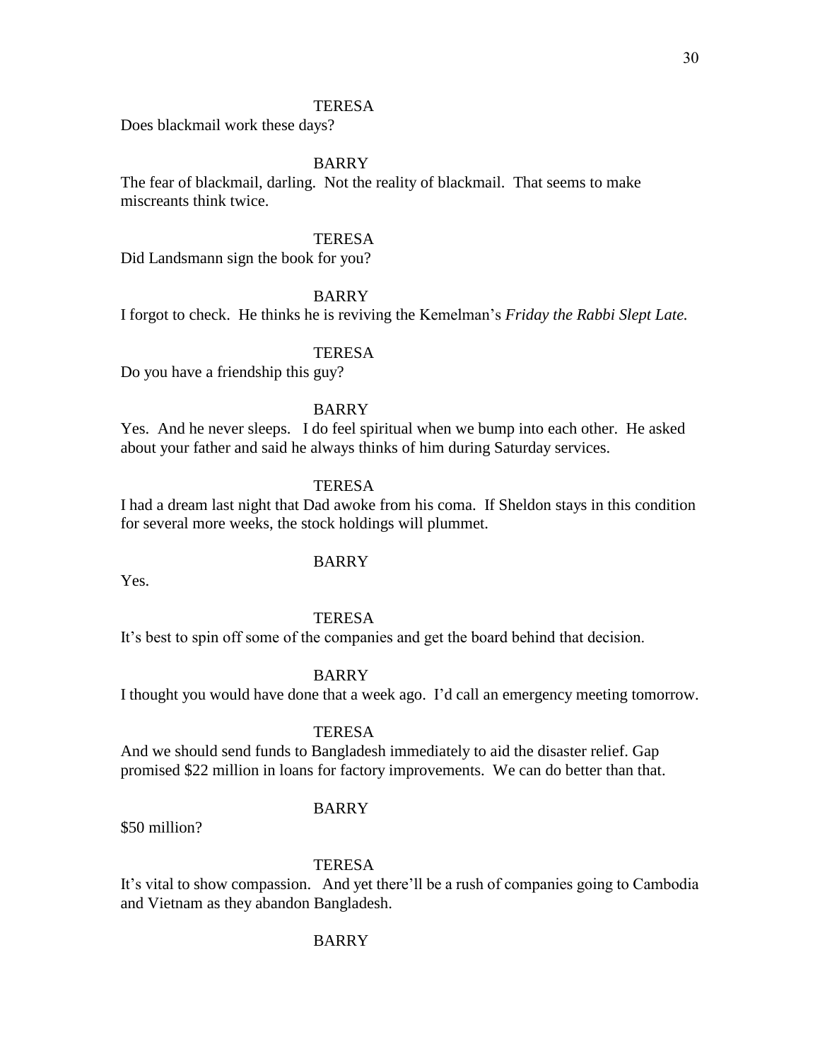TERESA

Does blackmail work these days?

BARRY

The fear of blackmail, darling. Not the reality of blackmail. That seems to make miscreants think twice.

TERESA

Did Landsmann sign the book for you?

BARRY

I forgot to check. He thinks he is reviving the Kemelman's *Friday the Rabbi Slept Late.*

TERESA

Do you have a friendship this guy?

BARRY

Yes. And he never sleeps. I do feel spiritual when we bump into each other. He asked about your father and said he always thinks of him during Saturday services.

TERESA

I had a dream last night that Dad awoke from his coma. If Sheldon stays in this condition for several more weeks, the stock holdings will plummet.

BARRY

Yes.

TERESA

It's best to spin off some of the companies and get the board behind that decision.

BARRY

I thought you would have done that a week ago. I'd call an emergency meeting tomorrow.

TERESA

And we should send funds to Bangladesh immediately to aid the disaster relief. Gap promised $22 million in loans for factory improvements. We can do better than that.

BARRY

$50 million?

TERESA

It's vital to show compassion. And yet there'll be a rush of companies going to Cambodia and Vietnam as they abandon Bangladesh.

BARRY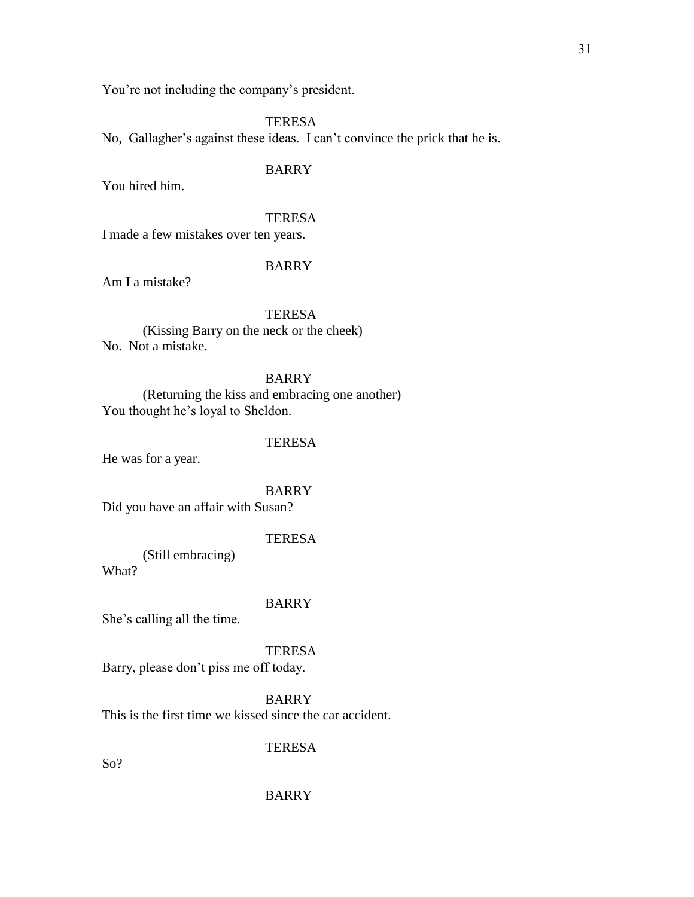You're not including the company's president.

TERESA

No,  Gallagher's against these ideas.  I can't convince the prick that he is.

BARRY

You hired him.

TERESA

I made a few mistakes over ten years.

BARRY

Am I a mistake?

TERESA

(Kissing Barry on the neck or the cheek)

No.  Not a mistake.

BARRY

(Returning the kiss and embracing one another)

You thought he's loyal to Sheldon.

TERESA

He was for a year.

BARRY

Did you have an affair with Susan?

TERESA

(Still embracing)

What?

BARRY

She's calling all the time.

TERESA

Barry, please don't piss me off today.

BARRY

This is the first time we kissed since the car accident.

TERESA

So?

BARRY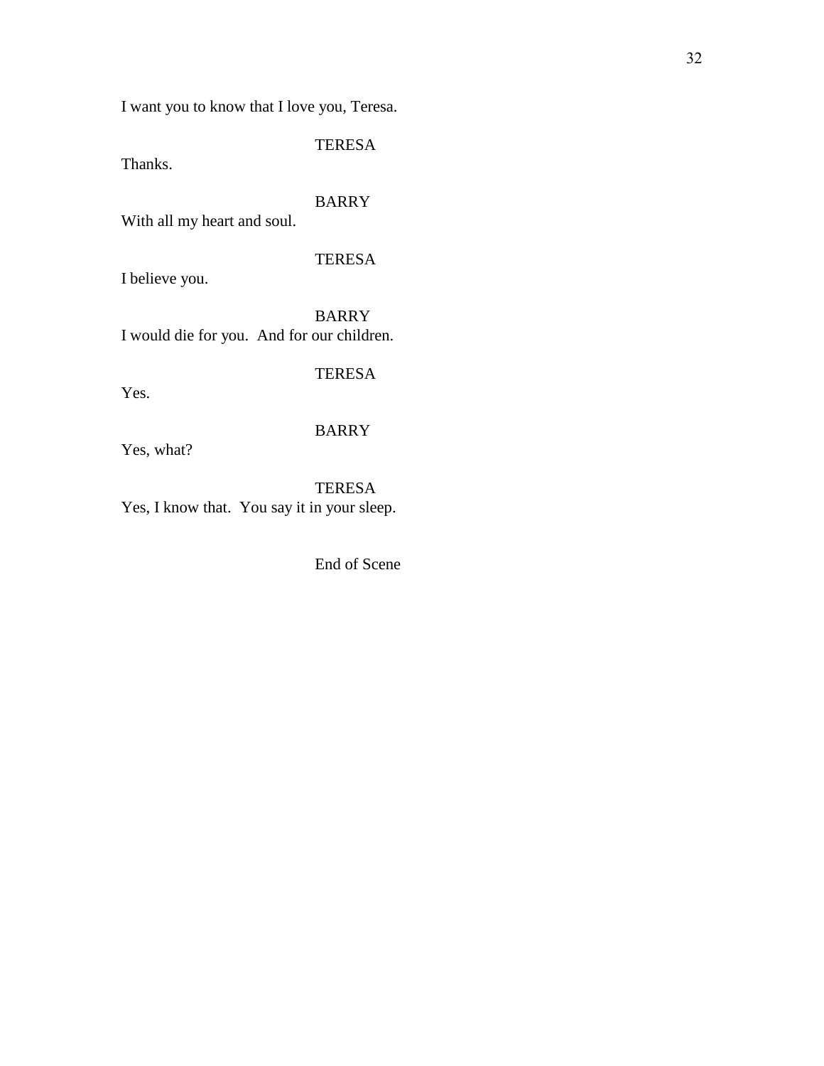I want you to know that I love you, Teresa.

TERESA

Thanks.

BARRY

With all my heart and soul.

TERESA

I believe you.

BARRY

I would die for you.  And for our children.

TERESA

Yes.

BARRY

Yes, what?

TERESA

Yes, I know that.  You say it in your sleep.

End of Scene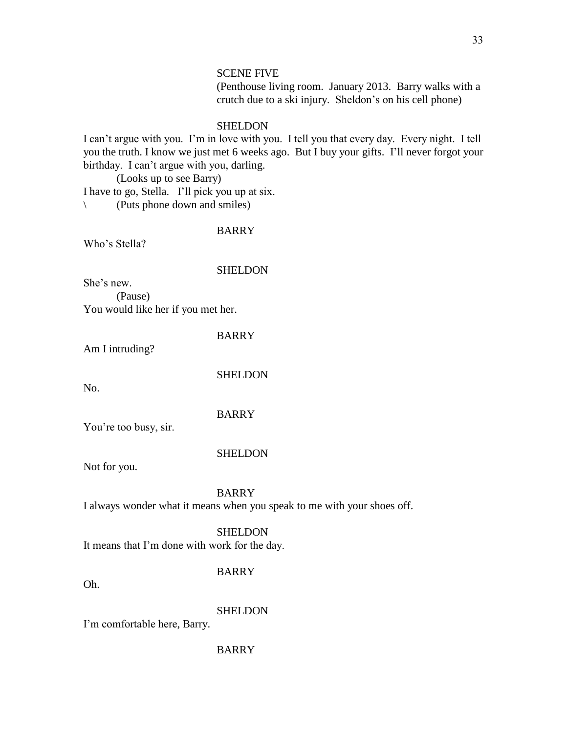SCENE FIVE

(Penthouse living room. January 2013. Barry walks with a crutch due to a ski injury. Sheldon's on his cell phone)

SHELDON

I can't argue with you. I'm in love with you. I tell you that every day. Every night. I tell you the truth. I know we just met 6 weeks ago. But I buy your gifts. I'll never forgot your birthday. I can't argue with you, darling.

(Looks up to see Barry)

I have to go, Stella. I'll pick you up at six.

\ (Puts phone down and smiles)

BARRY

Who's Stella?

SHELDON

She's new.

(Pause)

You would like her if you met her.

BARRY

Am I intruding?

SHELDON

No.

BARRY

You're too busy, sir.

SHELDON

Not for you.

BARRY

I always wonder what it means when you speak to me with your shoes off.

SHELDON

It means that I'm done with work for the day.

BARRY

Oh.

SHELDON

I'm comfortable here, Barry.

BARRY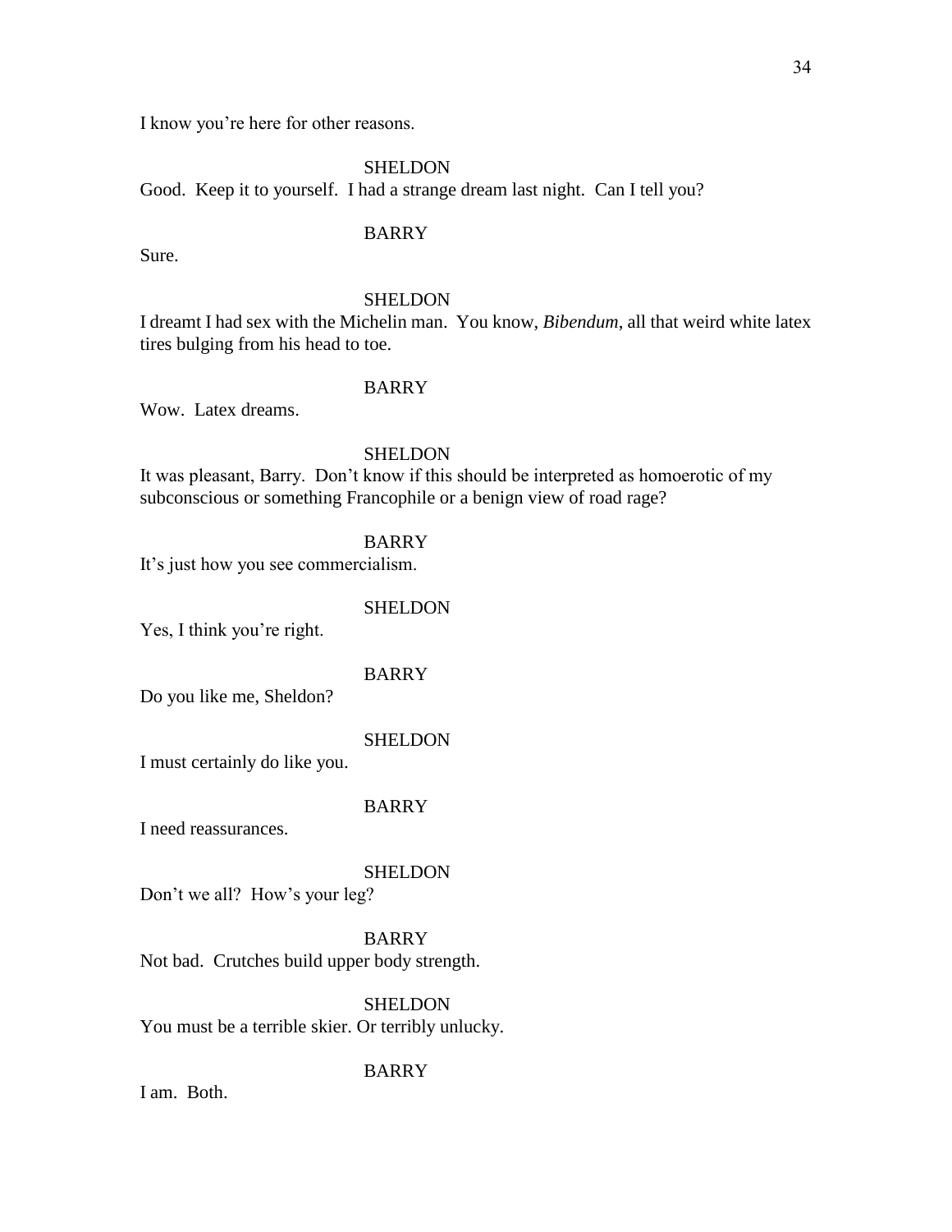I know you're here for other reasons.

SHELDON

Good. Keep it to yourself. I had a strange dream last night. Can I tell you?

BARRY

Sure.

SHELDON

I dreamt I had sex with the Michelin man. You know, *Bibendum*, all that weird white latex tires bulging from his head to toe.

BARRY

Wow. Latex dreams.

SHELDON

It was pleasant, Barry. Don't know if this should be interpreted as homoerotic of my subconscious or something Francophile or a benign view of road rage?

BARRY

It's just how you see commercialism.

SHELDON

Yes, I think you're right.

BARRY

Do you like me, Sheldon?

SHELDON

I must certainly do like you.

BARRY

I need reassurances.

SHELDON

Don't we all? How's your leg?

BARRY

Not bad. Crutches build upper body strength.

SHELDON

You must be a terrible skier. Or terribly unlucky.

BARRY

I am. Both.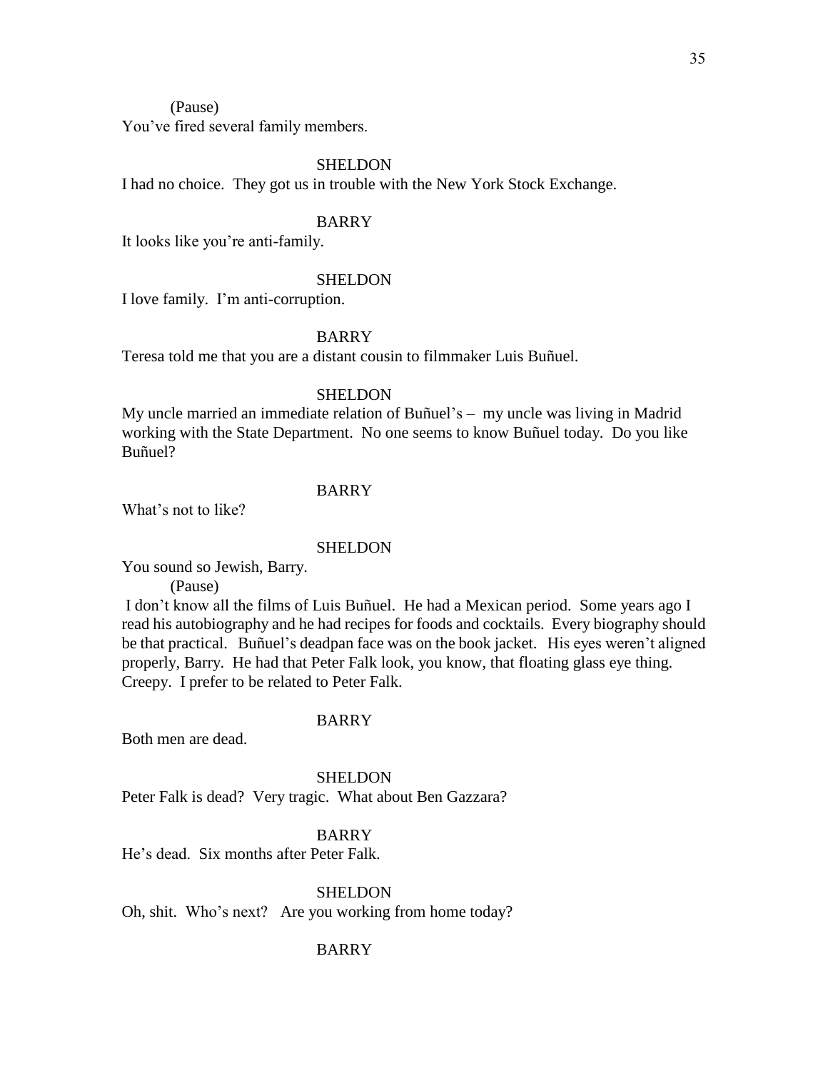(Pause)

You've fired several family members.

SHELDON

I had no choice. They got us in trouble with the New York Stock Exchange.

BARRY

It looks like you're anti-family.

SHELDON

I love family. I'm anti-corruption.

BARRY

Teresa told me that you are a distant cousin to filmmaker Luis Buñuel.

SHELDON

My uncle married an immediate relation of Buñuel's – my uncle was living in Madrid working with the State Department. No one seems to know Buñuel today. Do you like Buñuel?

BARRY

What's not to like?

SHELDON

You sound so Jewish, Barry.

(Pause)

I don't know all the films of Luis Buñuel. He had a Mexican period. Some years ago I read his autobiography and he had recipes for foods and cocktails. Every biography should be that practical. Buñuel's deadpan face was on the book jacket. His eyes weren't aligned properly, Barry. He had that Peter Falk look, you know, that floating glass eye thing. Creepy. I prefer to be related to Peter Falk.

BARRY

Both men are dead.

SHELDON

Peter Falk is dead? Very tragic. What about Ben Gazzara?

BARRY

He's dead. Six months after Peter Falk.

SHELDON

Oh, shit. Who's next? Are you working from home today?

BARRY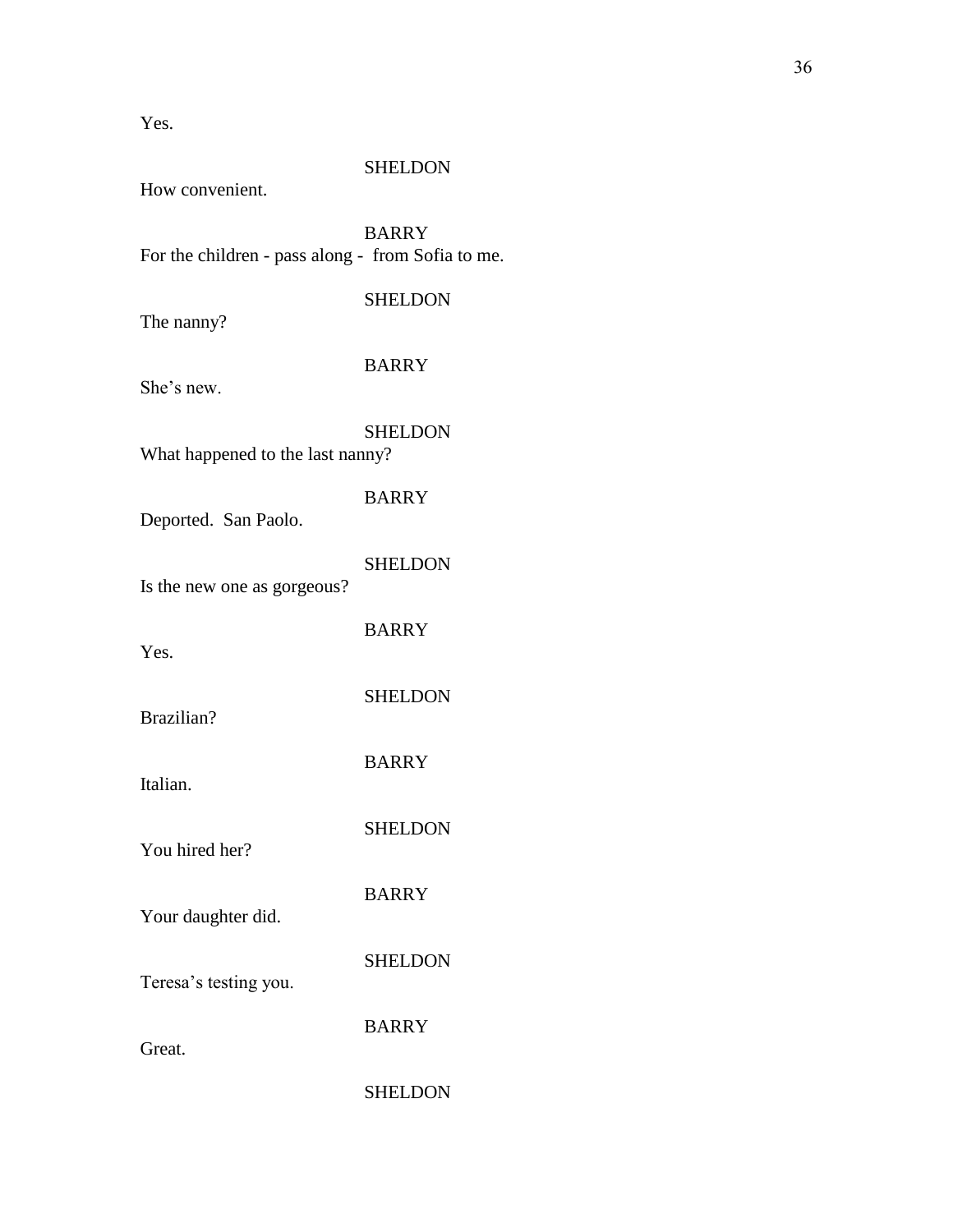Yes.

SHELDON

How convenient.

BARRY

For the children - pass along - from Sofia to me.

SHELDON

The nanny?

BARRY

She's new.

SHELDON

What happened to the last nanny?

BARRY

Deported. San Paolo.

SHELDON

Is the new one as gorgeous?

BARRY

Yes.

SHELDON

Brazilian?

BARRY

Italian.

SHELDON

You hired her?

BARRY

Your daughter did.

SHELDON

Teresa's testing you.

BARRY

Great.

SHELDON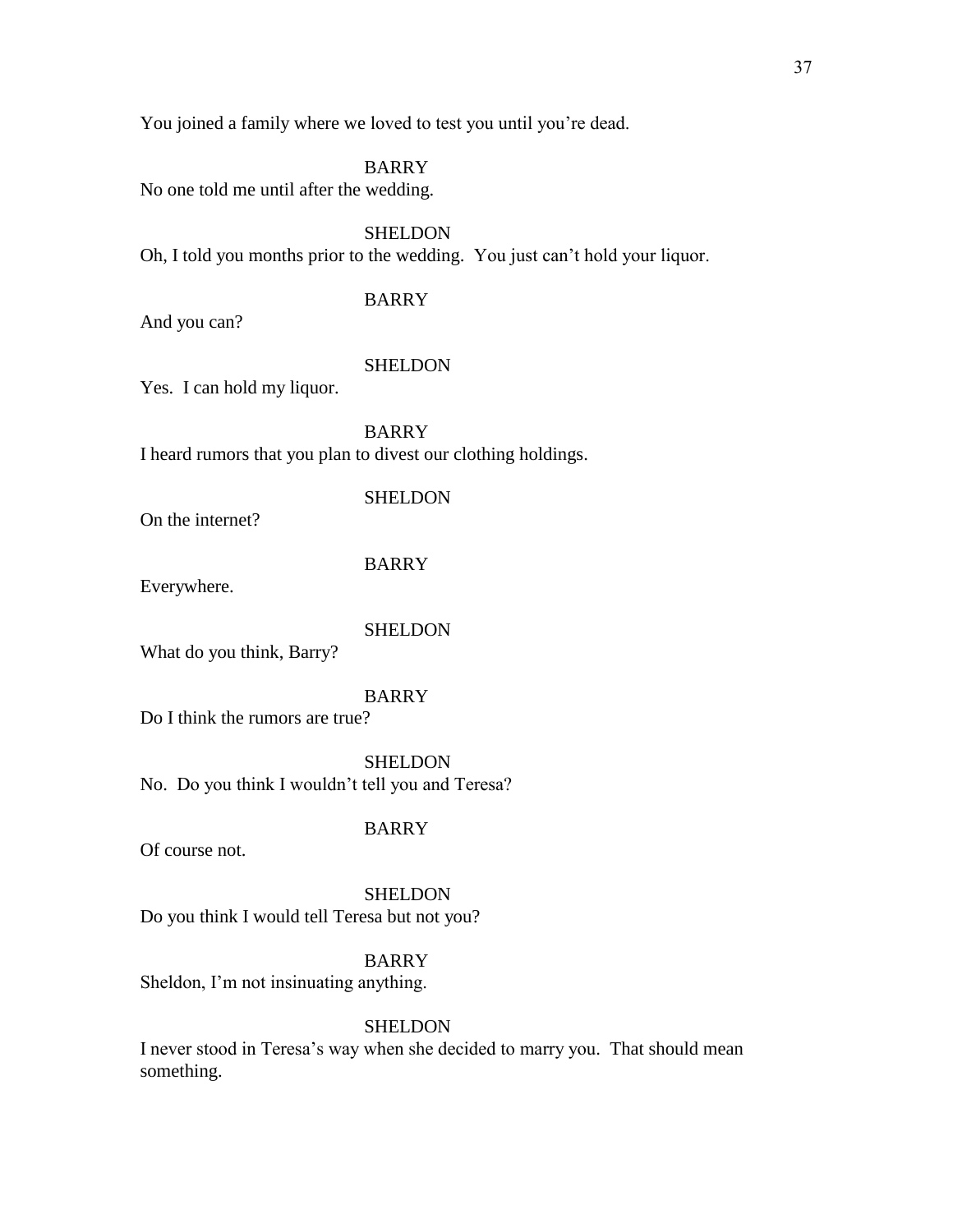You joined a family where we loved to test you until you're dead.

BARRY

No one told me until after the wedding.

SHELDON

Oh, I told you months prior to the wedding. You just can't hold your liquor.

BARRY

And you can?

SHELDON

Yes. I can hold my liquor.

BARRY

I heard rumors that you plan to divest our clothing holdings.

SHELDON

On the internet?

BARRY

Everywhere.

SHELDON

What do you think, Barry?

BARRY

Do I think the rumors are true?

SHELDON

No. Do you think I wouldn't tell you and Teresa?

BARRY

Of course not.

SHELDON

Do you think I would tell Teresa but not you?

BARRY

Sheldon, I'm not insinuating anything.

SHELDON

I never stood in Teresa's way when she decided to marry you. That should mean something.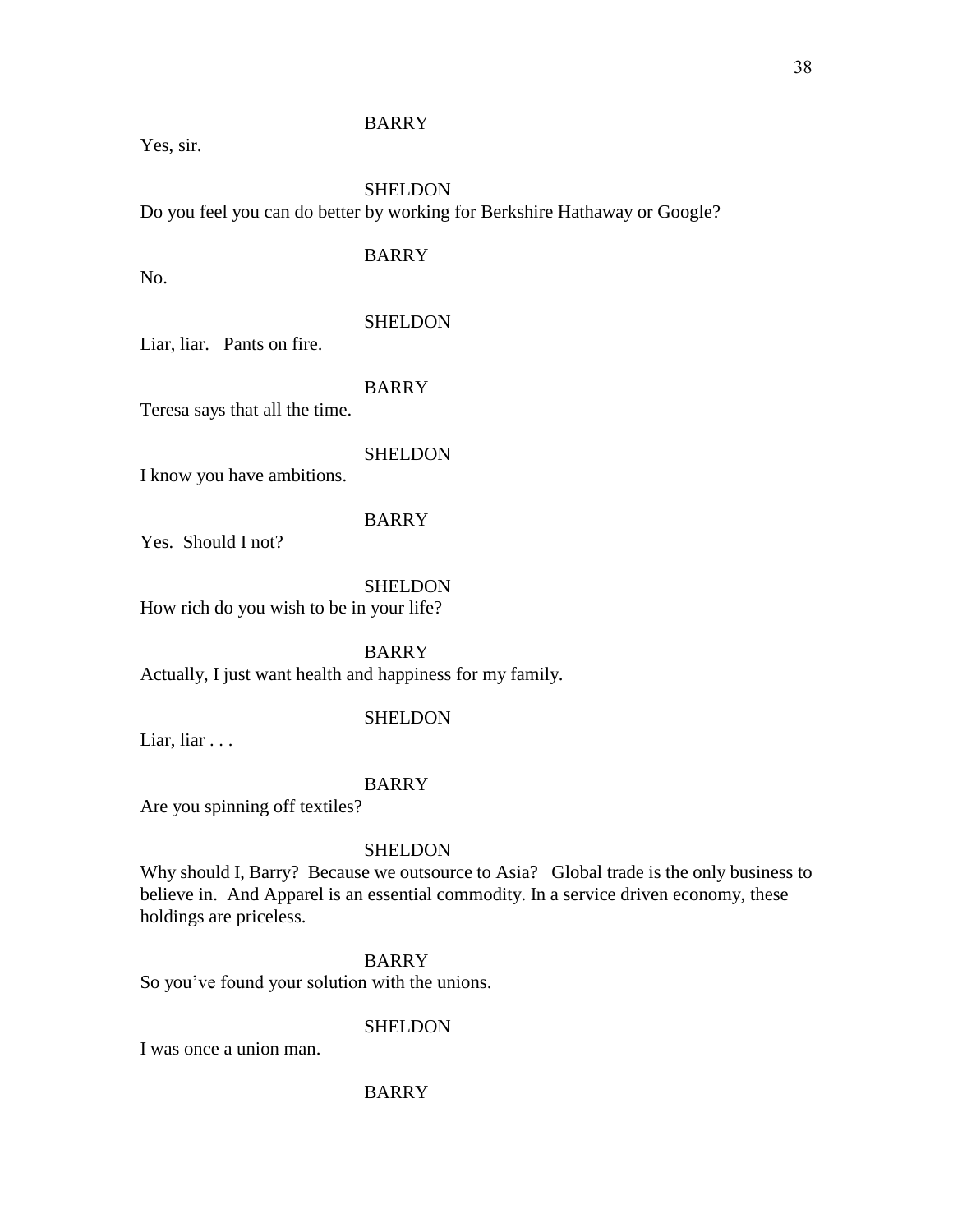BARRY

Yes, sir.

SHELDON

Do you feel you can do better by working for Berkshire Hathaway or Google?

BARRY

No.

SHELDON

Liar, liar.   Pants on fire.

BARRY

Teresa says that all the time.

SHELDON

I know you have ambitions.

BARRY

Yes.  Should I not?

SHELDON

How rich do you wish to be in your life?

BARRY

Actually, I just want health and happiness for my family.

SHELDON

Liar, liar . . .

BARRY

Are you spinning off textiles?

SHELDON

Why should I, Barry?  Because we outsource to Asia?   Global trade is the only business to believe in.  And Apparel is an essential commodity. In a service driven economy, these holdings are priceless.

BARRY

So you've found your solution with the unions.

SHELDON

I was once a union man.

BARRY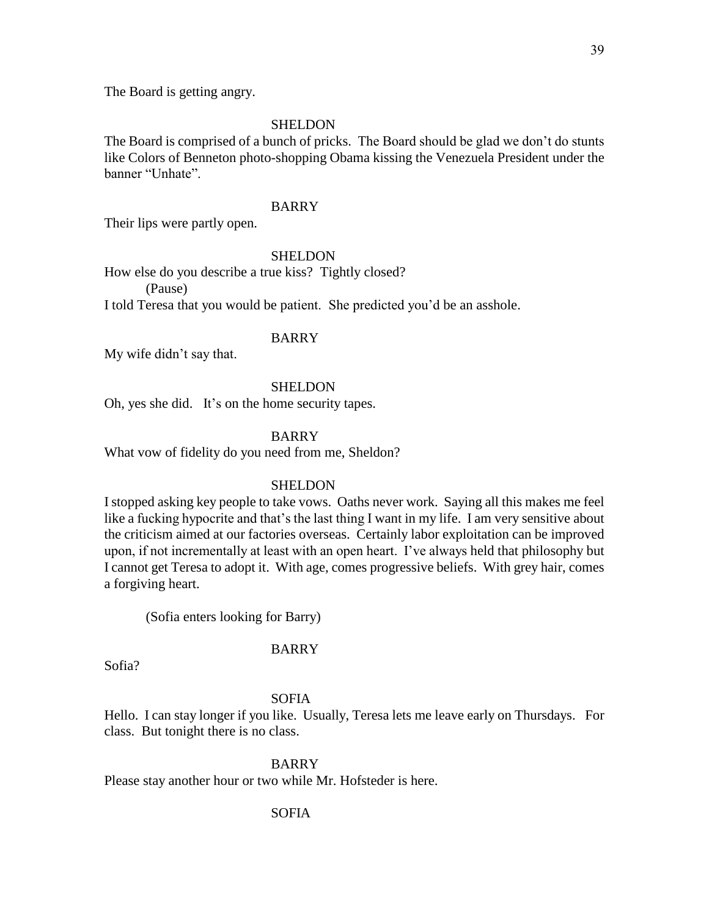The Board is getting angry.

SHELDON

The Board is comprised of a bunch of pricks. The Board should be glad we don't do stunts like Colors of Benneton photo-shopping Obama kissing the Venezuela President under the banner "Unhate".

BARRY

Their lips were partly open.

SHELDON

How else do you describe a true kiss? Tightly closed?

(Pause)

I told Teresa that you would be patient. She predicted you'd be an asshole.

BARRY

My wife didn't say that.

SHELDON

Oh, yes she did. It's on the home security tapes.

BARRY

What vow of fidelity do you need from me, Sheldon?

SHELDON

I stopped asking key people to take vows. Oaths never work. Saying all this makes me feel like a fucking hypocrite and that's the last thing I want in my life. I am very sensitive about the criticism aimed at our factories overseas. Certainly labor exploitation can be improved upon, if not incrementally at least with an open heart. I've always held that philosophy but I cannot get Teresa to adopt it. With age, comes progressive beliefs. With grey hair, comes a forgiving heart.

(Sofia enters looking for Barry)

BARRY

Sofia?

SOFIA

Hello. I can stay longer if you like. Usually, Teresa lets me leave early on Thursdays. For class. But tonight there is no class.

BARRY

Please stay another hour or two while Mr. Hofsteder is here.

SOFIA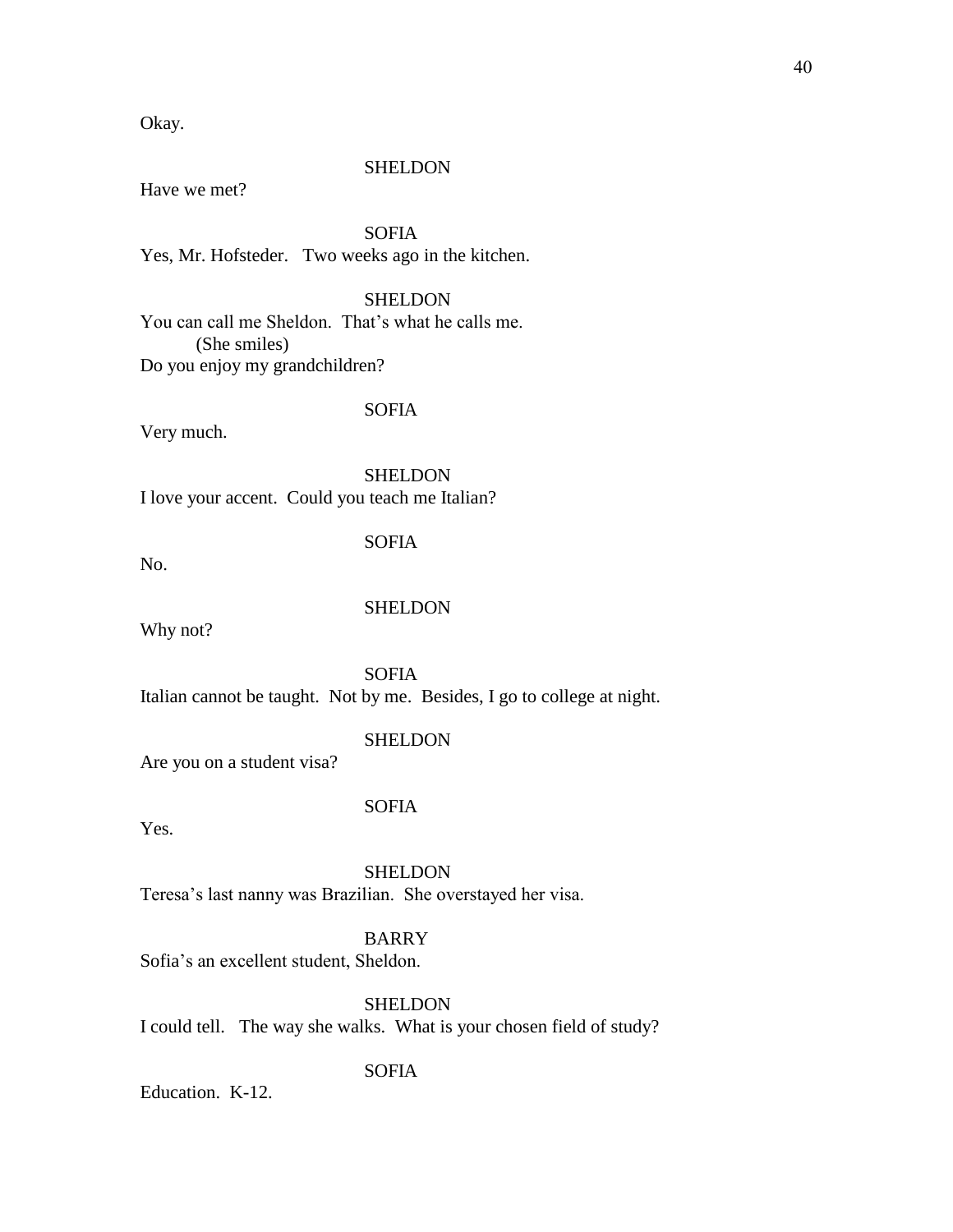Okay.

SHELDON

Have we met?

SOFIA

Yes, Mr. Hofsteder. Two weeks ago in the kitchen.

SHELDON

You can call me Sheldon. That's what he calls me.

(She smiles)

Do you enjoy my grandchildren?

SOFIA

Very much.

SHELDON

I love your accent. Could you teach me Italian?

SOFIA

No.

SHELDON

Why not?

SOFIA

Italian cannot be taught. Not by me. Besides, I go to college at night.

SHELDON

Are you on a student visa?

SOFIA

Yes.

SHELDON

Teresa's last nanny was Brazilian. She overstayed her visa.

BARRY

Sofia's an excellent student, Sheldon.

SHELDON

I could tell. The way she walks. What is your chosen field of study?

SOFIA

Education. K-12.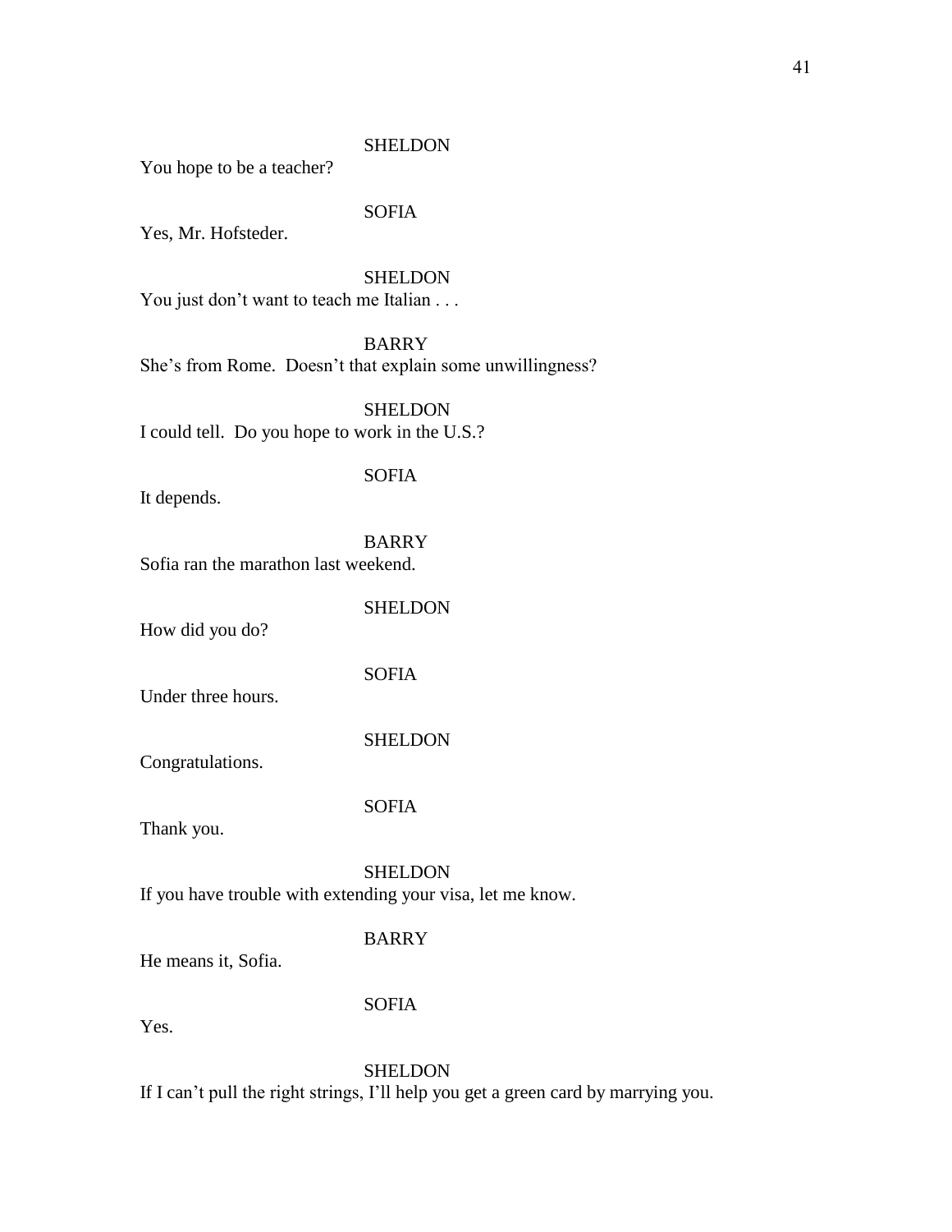SHELDON

You hope to be a teacher?

SOFIA

Yes, Mr. Hofsteder.

SHELDON

You just don't want to teach me Italian . . .

BARRY

She's from Rome. Doesn't that explain some unwillingness?

SHELDON

I could tell. Do you hope to work in the U.S.?

SOFIA

It depends.

BARRY

Sofia ran the marathon last weekend.

SHELDON

How did you do?

SOFIA

Under three hours.

SHELDON

Congratulations.

SOFIA

Thank you.

SHELDON

If you have trouble with extending your visa, let me know.

BARRY

He means it, Sofia.

SOFIA

Yes.

SHELDON

If I can't pull the right strings, I'll help you get a green card by marrying you.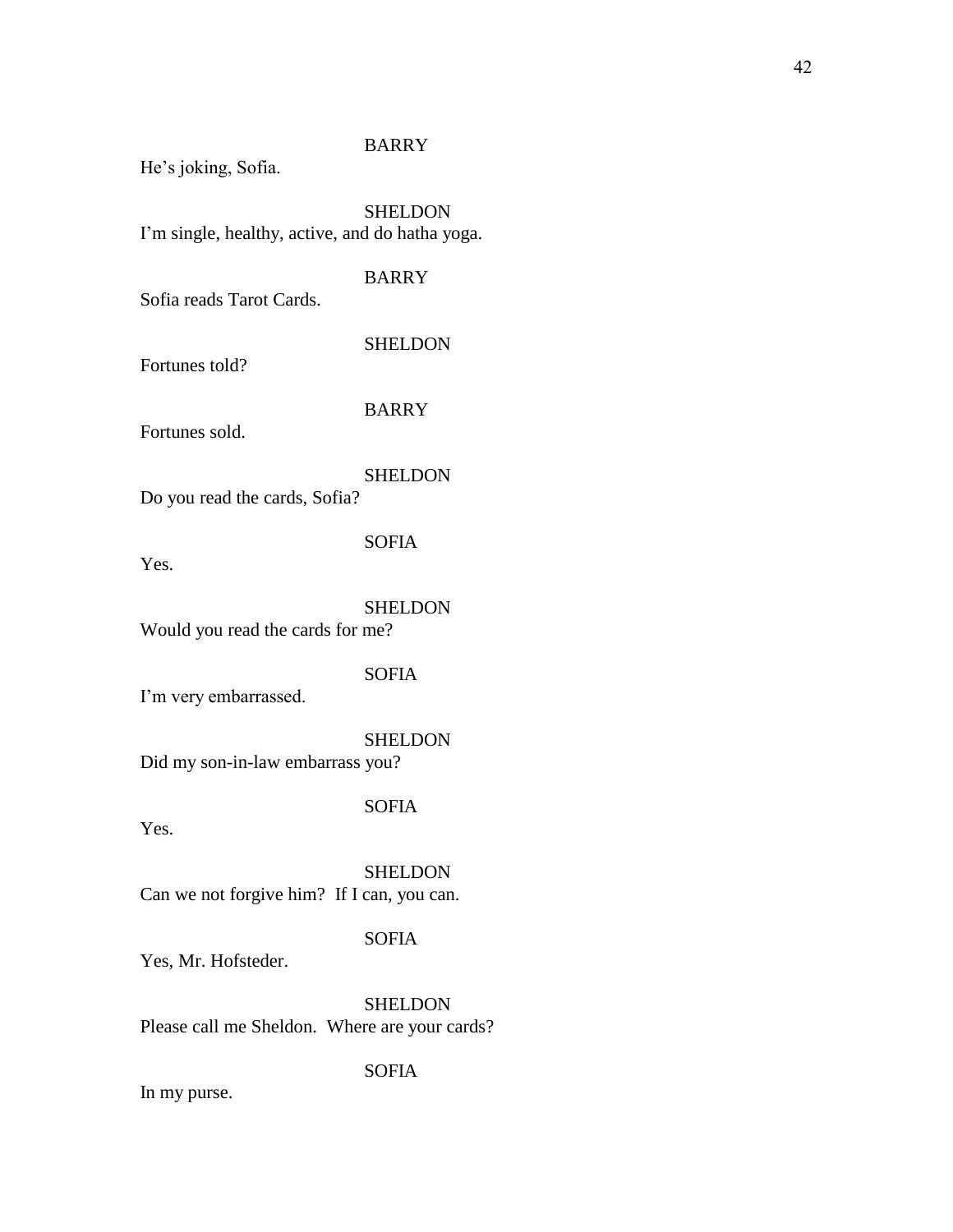BARRY

He's joking, Sofia.

SHELDON

I'm single, healthy, active, and do hatha yoga.

BARRY

Sofia reads Tarot Cards.

SHELDON

Fortunes told?

BARRY

Fortunes sold.

SHELDON

Do you read the cards, Sofia?

SOFIA

Yes.

SHELDON

Would you read the cards for me?

SOFIA

I'm very embarrassed.

SHELDON

Did my son-in-law embarrass you?

SOFIA

Yes.

SHELDON

Can we not forgive him?  If I can, you can.

SOFIA

Yes, Mr. Hofsteder.

SHELDON

Please call me Sheldon.  Where are your cards?

SOFIA

In my purse.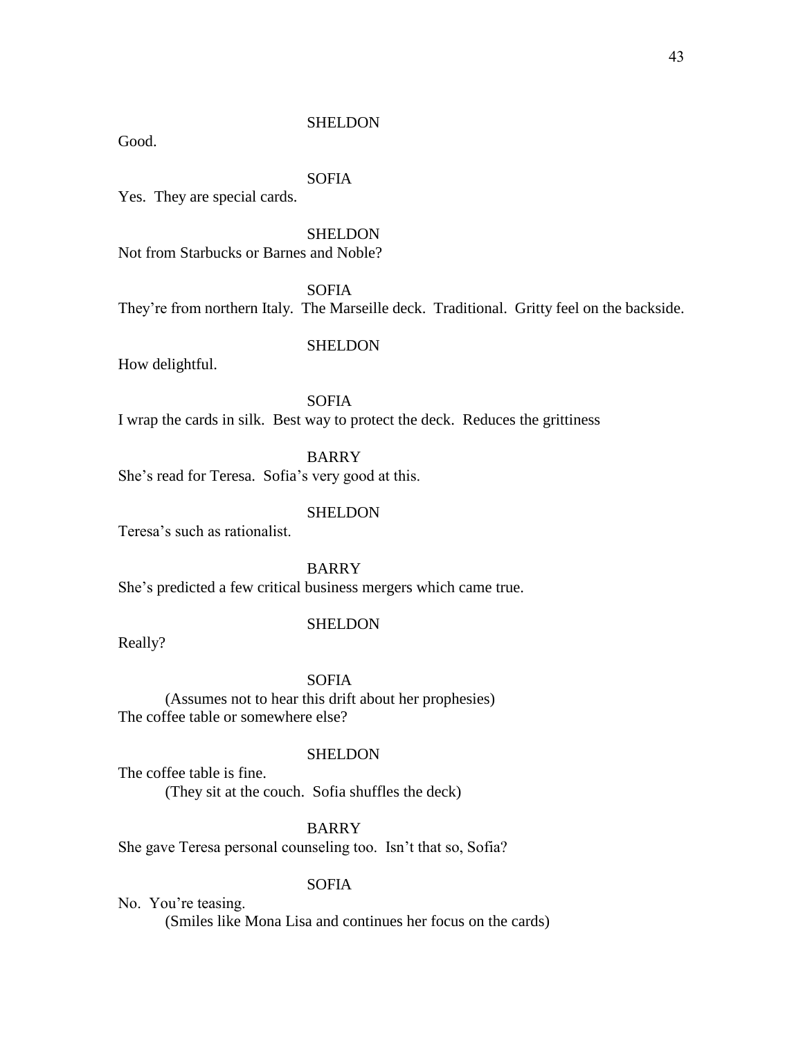SHELDON

Good.

SOFIA

Yes. They are special cards.

SHELDON

Not from Starbucks or Barnes and Noble?

SOFIA

They're from northern Italy. The Marseille deck. Traditional. Gritty feel on the backside.

SHELDON

How delightful.

SOFIA

I wrap the cards in silk. Best way to protect the deck. Reduces the grittiness

BARRY

She's read for Teresa. Sofia's very good at this.

SHELDON

Teresa's such as rationalist.

BARRY

She's predicted a few critical business mergers which came true.

SHELDON

Really?

SOFIA

(Assumes not to hear this drift about her prophesies)

The coffee table or somewhere else?

SHELDON

The coffee table is fine.

(They sit at the couch. Sofia shuffles the deck)

BARRY

She gave Teresa personal counseling too. Isn't that so, Sofia?

SOFIA

No. You're teasing.

(Smiles like Mona Lisa and continues her focus on the cards)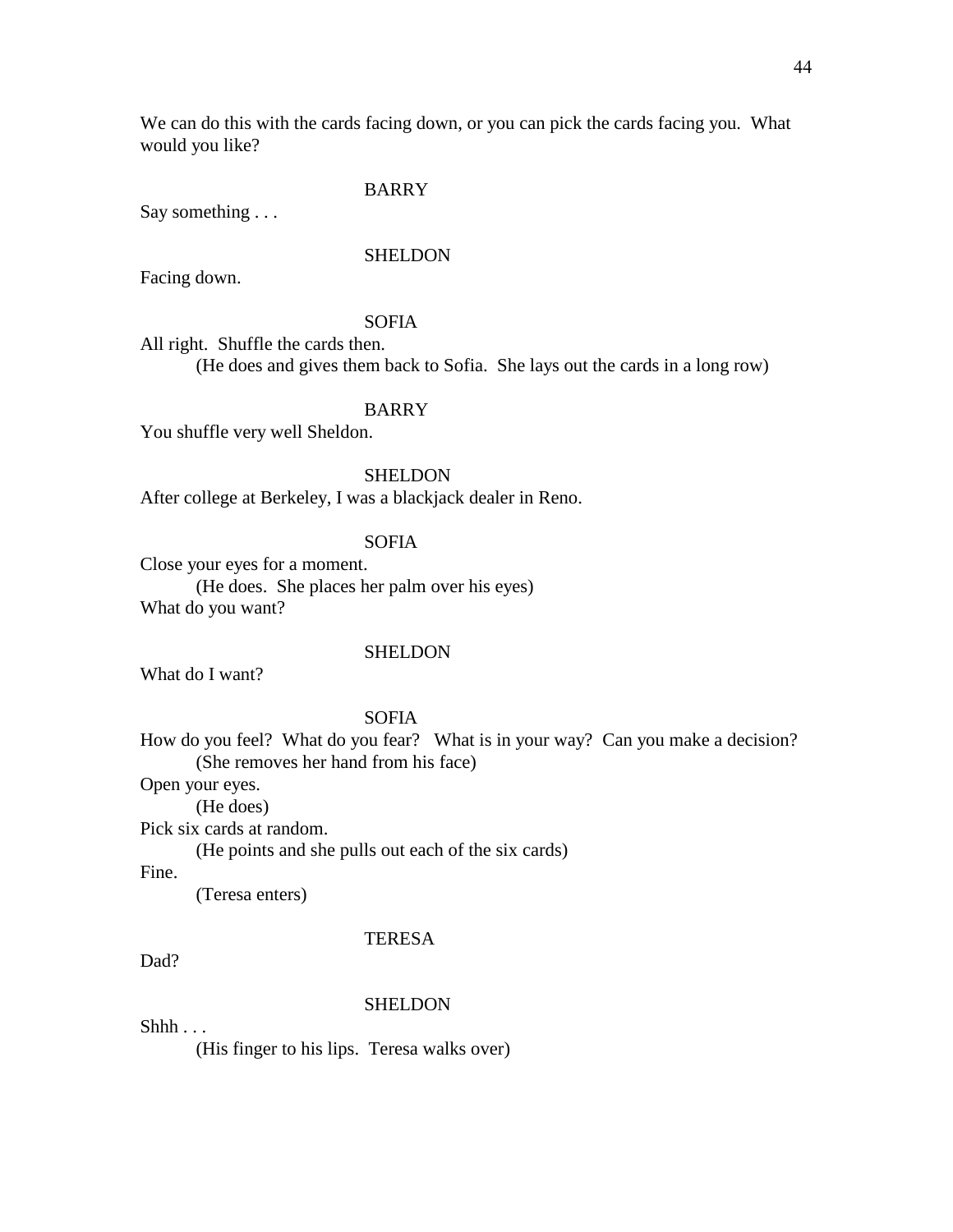We can do this with the cards facing down, or you can pick the cards facing you. What would you like?

BARRY

Say something . . .

SHELDON

Facing down.

SOFIA

All right. Shuffle the cards then.

(He does and gives them back to Sofia. She lays out the cards in a long row)

BARRY

You shuffle very well Sheldon.

SHELDON

After college at Berkeley, I was a blackjack dealer in Reno.

SOFIA

Close your eyes for a moment.

(He does. She places her palm over his eyes)

What do you want?

SHELDON

What do I want?

SOFIA

How do you feel? What do you fear? What is in your way? Can you make a decision?

(She removes her hand from his face)

Open your eyes.

(He does)

Pick six cards at random.

(He points and she pulls out each of the six cards)

Fine.

(Teresa enters)

TERESA

Dad?

SHELDON

Shhh . . .

(His finger to his lips. Teresa walks over)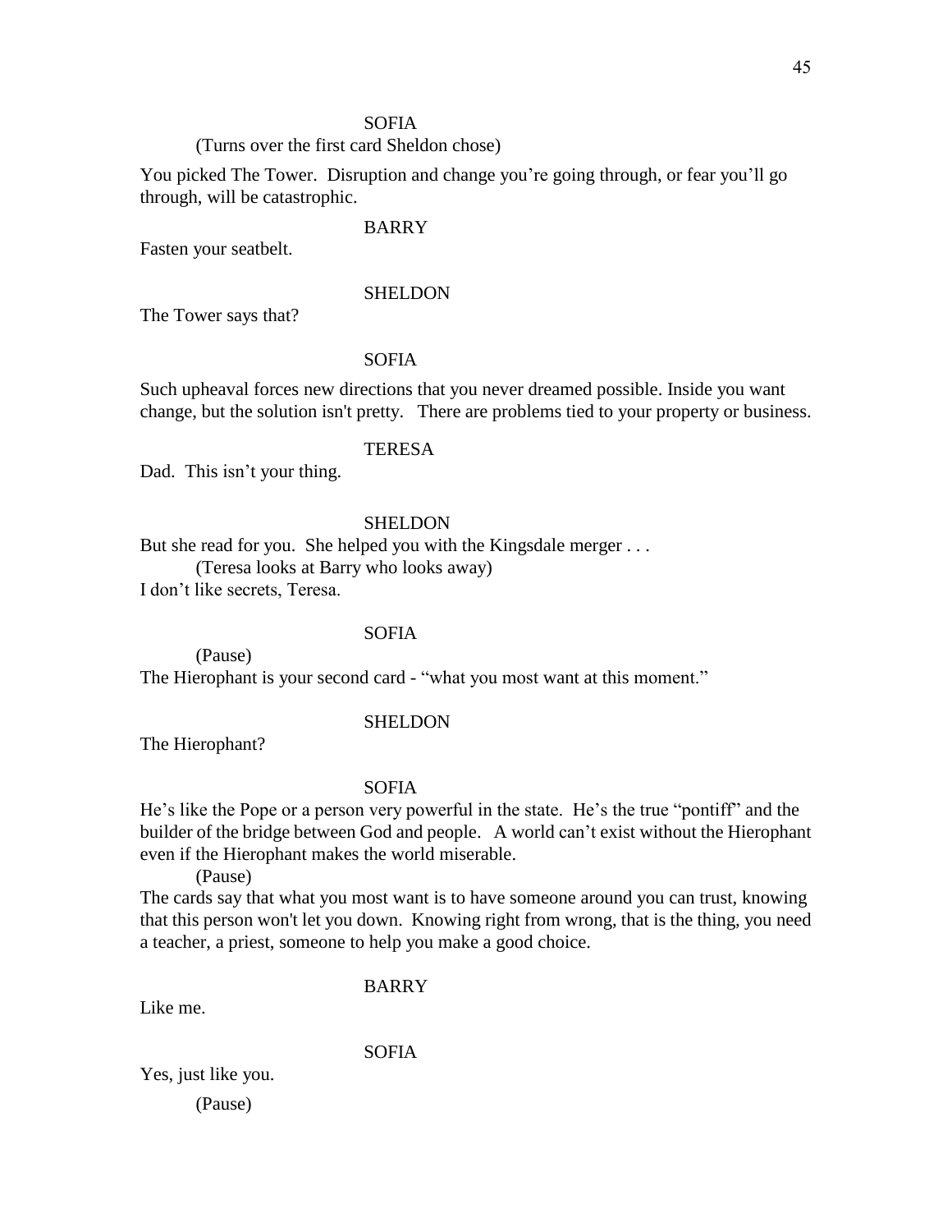SOFIA

(Turns over the first card Sheldon chose)

You picked The Tower.  Disruption and change you're going through, or fear you'll go through, will be catastrophic.

BARRY

Fasten your seatbelt.

SHELDON

The Tower says that?

SOFIA

Such upheaval forces new directions that you never dreamed possible. Inside you want change, but the solution isn't pretty.   There are problems tied to your property or business.

TERESA

Dad.  This isn't your thing.

SHELDON

But she read for you.  She helped you with the Kingsdale merger . . .

(Teresa looks at Barry who looks away)

I don't like secrets, Teresa.

SOFIA

(Pause)

The Hierophant is your second card - "what you most want at this moment."

SHELDON

The Hierophant?

SOFIA

He's like the Pope or a person very powerful in the state.  He's the true "pontiff" and the builder of the bridge between God and people.   A world can't exist without the Hierophant even if the Hierophant makes the world miserable.

(Pause)

The cards say that what you most want is to have someone around you can trust, knowing that this person won't let you down.  Knowing right from wrong, that is the thing, you need a teacher, a priest, someone to help you make a good choice.

BARRY

Like me.

SOFIA

Yes, just like you.

(Pause)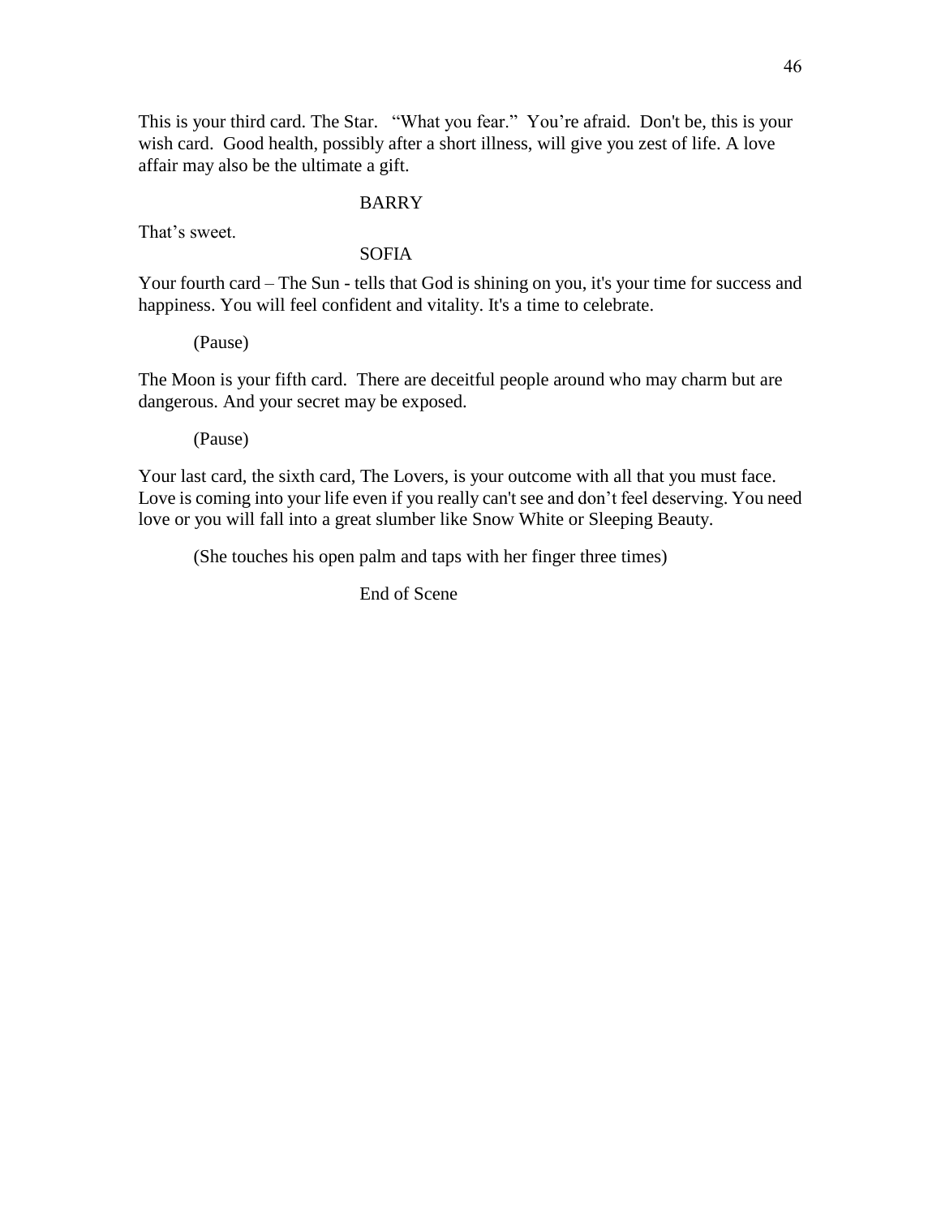This is your third card. The Star. "What you fear." You're afraid. Don't be, this is your wish card. Good health, possibly after a short illness, will give you zest of life. A love affair may also be the ultimate a gift.

BARRY

That's sweet.

SOFIA

Your fourth card – The Sun - tells that God is shining on you, it's your time for success and happiness. You will feel confident and vitality. It's a time to celebrate.

(Pause)

The Moon is your fifth card. There are deceitful people around who may charm but are dangerous. And your secret may be exposed.

(Pause)

Your last card, the sixth card, The Lovers, is your outcome with all that you must face. Love is coming into your life even if you really can't see and don't feel deserving. You need love or you will fall into a great slumber like Snow White or Sleeping Beauty.

(She touches his open palm and taps with her finger three times)

End of Scene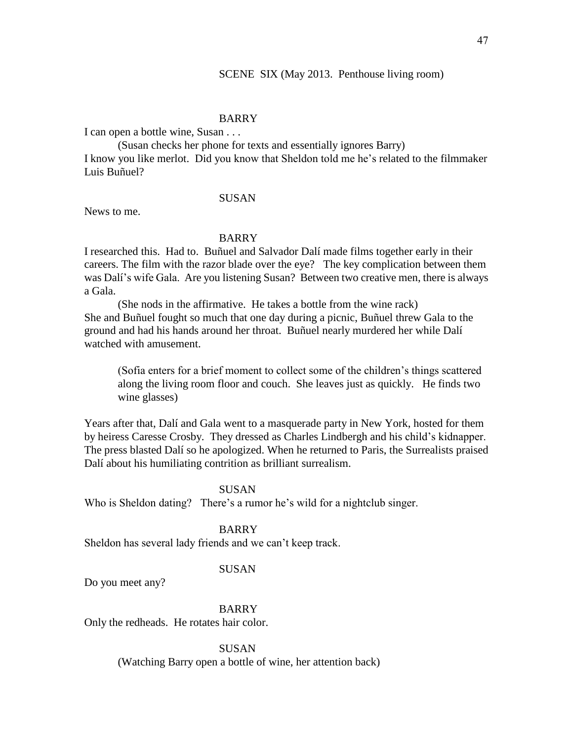SCENE SIX (May 2013. Penthouse living room)

BARRY

I can open a bottle wine, Susan . . .

(Susan checks her phone for texts and essentially ignores Barry)

I know you like merlot. Did you know that Sheldon told me he's related to the filmmaker Luis Buñuel?

SUSAN

News to me.

BARRY

I researched this. Had to. Buñuel and Salvador Dalí made films together early in their careers. The film with the razor blade over the eye? The key complication between them was Dalí's wife Gala. Are you listening Susan? Between two creative men, there is always a Gala.

(She nods in the affirmative. He takes a bottle from the wine rack)

She and Buñuel fought so much that one day during a picnic, Buñuel threw Gala to the ground and had his hands around her throat. Buñuel nearly murdered her while Dalí watched with amusement.

(Sofia enters for a brief moment to collect some of the children's things scattered along the living room floor and couch. She leaves just as quickly. He finds two wine glasses)

Years after that, Dalí and Gala went to a masquerade party in New York, hosted for them by heiress Caresse Crosby. They dressed as Charles Lindbergh and his child's kidnapper. The press blasted Dalí so he apologized. When he returned to Paris, the Surrealists praised Dalí about his humiliating contrition as brilliant surrealism.

SUSAN

Who is Sheldon dating? There's a rumor he's wild for a nightclub singer.

BARRY

Sheldon has several lady friends and we can't keep track.

SUSAN

Do you meet any?

BARRY

Only the redheads. He rotates hair color.

SUSAN

(Watching Barry open a bottle of wine, her attention back)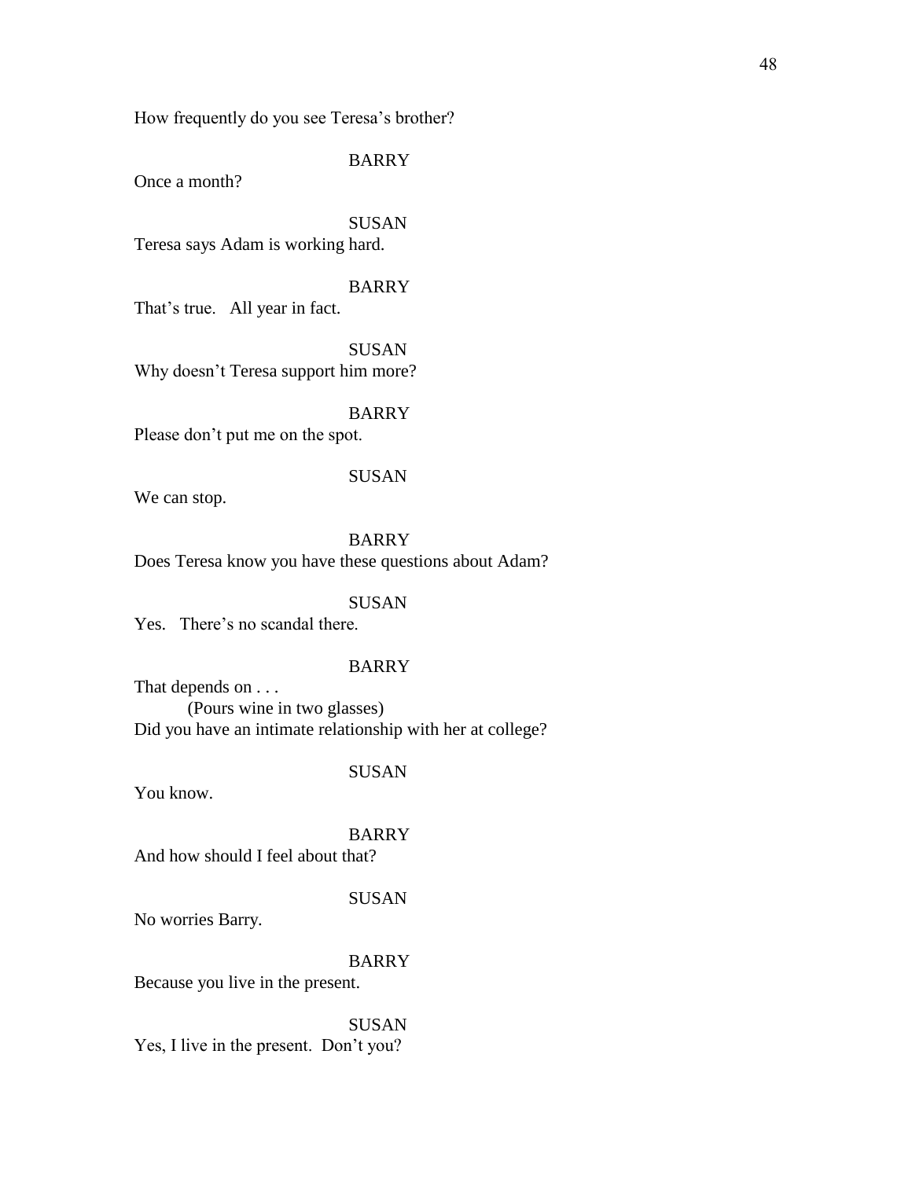How frequently do you see Teresa's brother?

BARRY

Once a month?

SUSAN

Teresa says Adam is working hard.

BARRY

That's true. All year in fact.

SUSAN

Why doesn't Teresa support him more?

BARRY

Please don't put me on the spot.

SUSAN

We can stop.

BARRY

Does Teresa know you have these questions about Adam?

SUSAN

Yes. There's no scandal there.

BARRY

That depends on . . .

(Pours wine in two glasses)

Did you have an intimate relationship with her at college?

SUSAN

You know.

BARRY

And how should I feel about that?

SUSAN

No worries Barry.

BARRY

Because you live in the present.

SUSAN

Yes, I live in the present. Don't you?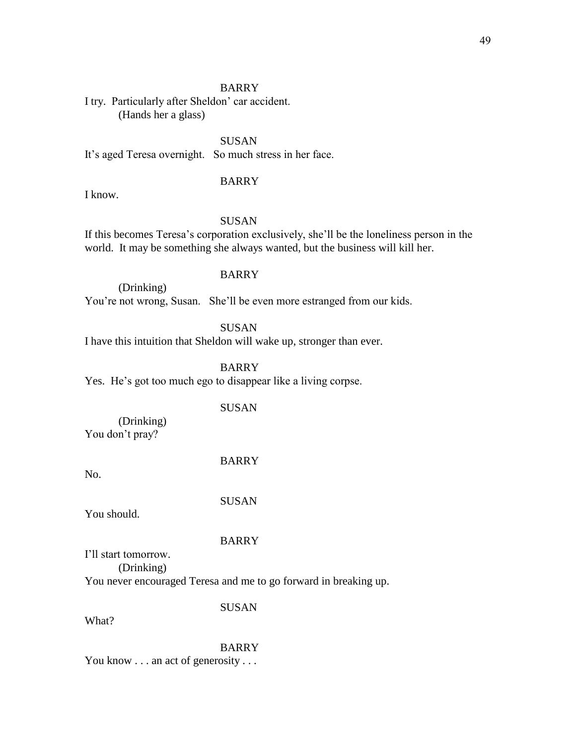BARRY

I try. Particularly after Sheldon' car accident.
(Hands her a glass)

SUSAN

It's aged Teresa overnight. So much stress in her face.

BARRY

I know.

SUSAN

If this becomes Teresa's corporation exclusively, she'll be the loneliness person in the world. It may be something she always wanted, but the business will kill her.

BARRY

(Drinking)
You're not wrong, Susan. She'll be even more estranged from our kids.

SUSAN

I have this intuition that Sheldon will wake up, stronger than ever.

BARRY

Yes. He's got too much ego to disappear like a living corpse.

SUSAN

(Drinking)
You don't pray?

BARRY

No.

SUSAN

You should.

BARRY

I'll start tomorrow.
(Drinking)
You never encouraged Teresa and me to go forward in breaking up.

SUSAN

What?

BARRY

You know . . . an act of generosity . . .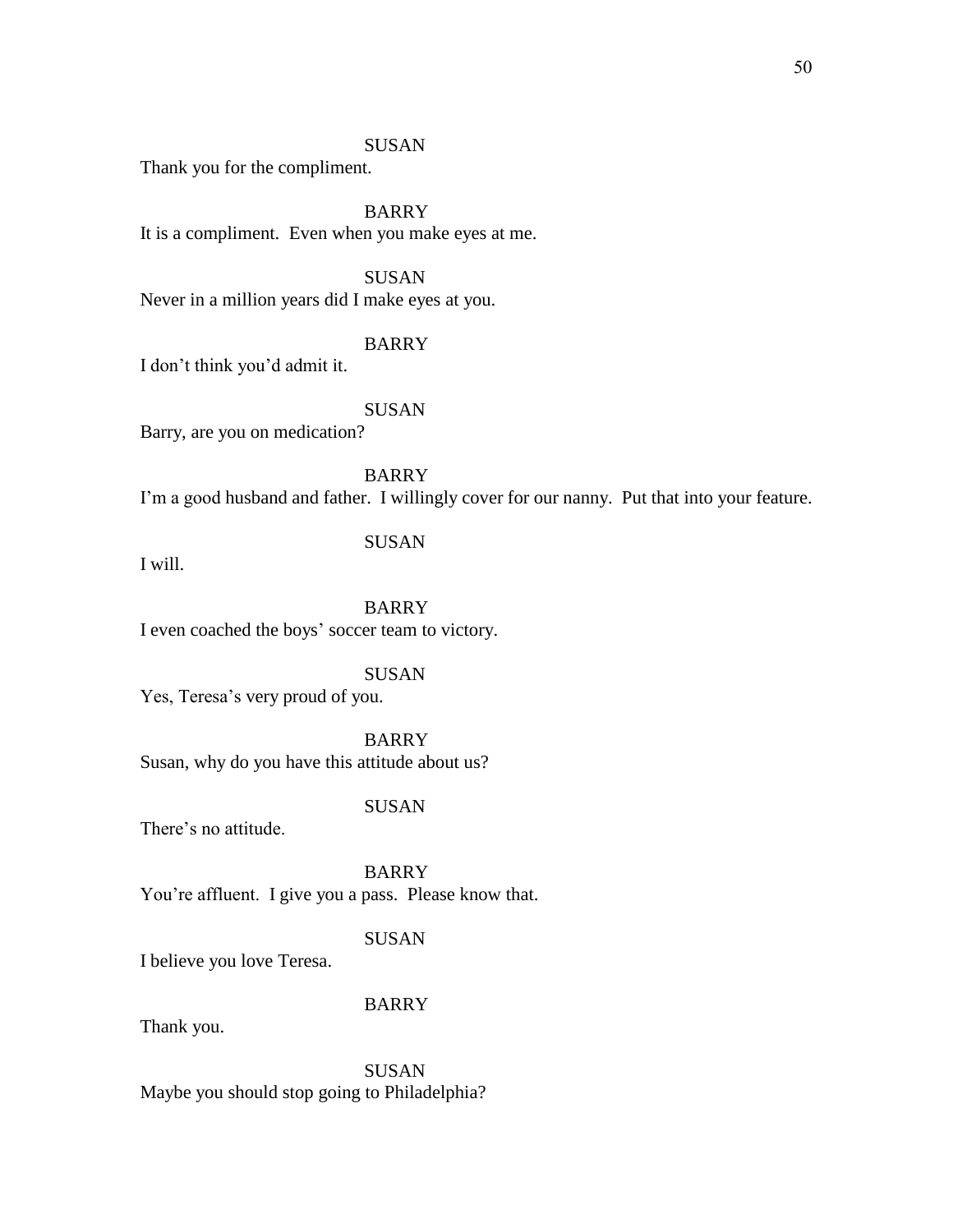SUSAN
Thank you for the compliment.

BARRY
It is a compliment. Even when you make eyes at me.

SUSAN
Never in a million years did I make eyes at you.

BARRY
I don't think you'd admit it.

SUSAN
Barry, are you on medication?

BARRY
I'm a good husband and father. I willingly cover for our nanny. Put that into your feature.

SUSAN
I will.

BARRY
I even coached the boys' soccer team to victory.

SUSAN
Yes, Teresa's very proud of you.

BARRY
Susan, why do you have this attitude about us?

SUSAN
There's no attitude.

BARRY
You're affluent. I give you a pass. Please know that.

SUSAN
I believe you love Teresa.

BARRY
Thank you.

SUSAN
Maybe you should stop going to Philadelphia?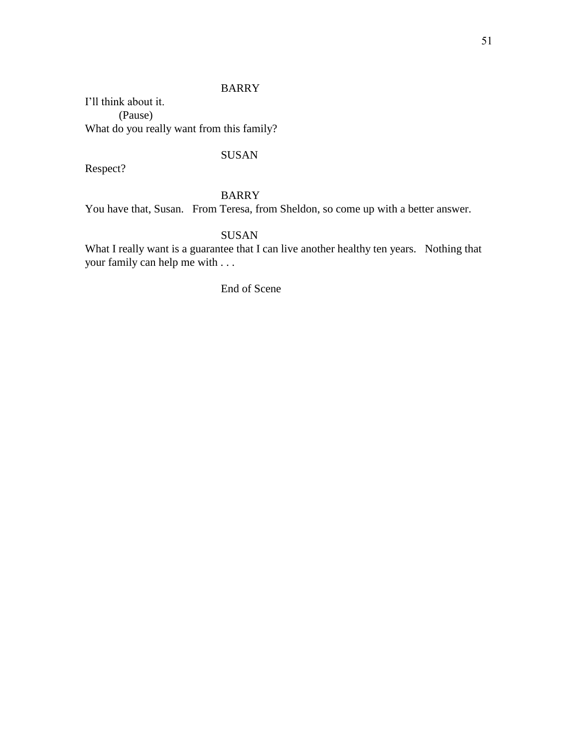BARRY

I'll think about it.

(Pause)

What do you really want from this family?

SUSAN

Respect?

BARRY

You have that, Susan. From Teresa, from Sheldon, so come up with a better answer.

SUSAN

What I really want is a guarantee that I can live another healthy ten years. Nothing that your family can help me with . . .

End of Scene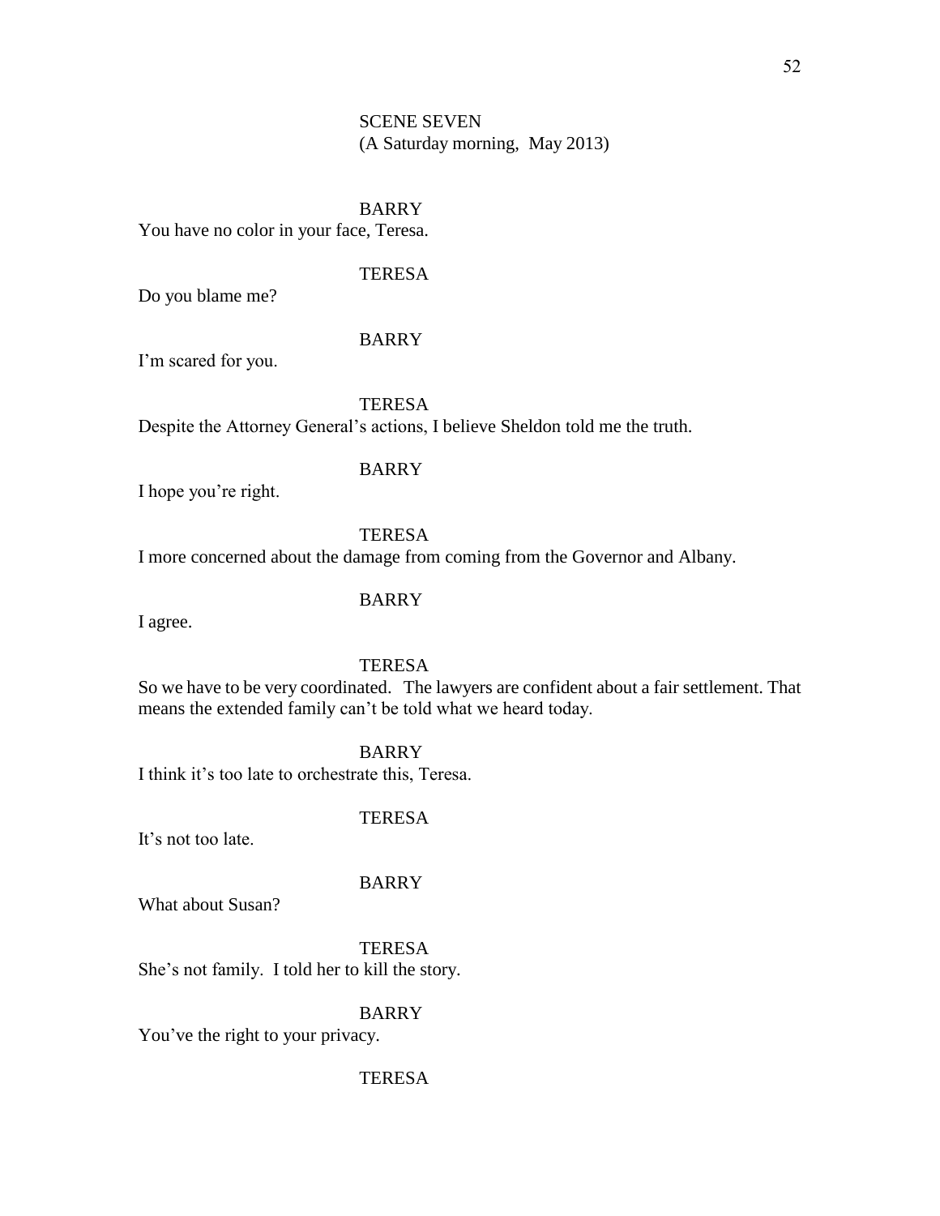SCENE SEVEN
(A Saturday morning, May 2013)

BARRY
You have no color in your face, Teresa.

TERESA
Do you blame me?

BARRY
I'm scared for you.

TERESA
Despite the Attorney General's actions, I believe Sheldon told me the truth.

BARRY
I hope you're right.

TERESA
I more concerned about the damage from coming from the Governor and Albany.

BARRY
I agree.

TERESA
So we have to be very coordinated. The lawyers are confident about a fair settlement. That means the extended family can't be told what we heard today.

BARRY
I think it's too late to orchestrate this, Teresa.

TERESA
It's not too late.

BARRY
What about Susan?

TERESA
She's not family. I told her to kill the story.

BARRY
You've the right to your privacy.

TERESA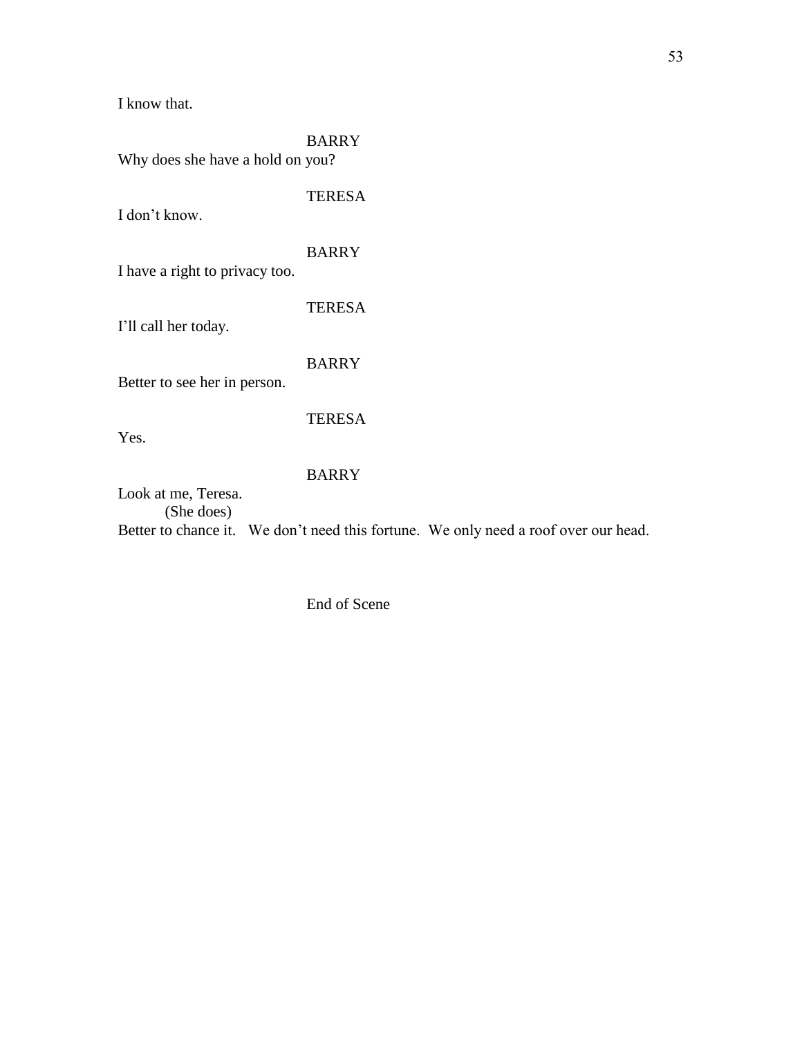I know that.

BARRY

Why does she have a hold on you?

TERESA

I don't know.

BARRY

I have a right to privacy too.

TERESA

I'll call her today.

BARRY

Better to see her in person.

TERESA

Yes.

BARRY

Look at me, Teresa.

(She does)

Better to chance it.   We don't need this fortune.  We only need a roof over our head.

End of Scene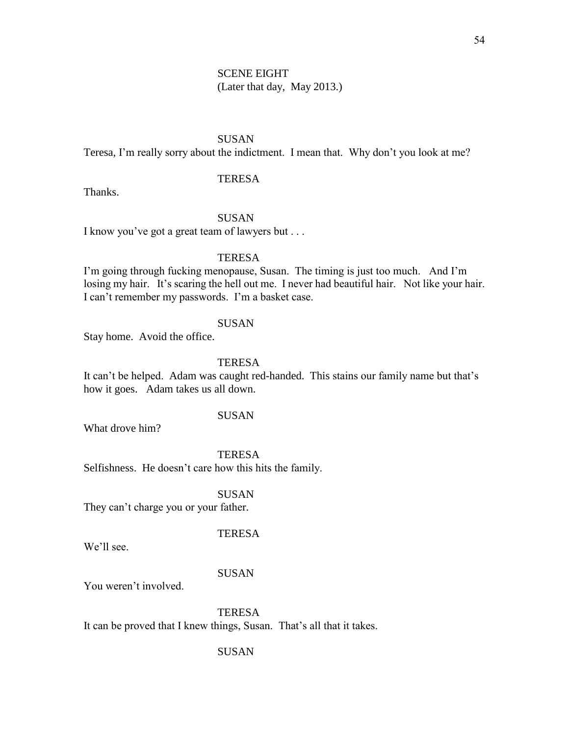SCENE EIGHT
(Later that day, May 2013.)

SUSAN

Teresa, I'm really sorry about the indictment. I mean that. Why don't you look at me?

TERESA

Thanks.

SUSAN

I know you've got a great team of lawyers but . . .

TERESA

I'm going through fucking menopause, Susan. The timing is just too much. And I'm losing my hair. It's scaring the hell out me. I never had beautiful hair. Not like your hair. I can't remember my passwords. I'm a basket case.

SUSAN

Stay home. Avoid the office.

TERESA

It can't be helped. Adam was caught red-handed. This stains our family name but that's how it goes. Adam takes us all down.

SUSAN

What drove him?

TERESA

Selfishness. He doesn't care how this hits the family.

SUSAN

They can't charge you or your father.

TERESA

We'll see.

SUSAN

You weren't involved.

TERESA

It can be proved that I knew things, Susan. That's all that it takes.

SUSAN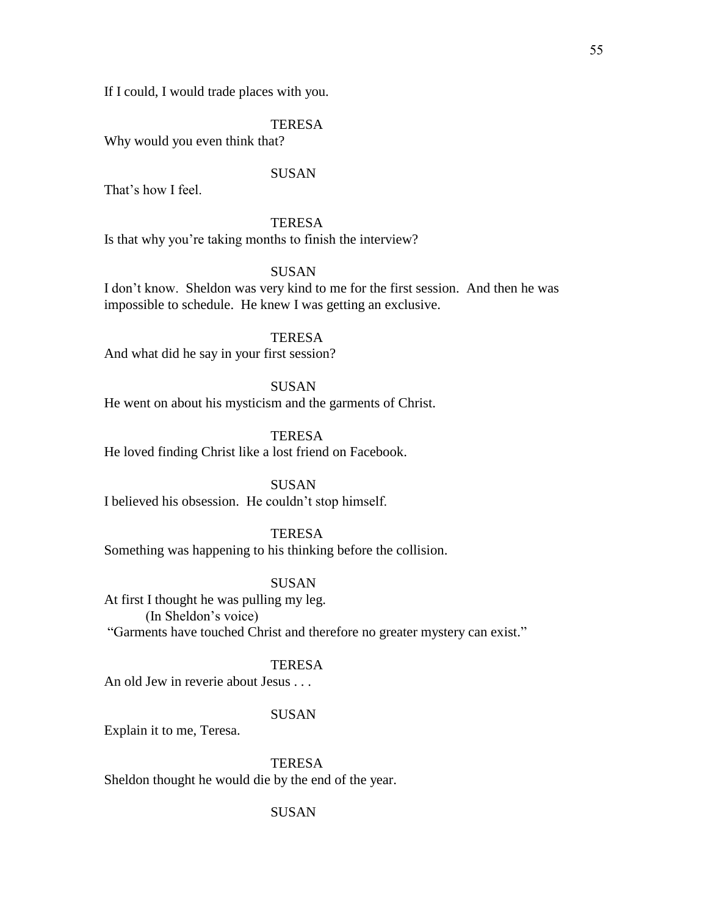If I could, I would trade places with you.

TERESA

Why would you even think that?

SUSAN

That's how I feel.

TERESA

Is that why you're taking months to finish the interview?

SUSAN

I don't know. Sheldon was very kind to me for the first session. And then he was impossible to schedule. He knew I was getting an exclusive.

TERESA

And what did he say in your first session?

SUSAN

He went on about his mysticism and the garments of Christ.

TERESA

He loved finding Christ like a lost friend on Facebook.

SUSAN

I believed his obsession. He couldn't stop himself.

TERESA

Something was happening to his thinking before the collision.

SUSAN

At first I thought he was pulling my leg.

(In Sheldon's voice)

"Garments have touched Christ and therefore no greater mystery can exist."

TERESA

An old Jew in reverie about Jesus . . .

SUSAN

Explain it to me, Teresa.

TERESA

Sheldon thought he would die by the end of the year.

SUSAN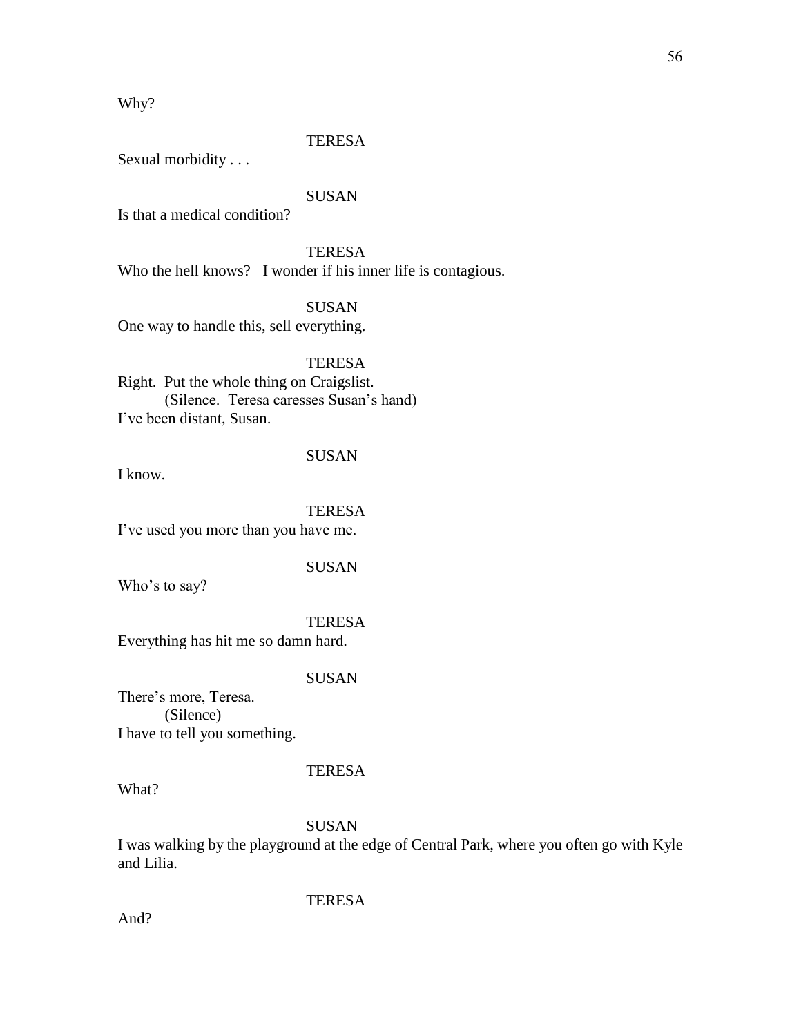Why?

TERESA

Sexual morbidity . . .

SUSAN

Is that a medical condition?

TERESA

Who the hell knows?   I wonder if his inner life is contagious.

SUSAN

One way to handle this, sell everything.

TERESA

Right.  Put the whole thing on Craigslist.

(Silence.  Teresa caresses Susan's hand)

I've been distant, Susan.

SUSAN

I know.

TERESA

I've used you more than you have me.

SUSAN

Who's to say?

TERESA

Everything has hit me so damn hard.

SUSAN

There's more, Teresa.

(Silence)

I have to tell you something.

TERESA

What?

SUSAN

I was walking by the playground at the edge of Central Park, where you often go with Kyle and Lilia.

TERESA

And?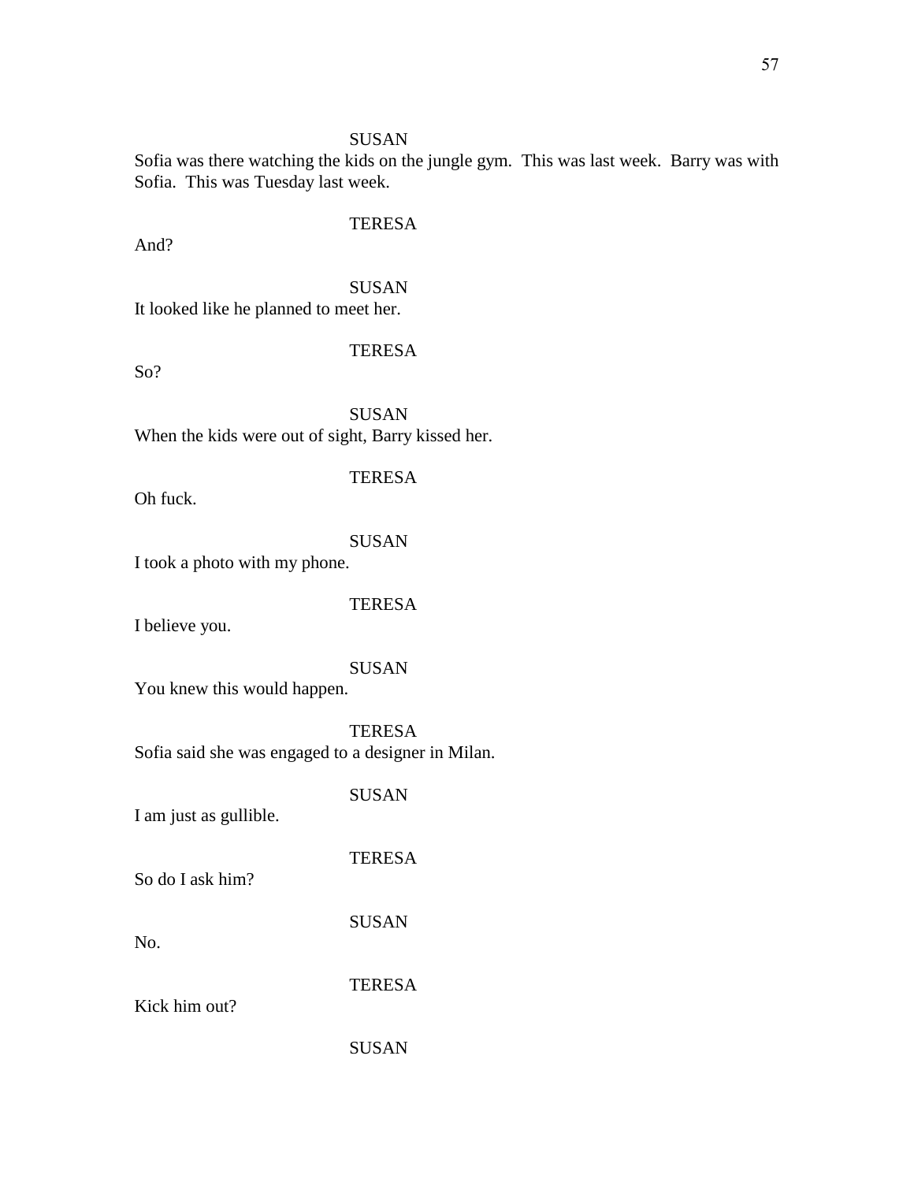SUSAN

Sofia was there watching the kids on the jungle gym.  This was last week.  Barry was with Sofia.  This was Tuesday last week.

TERESA

And?

SUSAN

It looked like he planned to meet her.

TERESA

So?

SUSAN

When the kids were out of sight, Barry kissed her.

TERESA

Oh fuck.

SUSAN

I took a photo with my phone.

TERESA

I believe you.

SUSAN

You knew this would happen.

TERESA

Sofia said she was engaged to a designer in Milan.

SUSAN

I am just as gullible.

TERESA

So do I ask him?

SUSAN

No.

TERESA

Kick him out?

SUSAN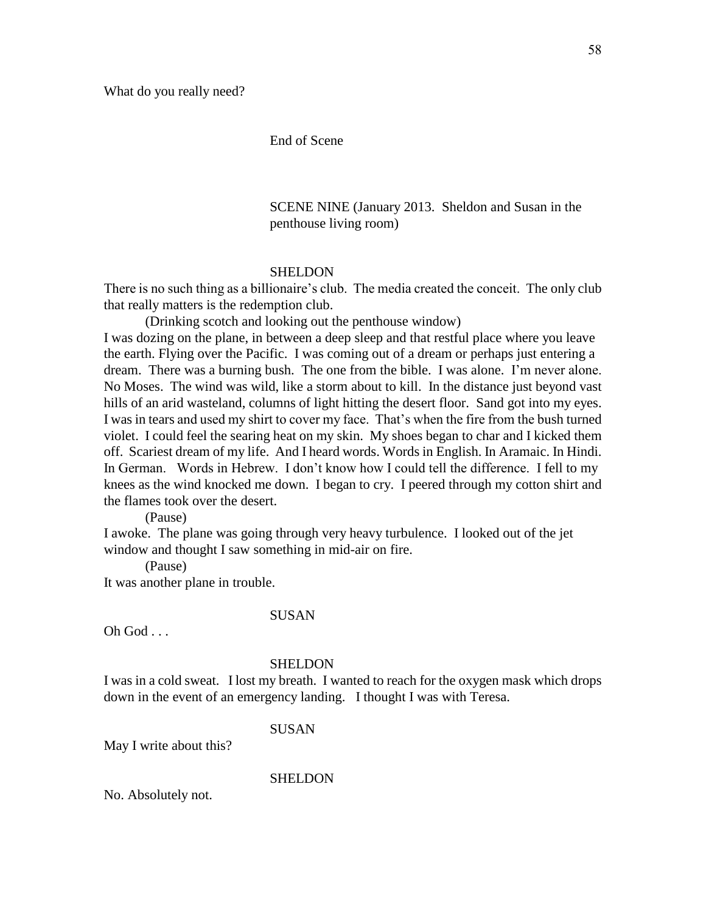What do you really need?

End of Scene

SCENE NINE (January 2013. Sheldon and Susan in the penthouse living room)

SHELDON

There is no such thing as a billionaire's club. The media created the conceit. The only club that really matters is the redemption club.

(Drinking scotch and looking out the penthouse window)

I was dozing on the plane, in between a deep sleep and that restful place where you leave the earth. Flying over the Pacific. I was coming out of a dream or perhaps just entering a dream. There was a burning bush. The one from the bible. I was alone. I'm never alone. No Moses. The wind was wild, like a storm about to kill. In the distance just beyond vast hills of an arid wasteland, columns of light hitting the desert floor. Sand got into my eyes. I was in tears and used my shirt to cover my face. That's when the fire from the bush turned violet. I could feel the searing heat on my skin. My shoes began to char and I kicked them off. Scariest dream of my life. And I heard words. Words in English. In Aramaic. In Hindi. In German. Words in Hebrew. I don't know how I could tell the difference. I fell to my knees as the wind knocked me down. I began to cry. I peered through my cotton shirt and the flames took over the desert.

(Pause)

I awoke. The plane was going through very heavy turbulence. I looked out of the jet window and thought I saw something in mid-air on fire.

(Pause)

It was another plane in trouble.

SUSAN

Oh God . . .

SHELDON

I was in a cold sweat. I lost my breath. I wanted to reach for the oxygen mask which drops down in the event of an emergency landing. I thought I was with Teresa.

SUSAN

May I write about this?

SHELDON

No. Absolutely not.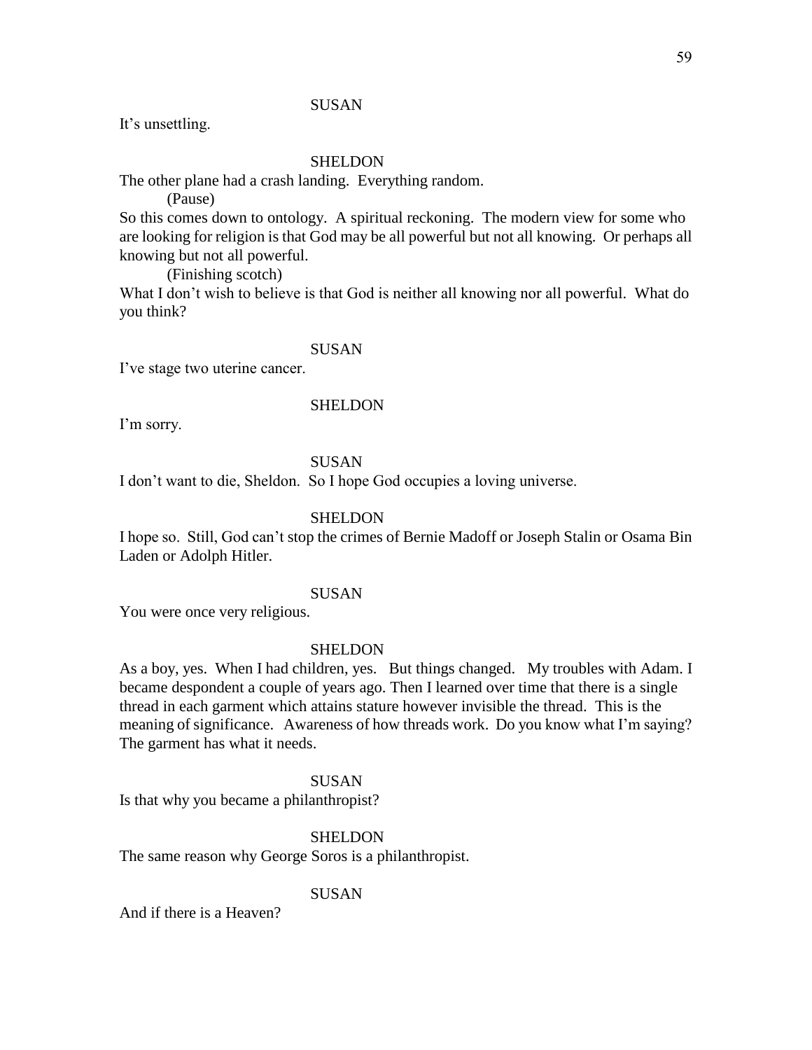SUSAN

It's unsettling.

SHELDON

The other plane had a crash landing. Everything random.

(Pause)

So this comes down to ontology. A spiritual reckoning. The modern view for some who are looking for religion is that God may be all powerful but not all knowing. Or perhaps all knowing but not all powerful.

(Finishing scotch)

What I don't wish to believe is that God is neither all knowing nor all powerful. What do you think?

SUSAN

I've stage two uterine cancer.

SHELDON

I'm sorry.

SUSAN

I don't want to die, Sheldon. So I hope God occupies a loving universe.

SHELDON

I hope so. Still, God can't stop the crimes of Bernie Madoff or Joseph Stalin or Osama Bin Laden or Adolph Hitler.

SUSAN

You were once very religious.

SHELDON

As a boy, yes. When I had children, yes. But things changed. My troubles with Adam. I became despondent a couple of years ago. Then I learned over time that there is a single thread in each garment which attains stature however invisible the thread. This is the meaning of significance. Awareness of how threads work. Do you know what I'm saying? The garment has what it needs.

SUSAN

Is that why you became a philanthropist?

SHELDON

The same reason why George Soros is a philanthropist.

SUSAN

And if there is a Heaven?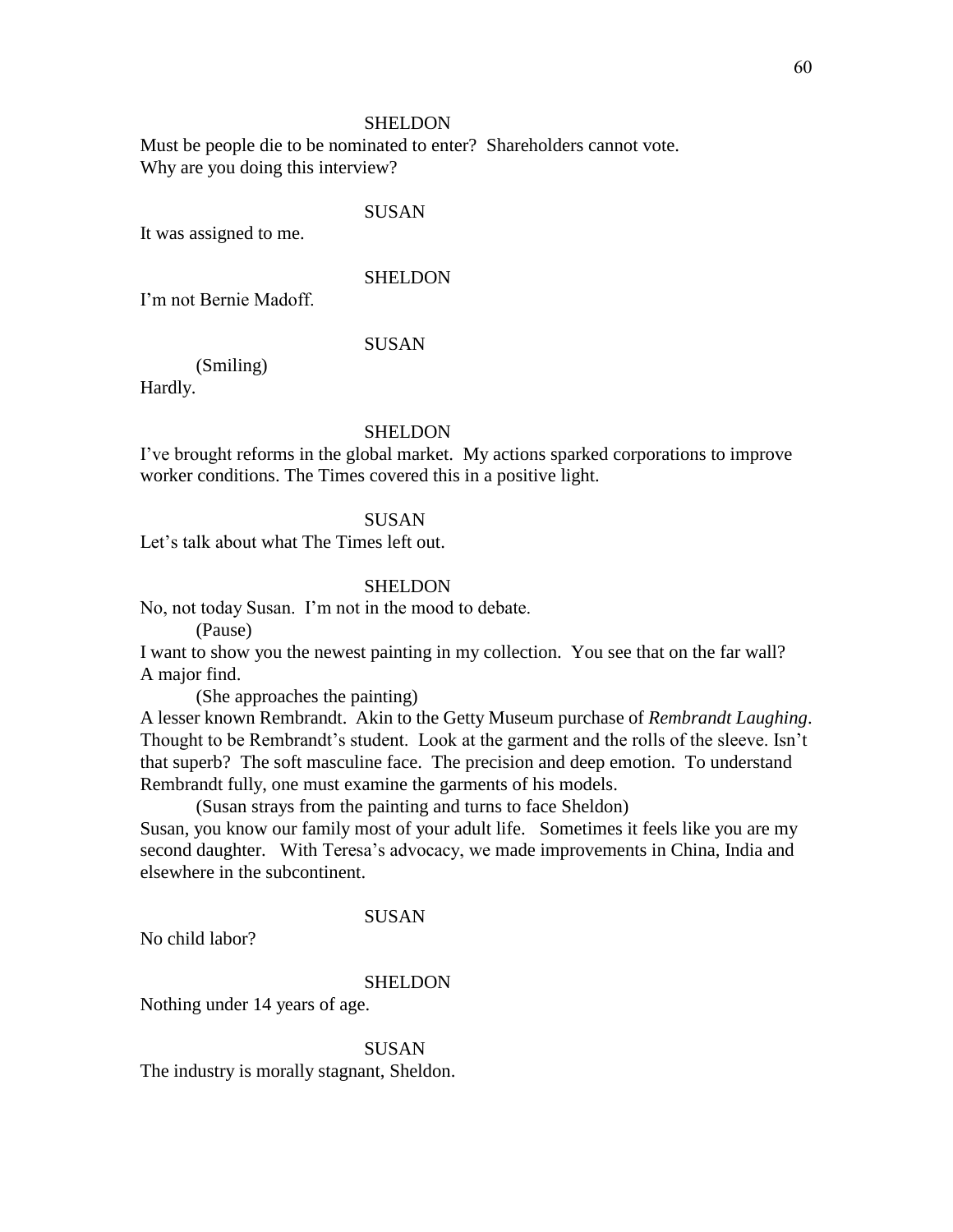SHELDON

Must be people die to be nominated to enter? Shareholders cannot vote. Why are you doing this interview?

SUSAN

It was assigned to me.

SHELDON

I'm not Bernie Madoff.

SUSAN

(Smiling)

Hardly.

SHELDON

I've brought reforms in the global market. My actions sparked corporations to improve worker conditions. The Times covered this in a positive light.

SUSAN

Let's talk about what The Times left out.

SHELDON

No, not today Susan. I'm not in the mood to debate.

(Pause)

I want to show you the newest painting in my collection. You see that on the far wall? A major find.

(She approaches the painting)

A lesser known Rembrandt. Akin to the Getty Museum purchase of *Rembrandt Laughing*. Thought to be Rembrandt's student. Look at the garment and the rolls of the sleeve. Isn't that superb? The soft masculine face. The precision and deep emotion. To understand Rembrandt fully, one must examine the garments of his models.

(Susan strays from the painting and turns to face Sheldon)

Susan, you know our family most of your adult life. Sometimes it feels like you are my second daughter. With Teresa's advocacy, we made improvements in China, India and elsewhere in the subcontinent.

SUSAN

No child labor?

SHELDON

Nothing under 14 years of age.

SUSAN

The industry is morally stagnant, Sheldon.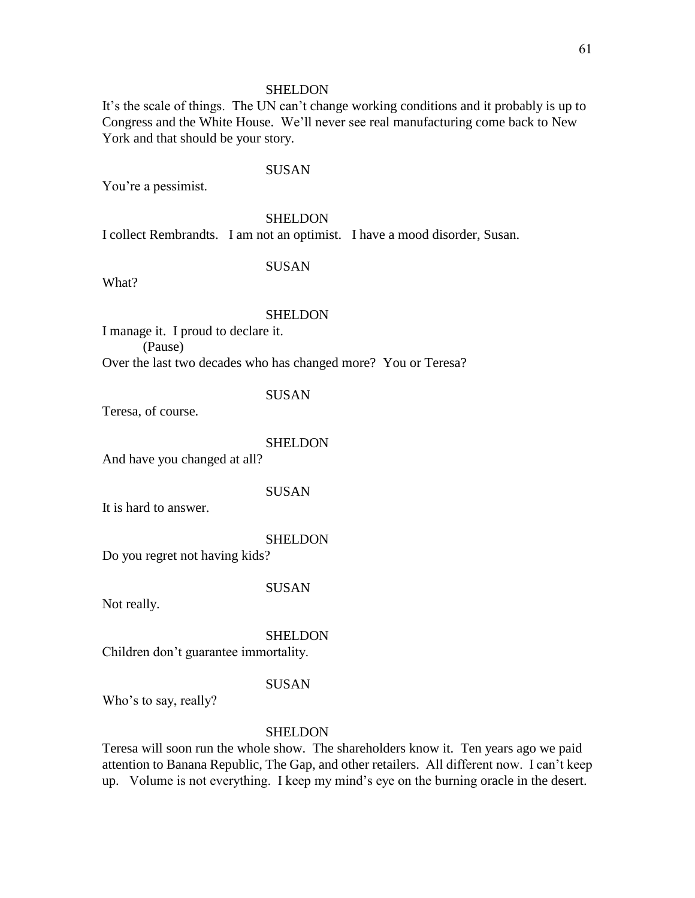SHELDON

It's the scale of things. The UN can't change working conditions and it probably is up to Congress and the White House. We'll never see real manufacturing come back to New York and that should be your story.

SUSAN

You're a pessimist.

SHELDON

I collect Rembrandts. I am not an optimist. I have a mood disorder, Susan.

SUSAN

What?

SHELDON

I manage it. I proud to declare it.

(Pause)

Over the last two decades who has changed more? You or Teresa?

SUSAN

Teresa, of course.

SHELDON

And have you changed at all?

SUSAN

It is hard to answer.

SHELDON

Do you regret not having kids?

SUSAN

Not really.

SHELDON

Children don't guarantee immortality.

SUSAN

Who's to say, really?

SHELDON

Teresa will soon run the whole show. The shareholders know it. Ten years ago we paid attention to Banana Republic, The Gap, and other retailers. All different now. I can't keep up. Volume is not everything. I keep my mind's eye on the burning oracle in the desert.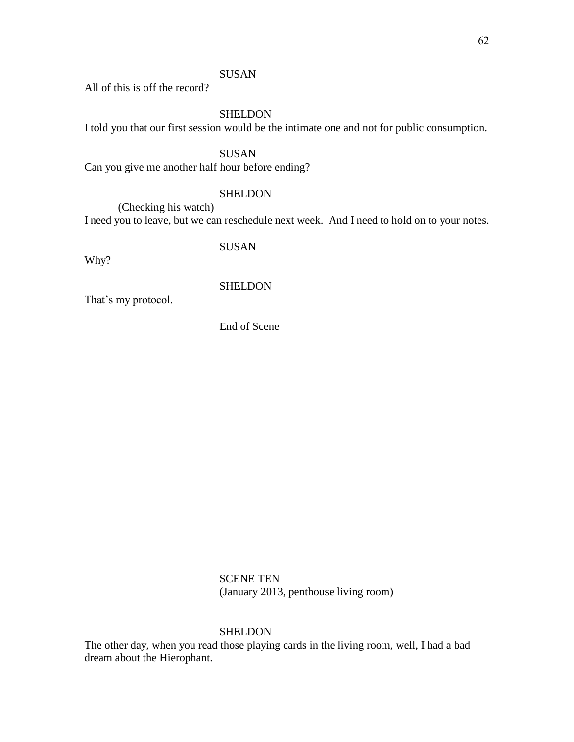SUSAN

All of this is off the record?

SHELDON

I told you that our first session would be the intimate one and not for public consumption.

SUSAN

Can you give me another half hour before ending?

SHELDON

(Checking his watch)

I need you to leave, but we can reschedule next week.  And I need to hold on to your notes.

SUSAN

Why?

SHELDON

That's my protocol.

End of Scene

SCENE TEN

(January 2013, penthouse living room)

SHELDON

The other day, when you read those playing cards in the living room, well, I had a bad dream about the Hierophant.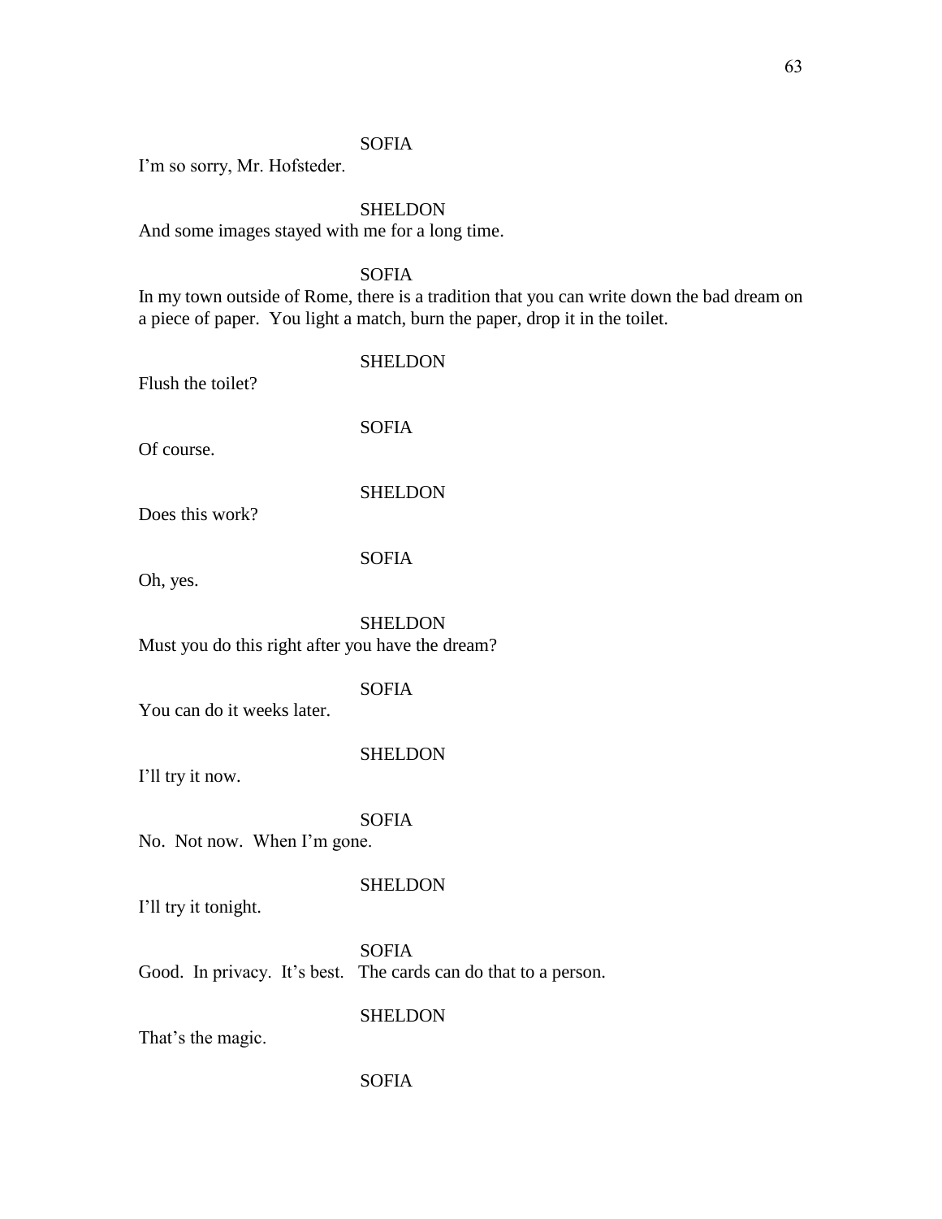SOFIA

I'm so sorry, Mr. Hofsteder.

SHELDON

And some images stayed with me for a long time.

SOFIA

In my town outside of Rome, there is a tradition that you can write down the bad dream on a piece of paper. You light a match, burn the paper, drop it in the toilet.

SHELDON

Flush the toilet?

SOFIA

Of course.

SHELDON

Does this work?

SOFIA

Oh, yes.

SHELDON

Must you do this right after you have the dream?

SOFIA

You can do it weeks later.

SHELDON

I'll try it now.

SOFIA

No. Not now. When I'm gone.

SHELDON

I'll try it tonight.

SOFIA

Good. In privacy. It's best. The cards can do that to a person.

SHELDON

That's the magic.

SOFIA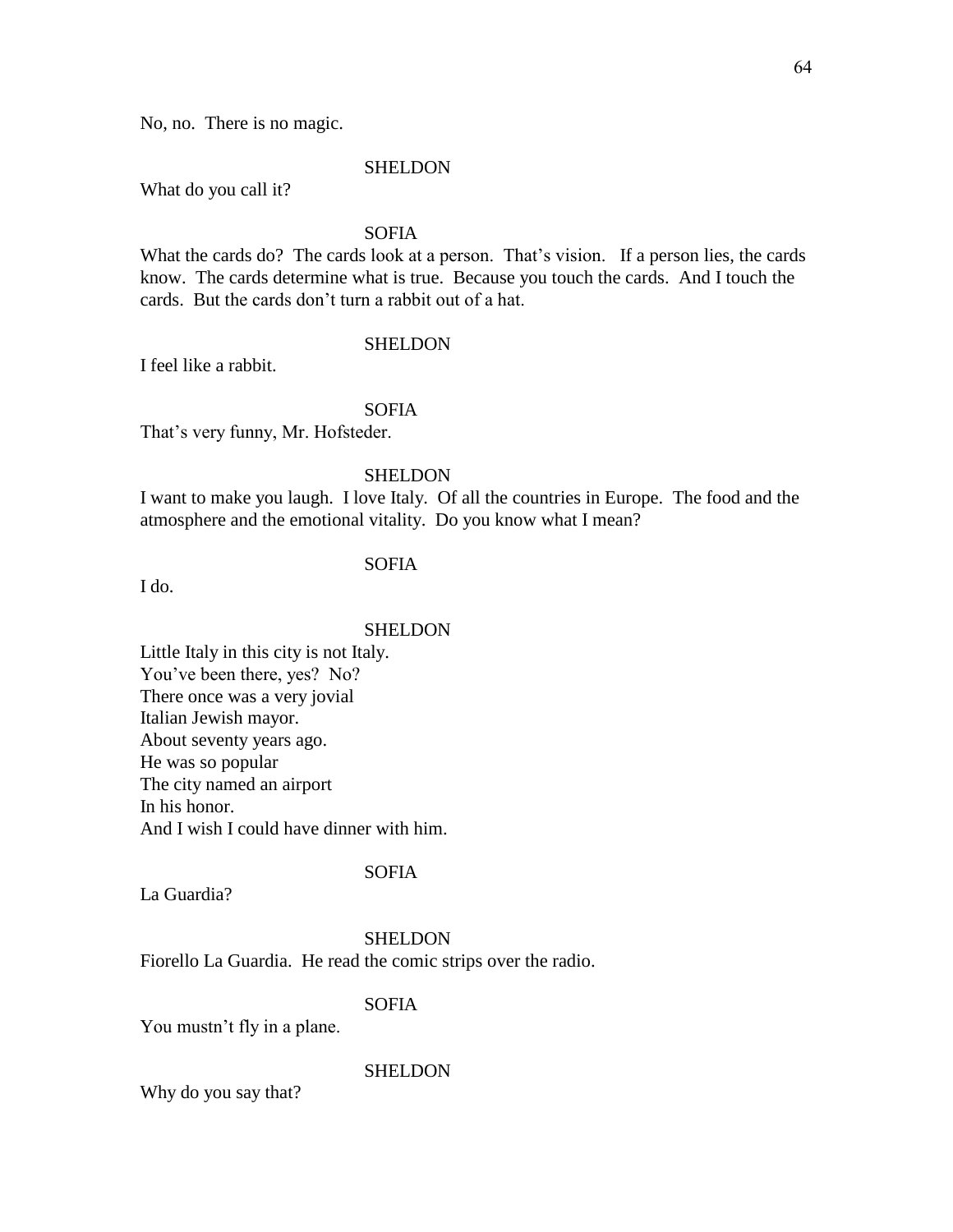No, no.  There is no magic.

SHELDON

What do you call it?

SOFIA

What the cards do?  The cards look at a person.  That's vision.   If a person lies, the cards know.  The cards determine what is true.  Because you touch the cards.  And I touch the cards.  But the cards don't turn a rabbit out of a hat.

SHELDON

I feel like a rabbit.

SOFIA

That's very funny, Mr. Hofsteder.

SHELDON

I want to make you laugh.  I love Italy.  Of all the countries in Europe.  The food and the atmosphere and the emotional vitality.  Do you know what I mean?

SOFIA

I do.

SHELDON

Little Italy in this city is not Italy.  
You've been there, yes?  No?  
There once was a very jovial  
Italian Jewish mayor.  
About seventy years ago.  
He was so popular  
The city named an airport  
In his honor.  
And I wish I could have dinner with him.

SOFIA

La Guardia?

SHELDON

Fiorello La Guardia.  He read the comic strips over the radio.

SOFIA

You mustn't fly in a plane.

SHELDON

Why do you say that?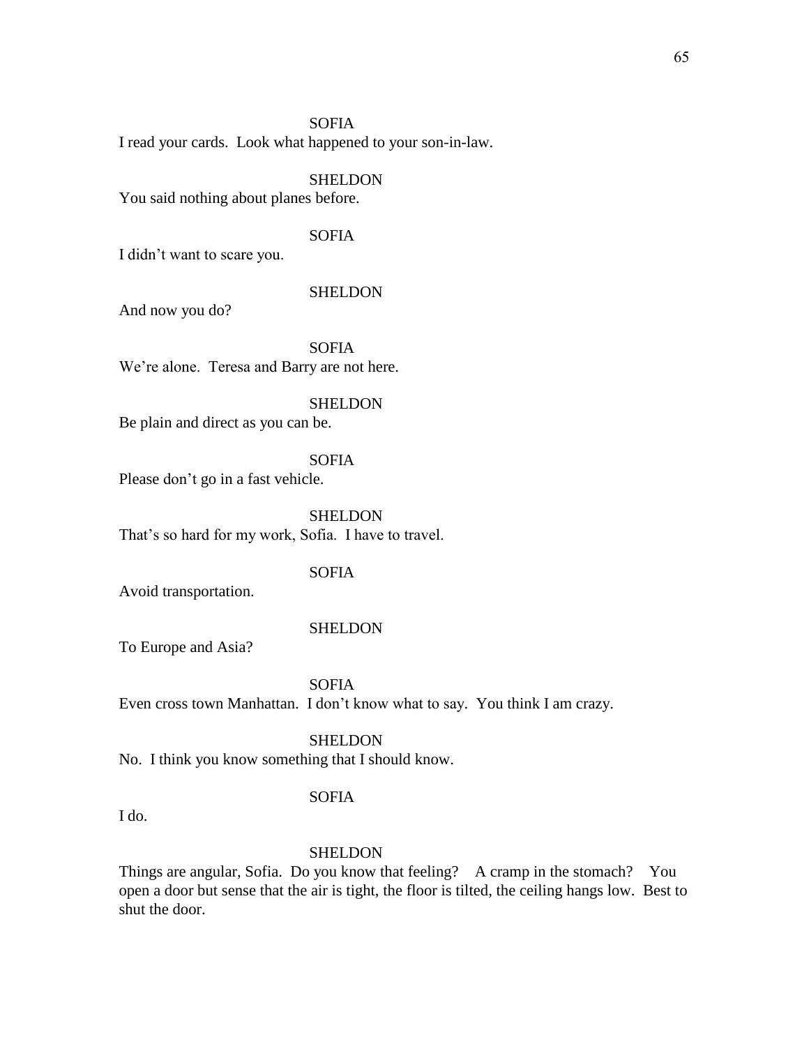SOFIA

I read your cards. Look what happened to your son-in-law.

SHELDON

You said nothing about planes before.

SOFIA

I didn't want to scare you.

SHELDON

And now you do?

SOFIA

We're alone. Teresa and Barry are not here.

SHELDON

Be plain and direct as you can be.

SOFIA

Please don't go in a fast vehicle.

SHELDON

That's so hard for my work, Sofia. I have to travel.

SOFIA

Avoid transportation.

SHELDON

To Europe and Asia?

SOFIA

Even cross town Manhattan. I don't know what to say. You think I am crazy.

SHELDON

No. I think you know something that I should know.

SOFIA

I do.

SHELDON

Things are angular, Sofia. Do you know that feeling? A cramp in the stomach? You open a door but sense that the air is tight, the floor is tilted, the ceiling hangs low. Best to shut the door.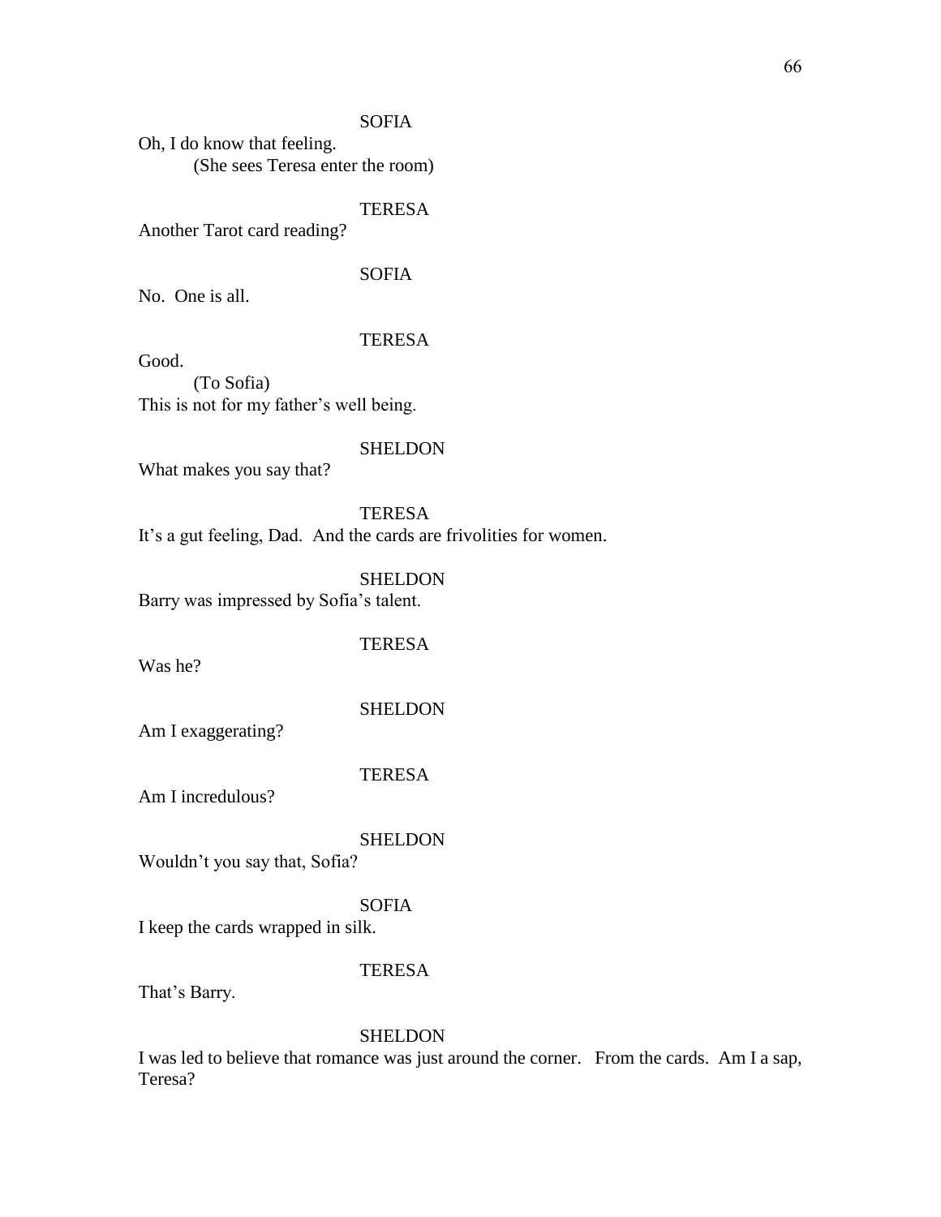SOFIA

Oh, I do know that feeling.

(She sees Teresa enter the room)

TERESA

Another Tarot card reading?

SOFIA

No.  One is all.

TERESA

Good.

(To Sofia)

This is not for my father's well being.

SHELDON

What makes you say that?

TERESA

It's a gut feeling, Dad.  And the cards are frivolities for women.

SHELDON

Barry was impressed by Sofia's talent.

TERESA

Was he?

SHELDON

Am I exaggerating?

TERESA

Am I incredulous?

SHELDON

Wouldn't you say that, Sofia?

SOFIA

I keep the cards wrapped in silk.

TERESA

That's Barry.

SHELDON

I was led to believe that romance was just around the corner.   From the cards.  Am I a sap, Teresa?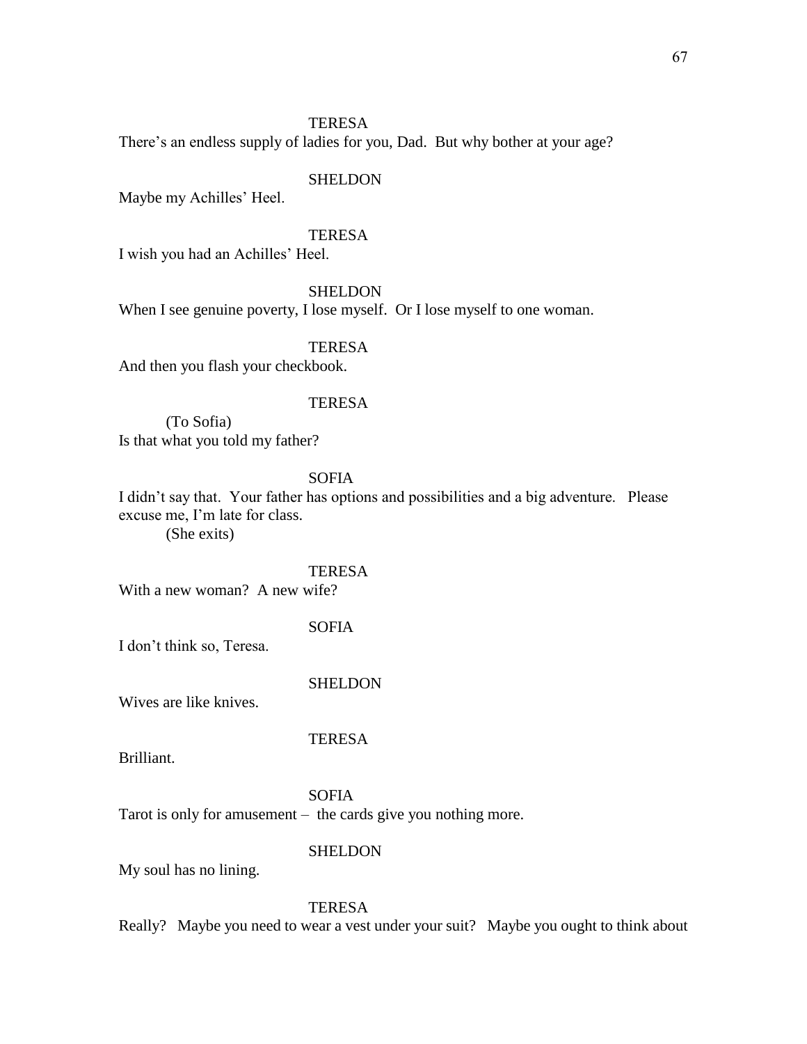TERESA

There's an endless supply of ladies for you, Dad. But why bother at your age?

SHELDON

Maybe my Achilles' Heel.

TERESA

I wish you had an Achilles' Heel.

SHELDON

When I see genuine poverty, I lose myself. Or I lose myself to one woman.

TERESA

And then you flash your checkbook.

TERESA

(To Sofia)

Is that what you told my father?

SOFIA

I didn't say that. Your father has options and possibilities and a big adventure. Please excuse me, I'm late for class.

(She exits)

TERESA

With a new woman? A new wife?

SOFIA

I don't think so, Teresa.

SHELDON

Wives are like knives.

TERESA

Brilliant.

SOFIA

Tarot is only for amusement – the cards give you nothing more.

SHELDON

My soul has no lining.

TERESA

Really? Maybe you need to wear a vest under your suit? Maybe you ought to think about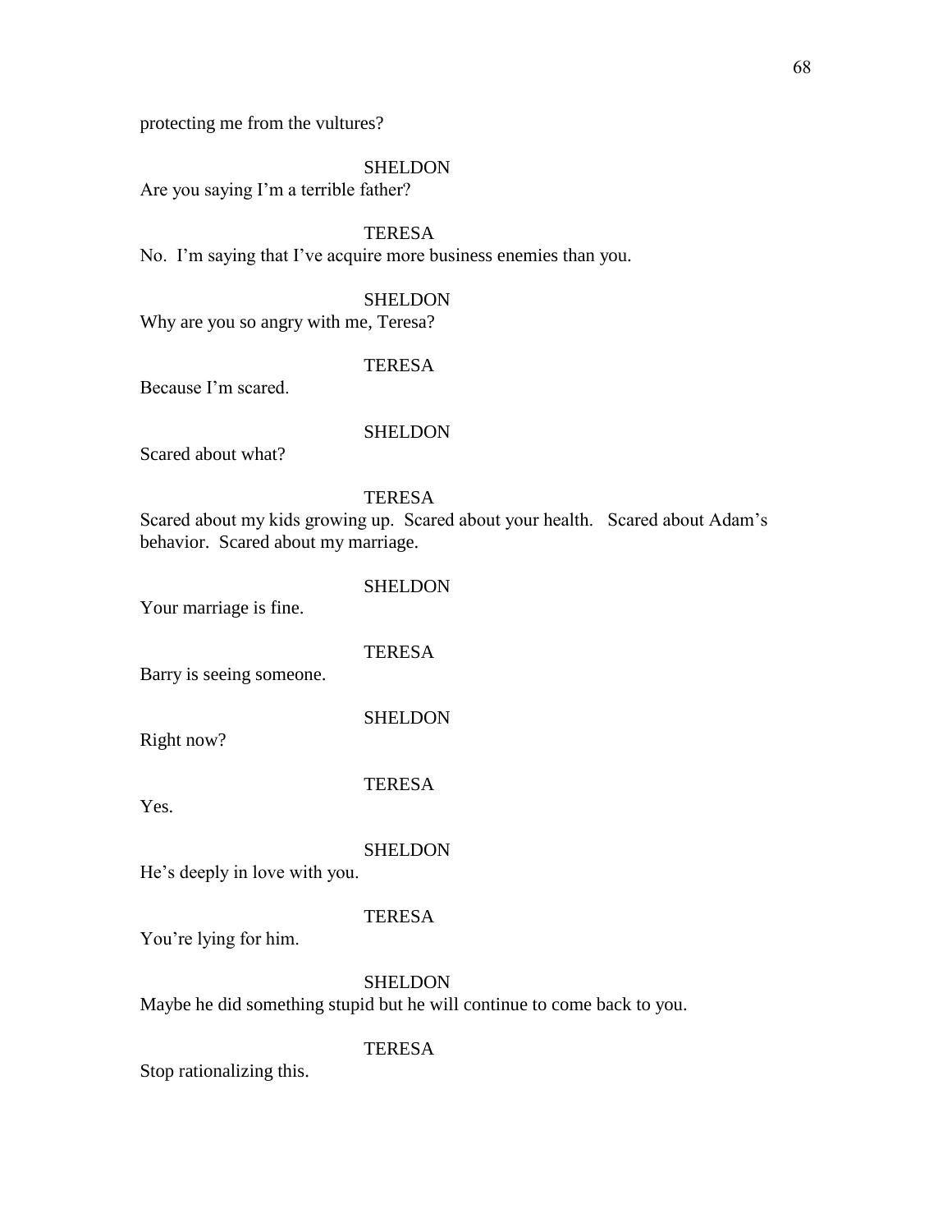protecting me from the vultures?

SHELDON

Are you saying I'm a terrible father?

TERESA

No. I'm saying that I've acquire more business enemies than you.

SHELDON

Why are you so angry with me, Teresa?

TERESA

Because I'm scared.

SHELDON

Scared about what?

TERESA

Scared about my kids growing up. Scared about your health. Scared about Adam's behavior. Scared about my marriage.

SHELDON

Your marriage is fine.

TERESA

Barry is seeing someone.

SHELDON

Right now?

TERESA

Yes.

SHELDON

He's deeply in love with you.

TERESA

You're lying for him.

SHELDON

Maybe he did something stupid but he will continue to come back to you.

TERESA

Stop rationalizing this.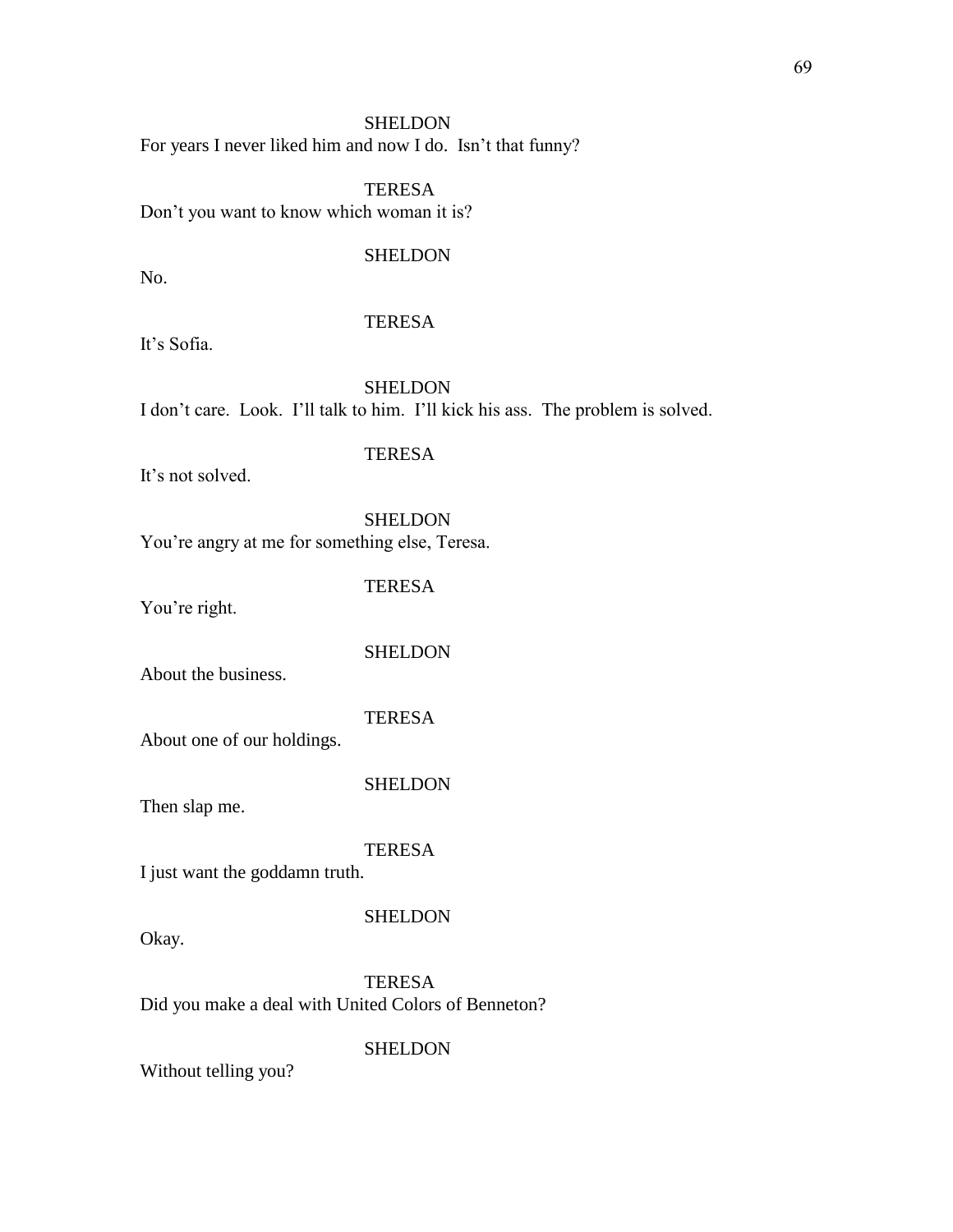SHELDON

For years I never liked him and now I do. Isn't that funny?

TERESA

Don't you want to know which woman it is?

SHELDON

No.

TERESA

It's Sofia.

SHELDON

I don't care. Look. I'll talk to him. I'll kick his ass. The problem is solved.

TERESA

It's not solved.

SHELDON

You're angry at me for something else, Teresa.

TERESA

You're right.

SHELDON

About the business.

TERESA

About one of our holdings.

SHELDON

Then slap me.

TERESA

I just want the goddamn truth.

SHELDON

Okay.

TERESA

Did you make a deal with United Colors of Benneton?

SHELDON

Without telling you?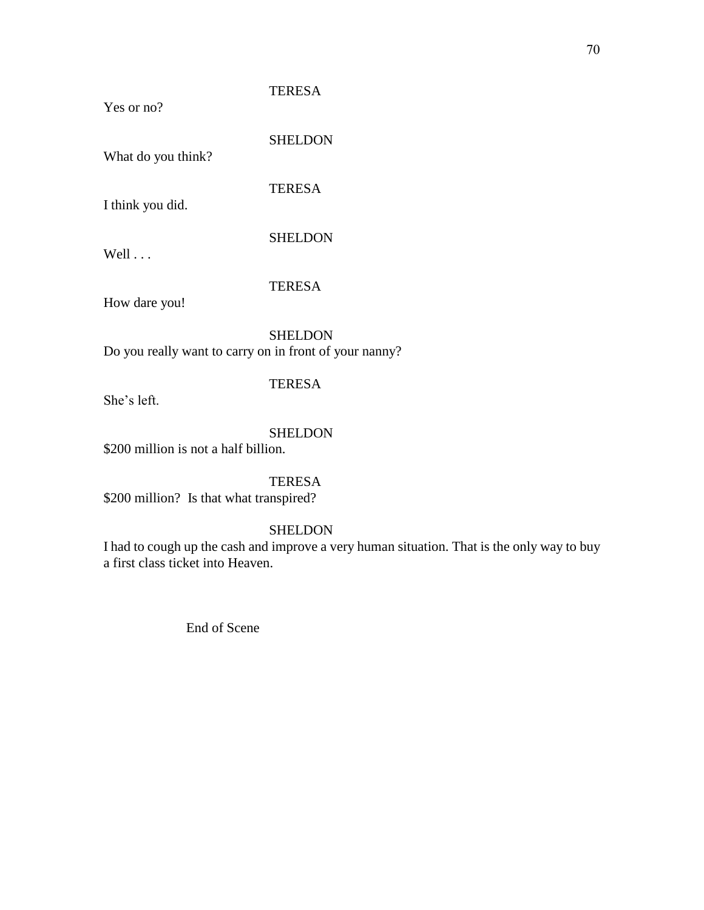TERESA

Yes or no?

SHELDON

What do you think?

TERESA

I think you did.

SHELDON

Well . . .

TERESA

How dare you!

SHELDON

Do you really want to carry on in front of your nanny?

TERESA

She's left.

SHELDON

$200 million is not a half billion.

TERESA

$200 million? Is that what transpired?

SHELDON

I had to cough up the cash and improve a very human situation. That is the only way to buy a first class ticket into Heaven.

End of Scene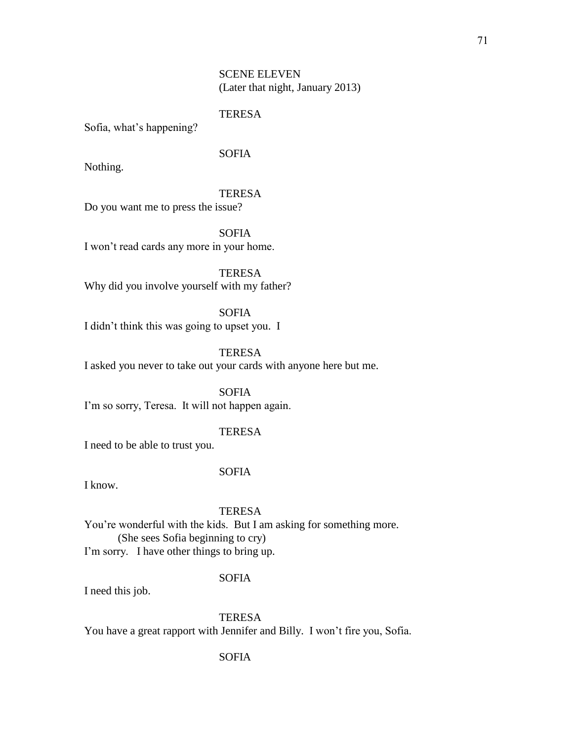SCENE ELEVEN
(Later that night, January 2013)

TERESA

Sofia, what's happening?

SOFIA

Nothing.

TERESA

Do you want me to press the issue?

SOFIA

I won't read cards any more in your home.

TERESA

Why did you involve yourself with my father?

SOFIA

I didn't think this was going to upset you. I

TERESA

I asked you never to take out your cards with anyone here but me.

SOFIA

I'm so sorry, Teresa. It will not happen again.

TERESA

I need to be able to trust you.

SOFIA

I know.

TERESA

You're wonderful with the kids. But I am asking for something more.

(She sees Sofia beginning to cry)

I'm sorry. I have other things to bring up.

SOFIA

I need this job.

TERESA

You have a great rapport with Jennifer and Billy. I won't fire you, Sofia.

SOFIA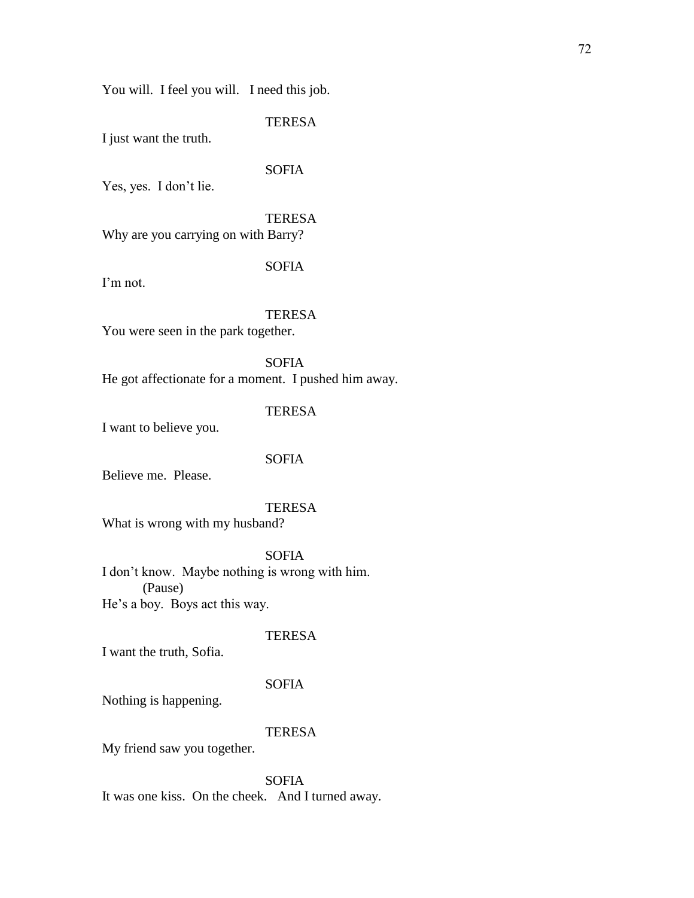You will. I feel you will. I need this job.

TERESA

I just want the truth.

SOFIA

Yes, yes. I don't lie.

TERESA

Why are you carrying on with Barry?

SOFIA

I'm not.

TERESA

You were seen in the park together.

SOFIA

He got affectionate for a moment. I pushed him away.

TERESA

I want to believe you.

SOFIA

Believe me. Please.

TERESA

What is wrong with my husband?

SOFIA

I don't know. Maybe nothing is wrong with him.
(Pause)
He's a boy. Boys act this way.

TERESA

I want the truth, Sofia.

SOFIA

Nothing is happening.

TERESA

My friend saw you together.

SOFIA

It was one kiss. On the cheek. And I turned away.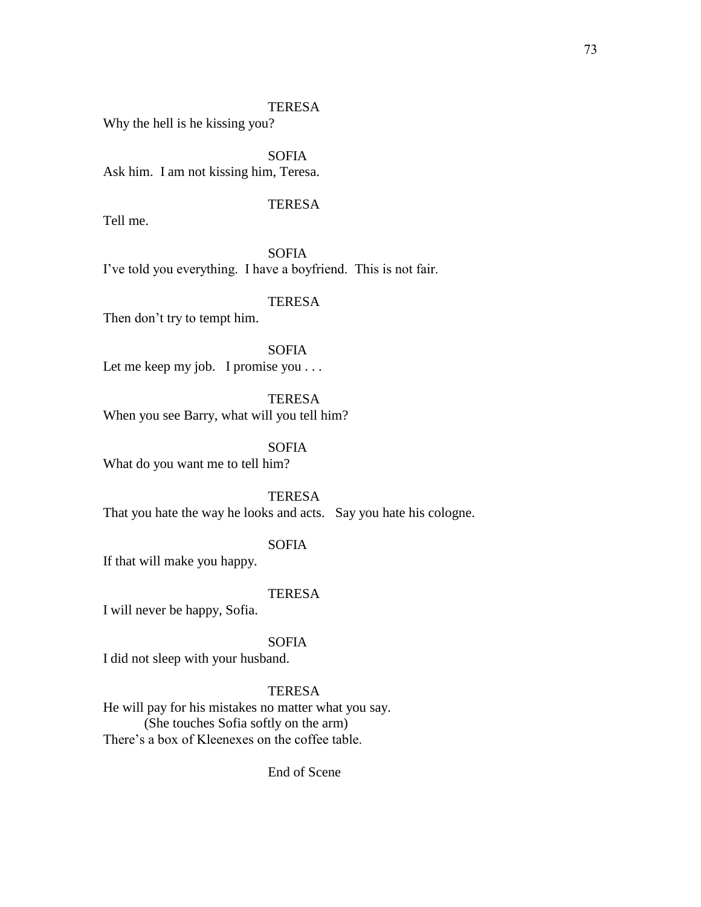TERESA

Why the hell is he kissing you?

SOFIA

Ask him. I am not kissing him, Teresa.

TERESA

Tell me.

SOFIA

I've told you everything. I have a boyfriend. This is not fair.

TERESA

Then don't try to tempt him.

SOFIA

Let me keep my job. I promise you . . .

TERESA

When you see Barry, what will you tell him?

SOFIA

What do you want me to tell him?

TERESA

That you hate the way he looks and acts. Say you hate his cologne.

SOFIA

If that will make you happy.

TERESA

I will never be happy, Sofia.

SOFIA

I did not sleep with your husband.

TERESA

He will pay for his mistakes no matter what you say.

(She touches Sofia softly on the arm)

There's a box of Kleenexes on the coffee table.

End of Scene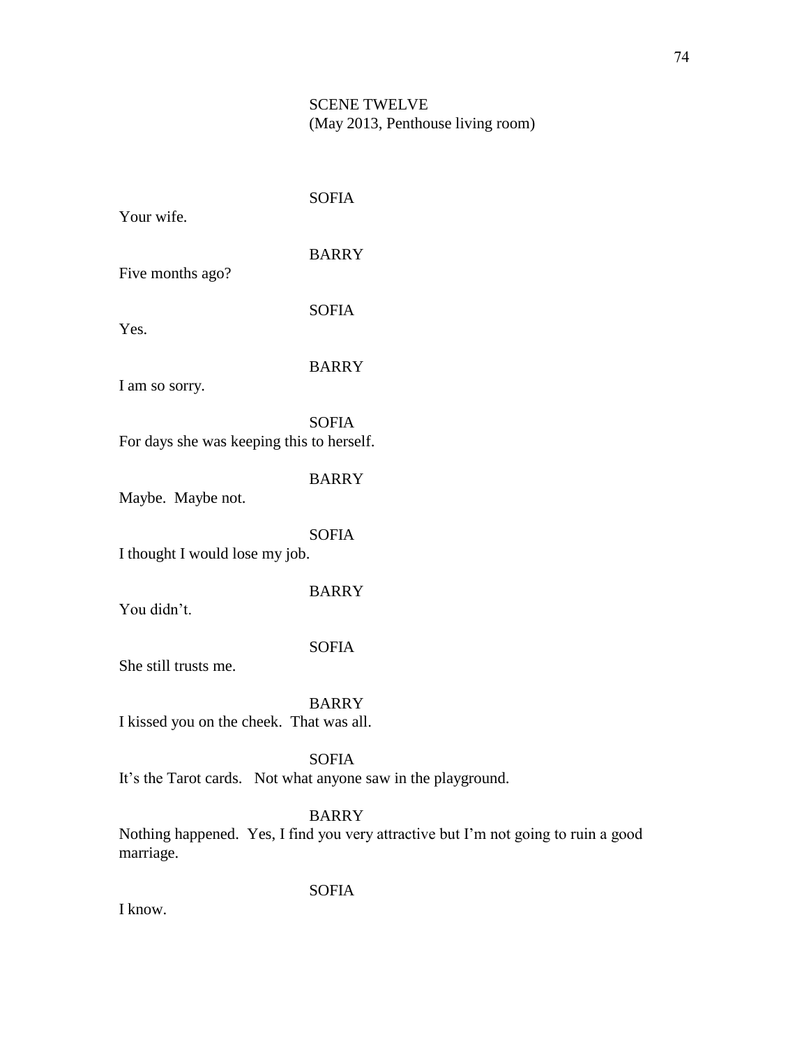SCENE TWELVE
(May 2013, Penthouse living room)

SOFIA

Your wife.

BARRY

Five months ago?

SOFIA

Yes.

BARRY

I am so sorry.

SOFIA

For days she was keeping this to herself.

BARRY

Maybe. Maybe not.

SOFIA

I thought I would lose my job.

BARRY

You didn't.

SOFIA

She still trusts me.

BARRY

I kissed you on the cheek. That was all.

SOFIA

It's the Tarot cards. Not what anyone saw in the playground.

BARRY

Nothing happened. Yes, I find you very attractive but I'm not going to ruin a good marriage.

SOFIA

I know.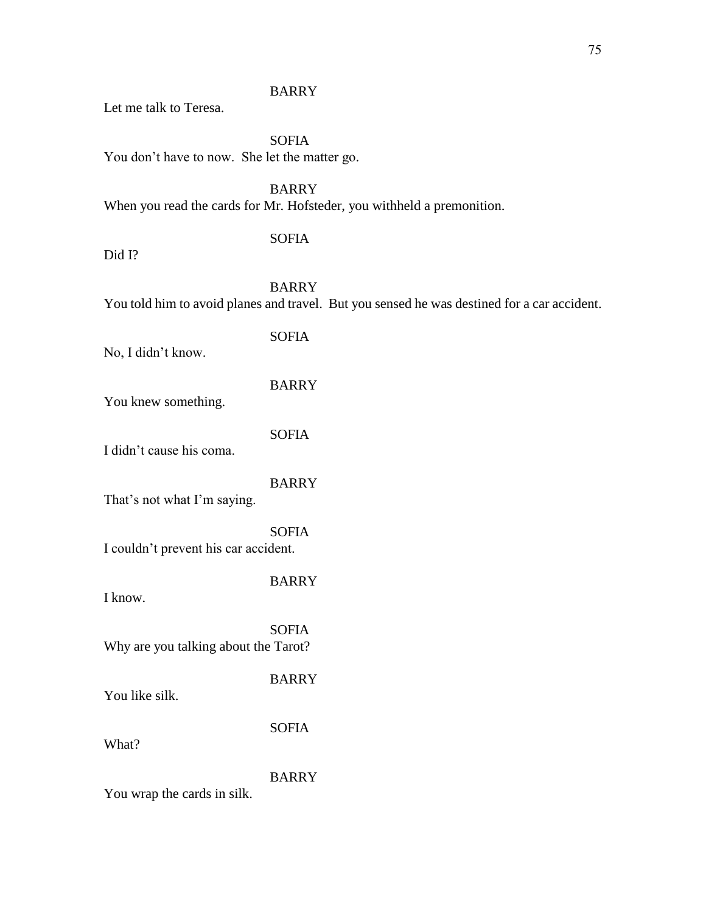BARRY

Let me talk to Teresa.

SOFIA

You don't have to now. She let the matter go.

BARRY

When you read the cards for Mr. Hofsteder, you withheld a premonition.

SOFIA

Did I?

BARRY

You told him to avoid planes and travel. But you sensed he was destined for a car accident.

SOFIA

No, I didn't know.

BARRY

You knew something.

SOFIA

I didn't cause his coma.

BARRY

That's not what I'm saying.

SOFIA

I couldn't prevent his car accident.

BARRY

I know.

SOFIA

Why are you talking about the Tarot?

BARRY

You like silk.

SOFIA

What?

BARRY

You wrap the cards in silk.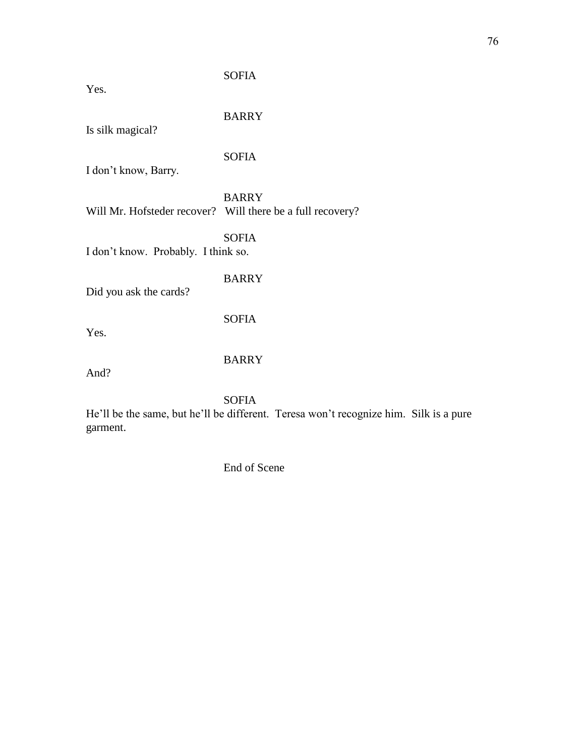SOFIA

Yes.

BARRY

Is silk magical?

SOFIA

I don't know, Barry.

BARRY

Will Mr. Hofsteder recover? Will there be a full recovery?

SOFIA

I don't know. Probably. I think so.

BARRY

Did you ask the cards?

SOFIA

Yes.

BARRY

And?

SOFIA

He'll be the same, but he'll be different. Teresa won't recognize him. Silk is a pure garment.

End of Scene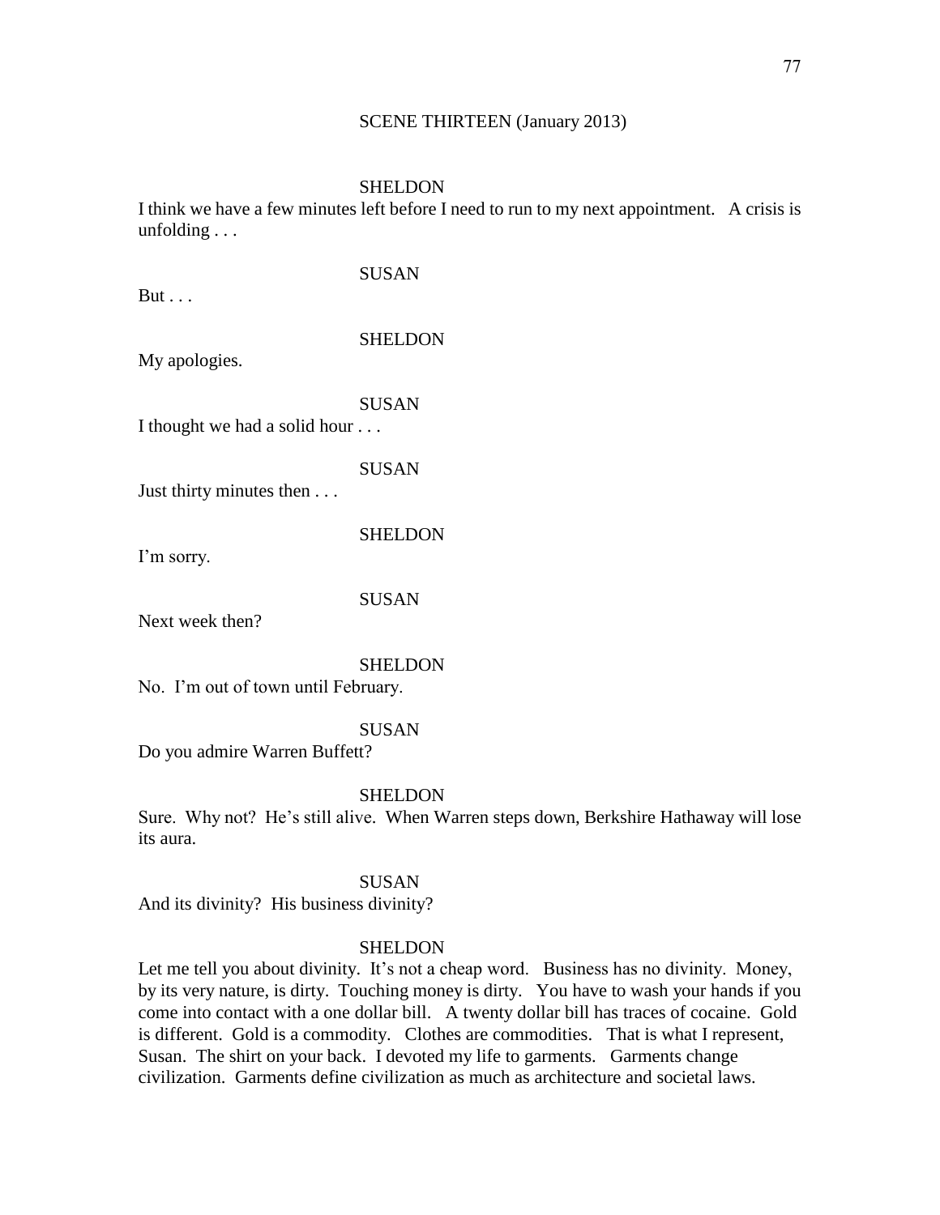SCENE THIRTEEN (January 2013)

SHELDON

I think we have a few minutes left before I need to run to my next appointment. A crisis is unfolding . . .

SUSAN

But . . .

SHELDON

My apologies.

SUSAN

I thought we had a solid hour . . .

SUSAN

Just thirty minutes then . . .

SHELDON

I'm sorry.

SUSAN

Next week then?

SHELDON

No. I'm out of town until February.

SUSAN

Do you admire Warren Buffett?

SHELDON

Sure. Why not? He's still alive. When Warren steps down, Berkshire Hathaway will lose its aura.

SUSAN

And its divinity? His business divinity?

SHELDON

Let me tell you about divinity. It's not a cheap word. Business has no divinity. Money, by its very nature, is dirty. Touching money is dirty. You have to wash your hands if you come into contact with a one dollar bill. A twenty dollar bill has traces of cocaine. Gold is different. Gold is a commodity. Clothes are commodities. That is what I represent, Susan. The shirt on your back. I devoted my life to garments. Garments change civilization. Garments define civilization as much as architecture and societal laws.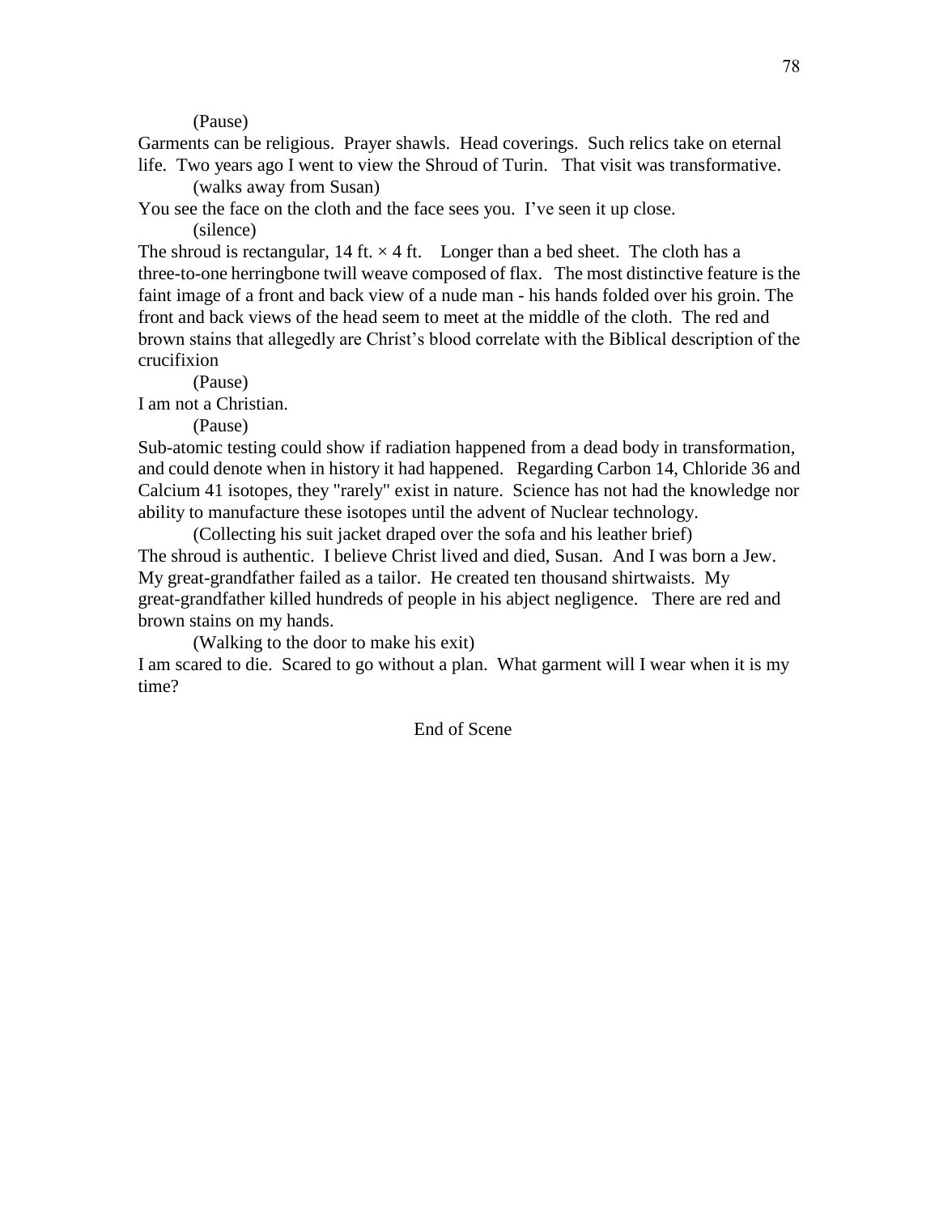(Pause)

Garments can be religious. Prayer shawls. Head coverings. Such relics take on eternal life. Two years ago I went to view the Shroud of Turin. That visit was transformative.

(walks away from Susan)

You see the face on the cloth and the face sees you. I've seen it up close.

(silence)

The shroud is rectangular, 14 ft. × 4 ft. Longer than a bed sheet. The cloth has a three-to-one herringbone twill weave composed of flax. The most distinctive feature is the faint image of a front and back view of a nude man - his hands folded over his groin. The front and back views of the head seem to meet at the middle of the cloth. The red and brown stains that allegedly are Christ's blood correlate with the Biblical description of the crucifixion

(Pause)

I am not a Christian.

(Pause)

Sub-atomic testing could show if radiation happened from a dead body in transformation, and could denote when in history it had happened. Regarding Carbon 14, Chloride 36 and Calcium 41 isotopes, they "rarely" exist in nature. Science has not had the knowledge nor ability to manufacture these isotopes until the advent of Nuclear technology.

(Collecting his suit jacket draped over the sofa and his leather brief)

The shroud is authentic. I believe Christ lived and died, Susan. And I was born a Jew. My great-grandfather failed as a tailor. He created ten thousand shirtwaists. My great-grandfather killed hundreds of people in his abject negligence. There are red and brown stains on my hands.

(Walking to the door to make his exit)

I am scared to die. Scared to go without a plan. What garment will I wear when it is my time?

End of Scene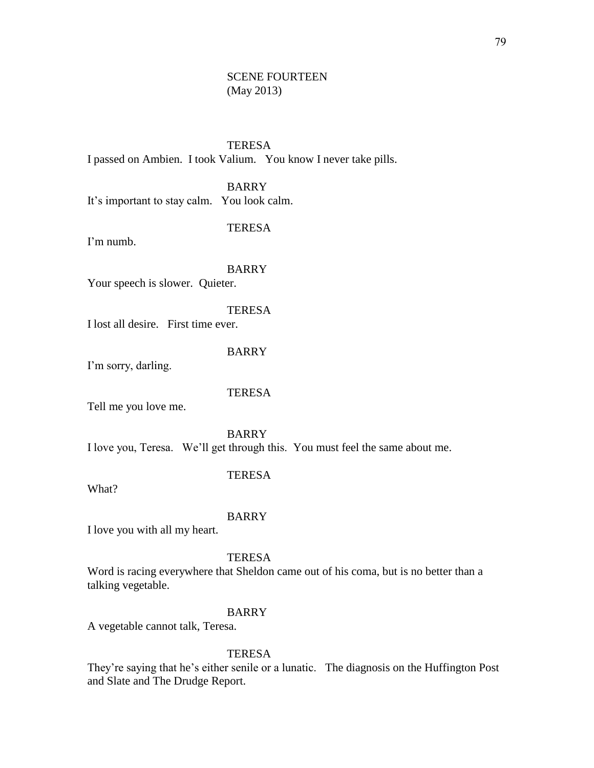SCENE FOURTEEN
(May 2013)

TERESA

I passed on Ambien. I took Valium. You know I never take pills.

BARRY

It's important to stay calm. You look calm.

TERESA

I'm numb.

BARRY

Your speech is slower. Quieter.

TERESA

I lost all desire. First time ever.

BARRY

I'm sorry, darling.

TERESA

Tell me you love me.

BARRY

I love you, Teresa. We'll get through this. You must feel the same about me.

TERESA

What?

BARRY

I love you with all my heart.

TERESA

Word is racing everywhere that Sheldon came out of his coma, but is no better than a talking vegetable.

BARRY

A vegetable cannot talk, Teresa.

TERESA

They're saying that he's either senile or a lunatic. The diagnosis on the Huffington Post and Slate and The Drudge Report.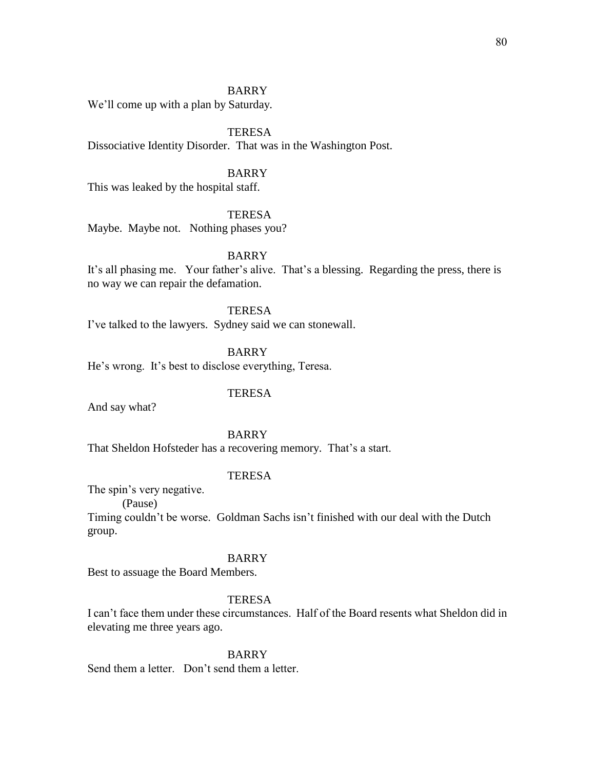BARRY

We'll come up with a plan by Saturday.

TERESA

Dissociative Identity Disorder. That was in the Washington Post.

BARRY

This was leaked by the hospital staff.

TERESA

Maybe. Maybe not. Nothing phases you?

BARRY

It's all phasing me. Your father's alive. That's a blessing. Regarding the press, there is no way we can repair the defamation.

TERESA

I've talked to the lawyers. Sydney said we can stonewall.

BARRY

He's wrong. It's best to disclose everything, Teresa.

TERESA

And say what?

BARRY

That Sheldon Hofsteder has a recovering memory. That's a start.

TERESA

The spin's very negative.

(Pause)

Timing couldn't be worse. Goldman Sachs isn't finished with our deal with the Dutch group.

BARRY

Best to assuage the Board Members.

TERESA

I can't face them under these circumstances. Half of the Board resents what Sheldon did in elevating me three years ago.

BARRY

Send them a letter. Don't send them a letter.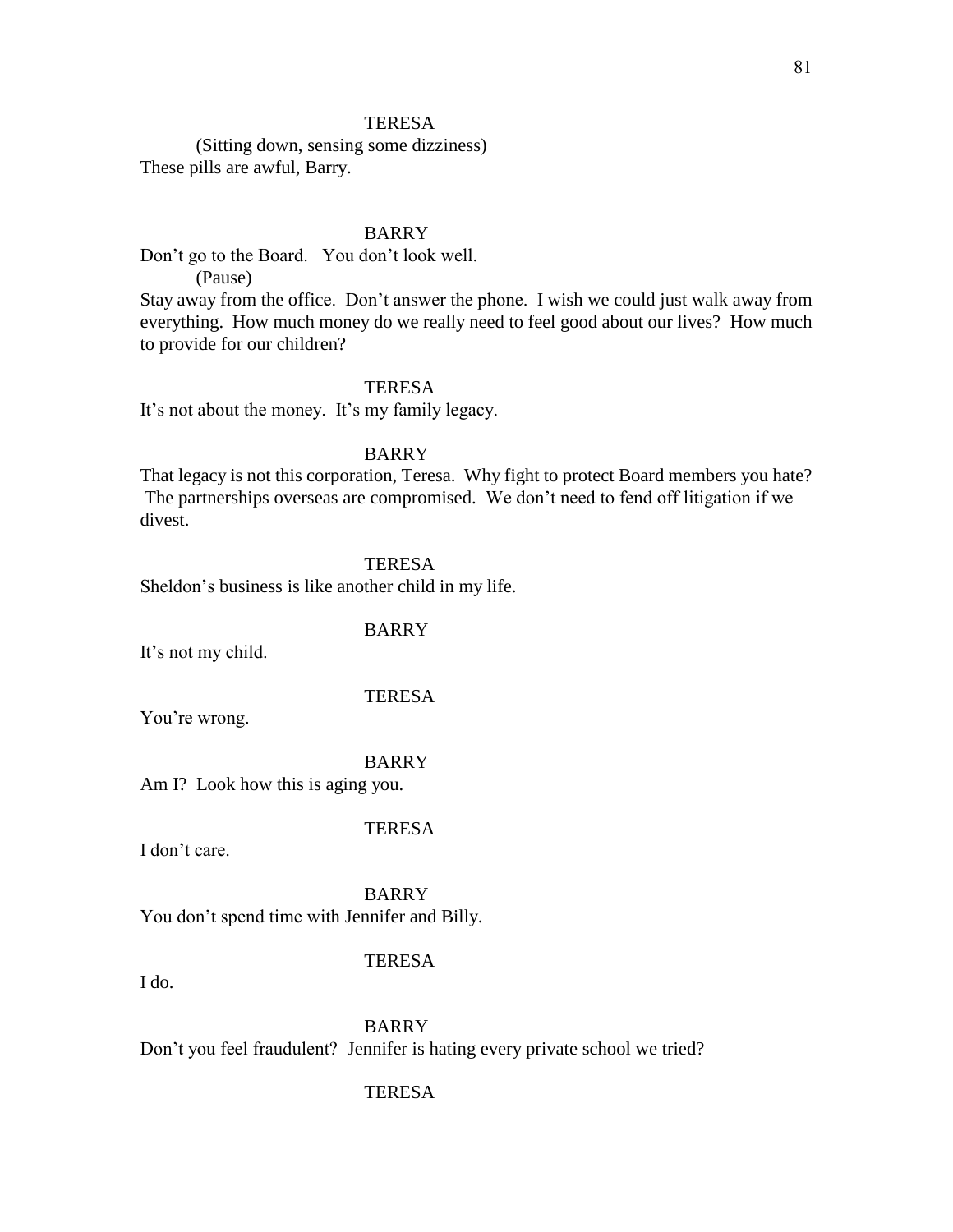TERESA

(Sitting down, sensing some dizziness)

These pills are awful, Barry.

BARRY

Don't go to the Board. You don't look well.

(Pause)

Stay away from the office. Don't answer the phone. I wish we could just walk away from everything. How much money do we really need to feel good about our lives? How much to provide for our children?

TERESA

It's not about the money. It's my family legacy.

BARRY

That legacy is not this corporation, Teresa. Why fight to protect Board members you hate? The partnerships overseas are compromised. We don't need to fend off litigation if we divest.

TERESA

Sheldon's business is like another child in my life.

BARRY

It's not my child.

TERESA

You're wrong.

BARRY

Am I? Look how this is aging you.

TERESA

I don't care.

BARRY

You don't spend time with Jennifer and Billy.

TERESA

I do.

BARRY

Don't you feel fraudulent? Jennifer is hating every private school we tried?

TERESA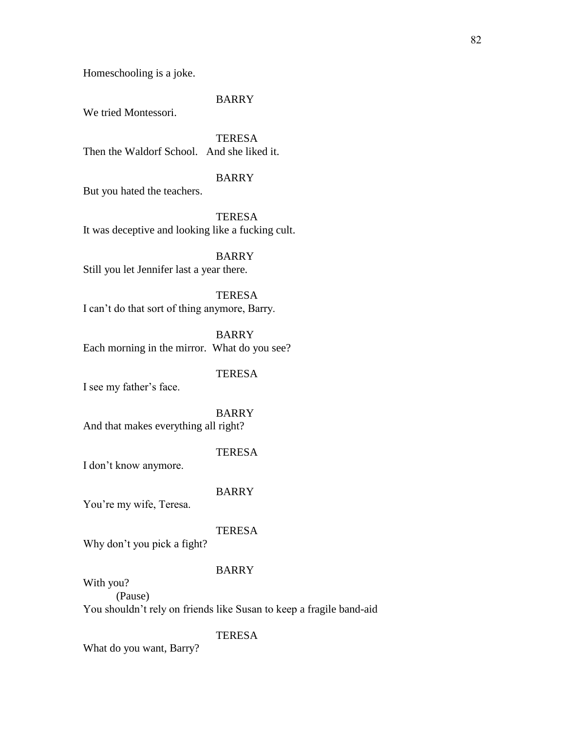Homeschooling is a joke.

BARRY

We tried Montessori.

TERESA

Then the Waldorf School.   And she liked it.

BARRY

But you hated the teachers.

TERESA

It was deceptive and looking like a fucking cult.

BARRY

Still you let Jennifer last a year there.

TERESA

I can't do that sort of thing anymore, Barry.

BARRY

Each morning in the mirror.  What do you see?

TERESA

I see my father's face.

BARRY

And that makes everything all right?

TERESA

I don't know anymore.

BARRY

You're my wife, Teresa.

TERESA

Why don't you pick a fight?

BARRY

With you?

(Pause)

You shouldn't rely on friends like Susan to keep a fragile band-aid

TERESA

What do you want, Barry?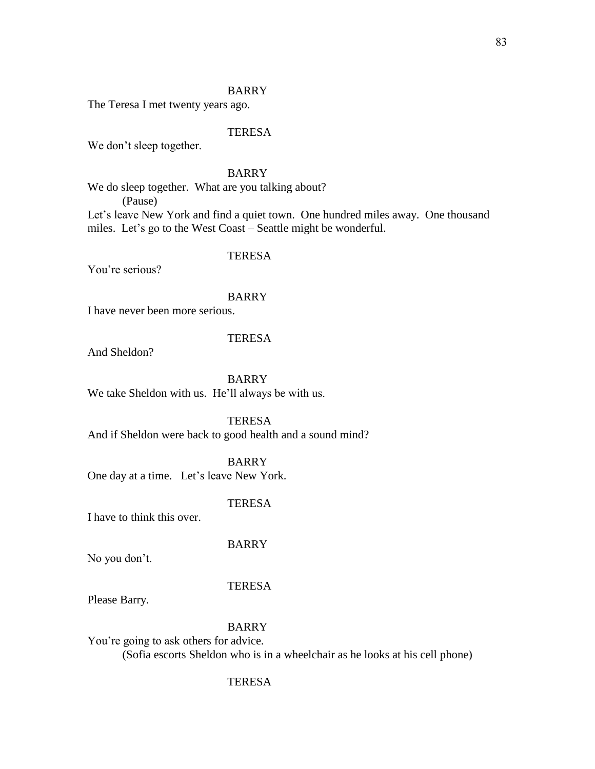BARRY

The Teresa I met twenty years ago.

TERESA

We don't sleep together.

BARRY

We do sleep together. What are you talking about?

(Pause)

Let's leave New York and find a quiet town. One hundred miles away. One thousand miles. Let's go to the West Coast – Seattle might be wonderful.

TERESA

You're serious?

BARRY

I have never been more serious.

TERESA

And Sheldon?

BARRY

We take Sheldon with us. He'll always be with us.

TERESA

And if Sheldon were back to good health and a sound mind?

BARRY

One day at a time. Let's leave New York.

TERESA

I have to think this over.

BARRY

No you don't.

TERESA

Please Barry.

BARRY

You're going to ask others for advice.

(Sofia escorts Sheldon who is in a wheelchair as he looks at his cell phone)

TERESA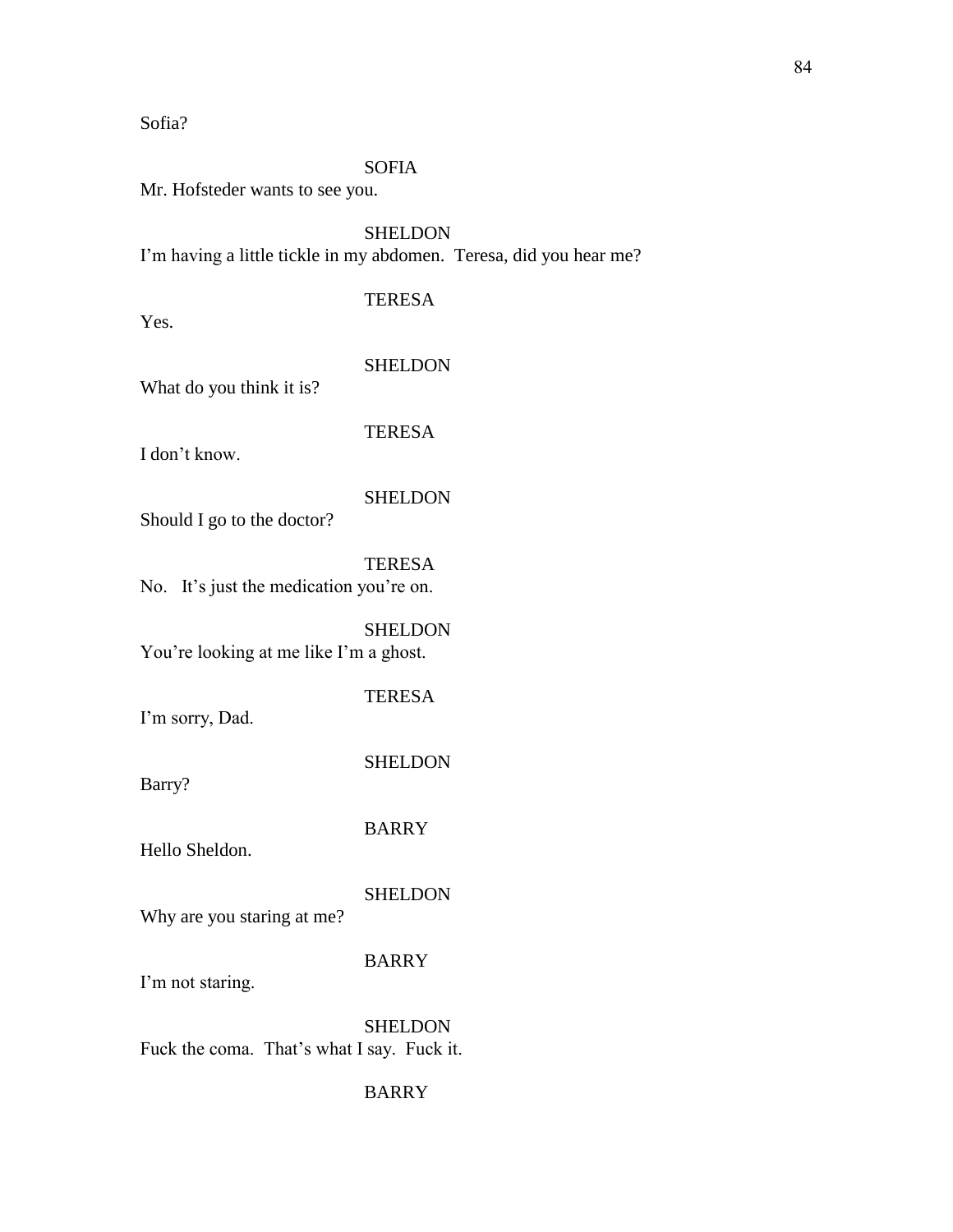Sofia?

SOFIA

Mr. Hofsteder wants to see you.

SHELDON

I'm having a little tickle in my abdomen.  Teresa, did you hear me?

TERESA

Yes.

SHELDON

What do you think it is?

TERESA

I don't know.

SHELDON

Should I go to the doctor?

TERESA

No.   It's just the medication you're on.

SHELDON

You're looking at me like I'm a ghost.

TERESA

I'm sorry, Dad.

SHELDON

Barry?

BARRY

Hello Sheldon.

SHELDON

Why are you staring at me?

BARRY

I'm not staring.

SHELDON

Fuck the coma.  That's what I say.  Fuck it.

BARRY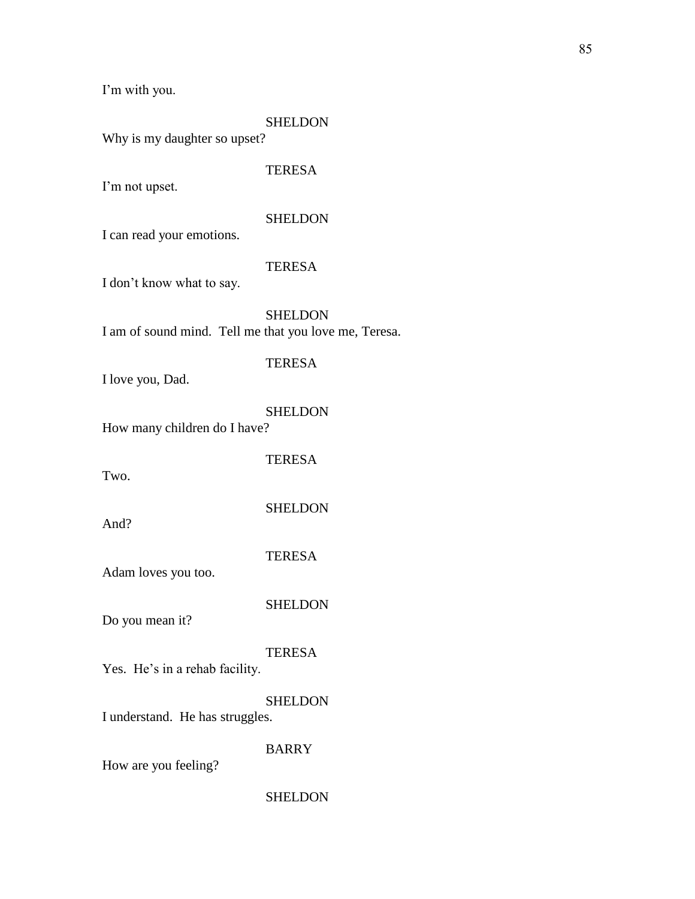I'm with you.

SHELDON

Why is my daughter so upset?

TERESA

I'm not upset.

SHELDON

I can read your emotions.

TERESA

I don't know what to say.

SHELDON

I am of sound mind. Tell me that you love me, Teresa.

TERESA

I love you, Dad.

SHELDON

How many children do I have?

TERESA

Two.

SHELDON

And?

TERESA

Adam loves you too.

SHELDON

Do you mean it?

TERESA

Yes. He's in a rehab facility.

SHELDON

I understand. He has struggles.

BARRY

How are you feeling?

SHELDON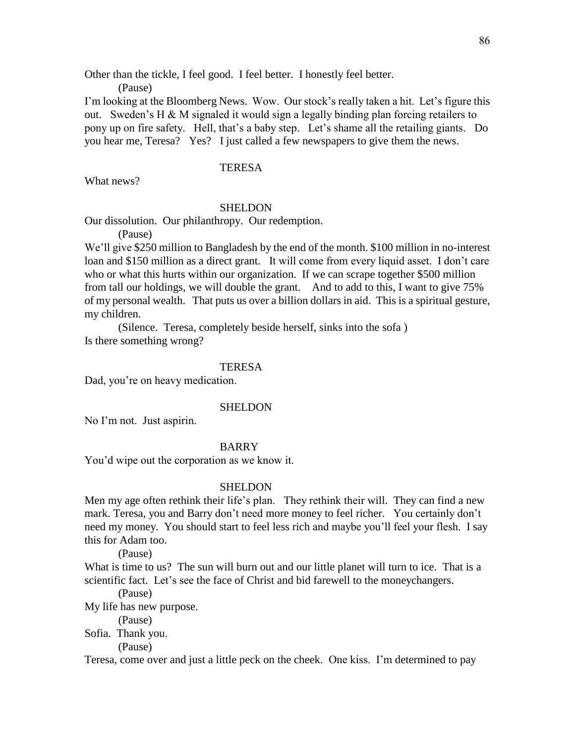Other than the tickle, I feel good. I feel better. I honestly feel better.

(Pause)

I'm looking at the Bloomberg News. Wow. Our stock's really taken a hit. Let's figure this out. Sweden's H & M signaled it would sign a legally binding plan forcing retailers to pony up on fire safety. Hell, that's a baby step. Let's shame all the retailing giants. Do you hear me, Teresa? Yes? I just called a few newspapers to give them the news.

TERESA

What news?

SHELDON

Our dissolution. Our philanthropy. Our redemption.

(Pause)

We'll give $250 million to Bangladesh by the end of the month. $100 million in no-interest loan and $150 million as a direct grant. It will come from every liquid asset. I don't care who or what this hurts within our organization. If we can scrape together $500 million from tall our holdings, we will double the grant. And to add to this, I want to give 75% of my personal wealth. That puts us over a billion dollars in aid. This is a spiritual gesture, my children.

(Silence. Teresa, completely beside herself, sinks into the sofa )

Is there something wrong?

TERESA

Dad, you're on heavy medication.

SHELDON

No I'm not. Just aspirin.

BARRY

You'd wipe out the corporation as we know it.

SHELDON

Men my age often rethink their life's plan. They rethink their will. They can find a new mark. Teresa, you and Barry don't need more money to feel richer. You certainly don't need my money. You should start to feel less rich and maybe you'll feel your flesh. I say this for Adam too.

(Pause)

What is time to us? The sun will burn out and our little planet will turn to ice. That is a scientific fact. Let's see the face of Christ and bid farewell to the moneychangers.

(Pause)

My life has new purpose.

(Pause)

Sofia. Thank you.

(Pause)

Teresa, come over and just a little peck on the cheek. One kiss. I'm determined to pay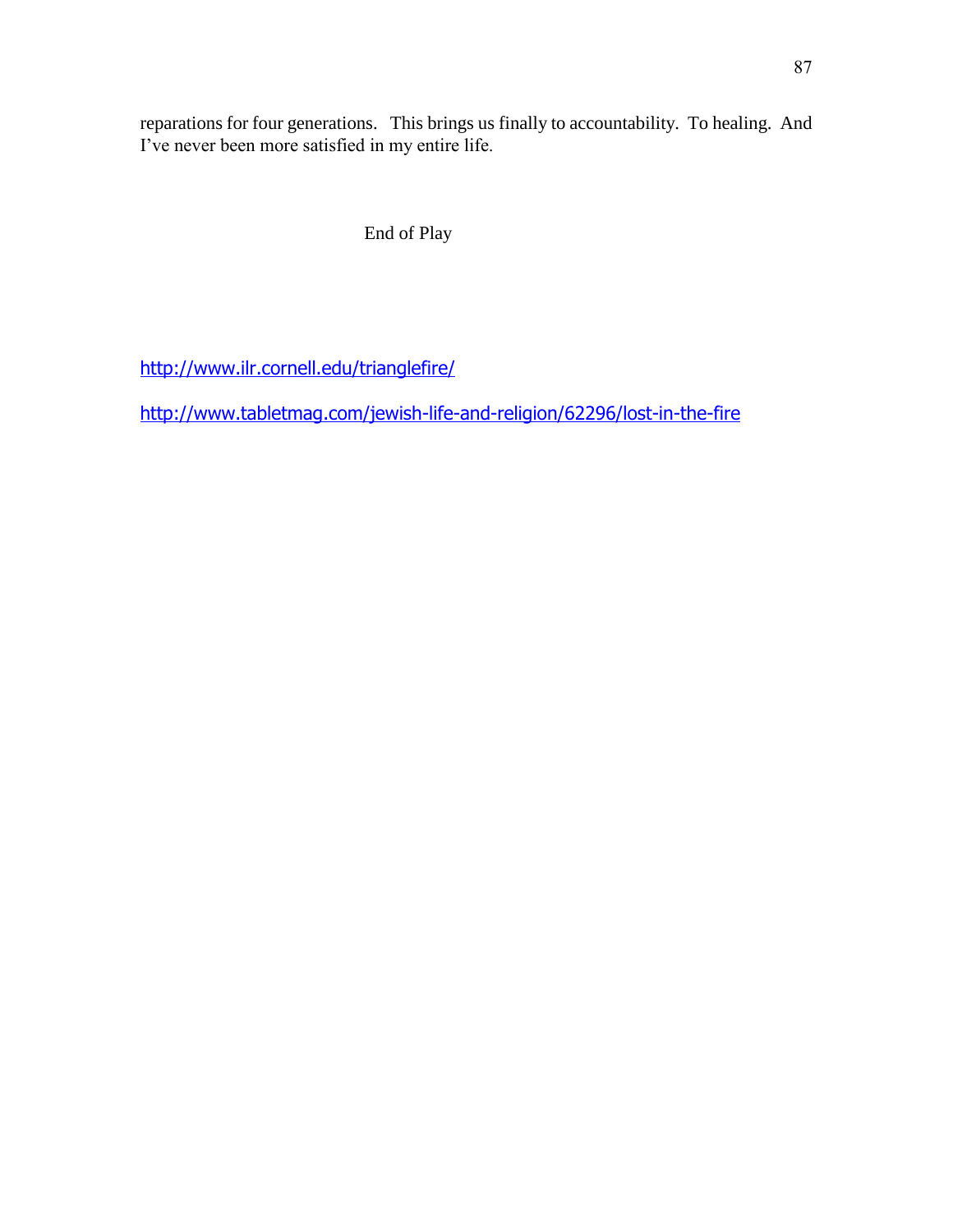reparations for four generations. This brings us finally to accountability. To healing. And I've never been more satisfied in my entire life.

End of Play

http://www.ilr.cornell.edu/trianglefire/

http://www.tabletmag.com/jewish-life-and-religion/62296/lost-in-the-fire